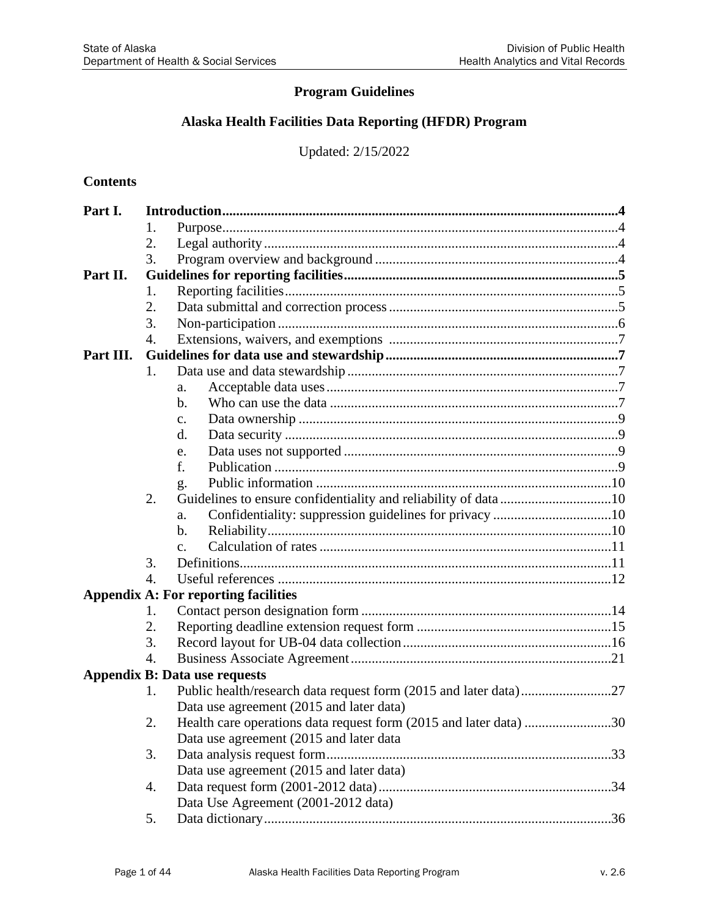# Program Guidelines

## Alaska Health Facilities Data Reporting (HFDR) Program

Updated: 2/15/2022

**Contents**

**Part I. Introduction** ..... 4
1. Purpose ..... 4
2. Legal authority ..... 4
3. Program overview and background ..... 4

**Part II. Guidelines for reporting facilities** ..... 5
1. Reporting facilities ..... 5
2. Data submittal and correction process ..... 5
3. Non-participation ..... 6
4. Extensions, waivers, and exemptions ..... 7

**Part III. Guidelines for data use and stewardship** ..... 7
1. Data use and data stewardship ..... 7
   - a. Acceptable data uses ..... 7
   - b. Who can use the data ..... 7
   - c. Data ownership ..... 9
   - d. Data security ..... 9
   - e. Data uses not supported ..... 9
   - f. Publication ..... 9
   - g. Public information ..... 10
2. Guidelines to ensure confidentiality and reliability of data ..... 10
   - a. Confidentiality: suppression guidelines for privacy ..... 10
   - b. Reliability ..... 10
   - c. Calculation of rates ..... 11
3. Definitions ..... 11
4. Useful references ..... 12

**Appendix A: For reporting facilities**
1. Contact person designation form ..... 14
2. Reporting deadline extension request form ..... 15
3. Record layout for UB-04 data collection ..... 16
4. Business Associate Agreement ..... 21

**Appendix B: Data use requests**
1. Public health/research data request form (2015 and later data) ..... 27
   Data use agreement (2015 and later data)
2. Health care operations data request form (2015 and later data) ..... 30
   Data use agreement (2015 and later data
3. Data analysis request form ..... 33
   Data use agreement (2015 and later data)
4. Data request form (2001-2012 data) ..... 34
   Data Use Agreement (2001-2012 data)
5. Data dictionary ..... 36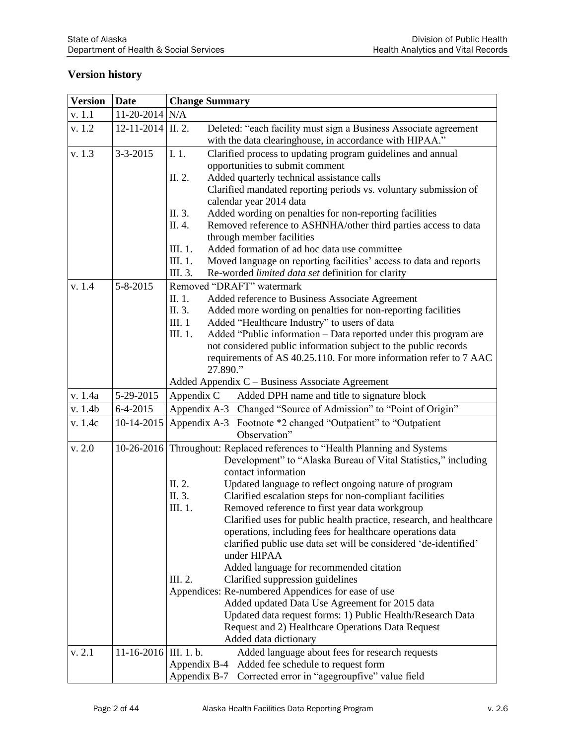## Version history

| Version | Date | Change Summary |
|---|---|---|
| v. 1.1 | 11-20-2014 | N/A |
| v. 1.2 | 12-11-2014 | II. 2. Deleted: "each facility must sign a Business Associate agreement with the data clearinghouse, in accordance with HIPAA." |
| v. 1.3 | 3-3-2015 | I. 1. Clarified process to updating program guidelines and annual opportunities to submit comment<br>II. 2. Added quarterly technical assistance calls<br>Clarified mandated reporting periods vs. voluntary submission of calendar year 2014 data<br>II. 3. Added wording on penalties for non-reporting facilities<br>II. 4. Removed reference to ASHNHA/other third parties access to data through member facilities<br>III. 1. Added formation of ad hoc data use committee<br>III. 1. Moved language on reporting facilities' access to data and reports<br>III. 3. Re-worded *limited data set* definition for clarity |
| v. 1.4 | 5-8-2015 | Removed "DRAFT" watermark<br>II. 1. Added reference to Business Associate Agreement<br>II. 3. Added more wording on penalties for non-reporting facilities<br>III. 1 Added "Healthcare Industry" to users of data<br>III. 1. Added "Public information – Data reported under this program are not considered public information subject to the public records requirements of AS 40.25.110. For more information refer to 7 AAC 27.890."<br>Added Appendix C – Business Associate Agreement |
| v. 1.4a | 5-29-2015 | Appendix C Added DPH name and title to signature block |
| v. 1.4b | 6-4-2015 | Appendix A-3 Changed "Source of Admission" to "Point of Origin" |
| v. 1.4c | 10-14-2015 | Appendix A-3 Footnote *2 changed "Outpatient" to "Outpatient Observation" |
| v. 2.0 | 10-26-2016 | Throughout: Replaced references to "Health Planning and Systems Development" to "Alaska Bureau of Vital Statistics," including contact information<br>II. 2. Updated language to reflect ongoing nature of program<br>II. 3. Clarified escalation steps for non-compliant facilities<br>III. 1. Removed reference to first year data workgroup<br>Clarified uses for public health practice, research, and healthcare operations, including fees for healthcare operations data<br>clarified public use data set will be considered 'de-identified' under HIPAA<br>Added language for recommended citation<br>III. 2. Clarified suppression guidelines<br>Appendices: Re-numbered Appendices for ease of use<br>Added updated Data Use Agreement for 2015 data<br>Updated data request forms: 1) Public Health/Research Data Request and 2) Healthcare Operations Data Request<br>Added data dictionary |
| v. 2.1 | 11-16-2016 | III. 1. b. Added language about fees for research requests<br>Appendix B-4 Added fee schedule to request form<br>Appendix B-7 Corrected error in "agegroupfive" value field |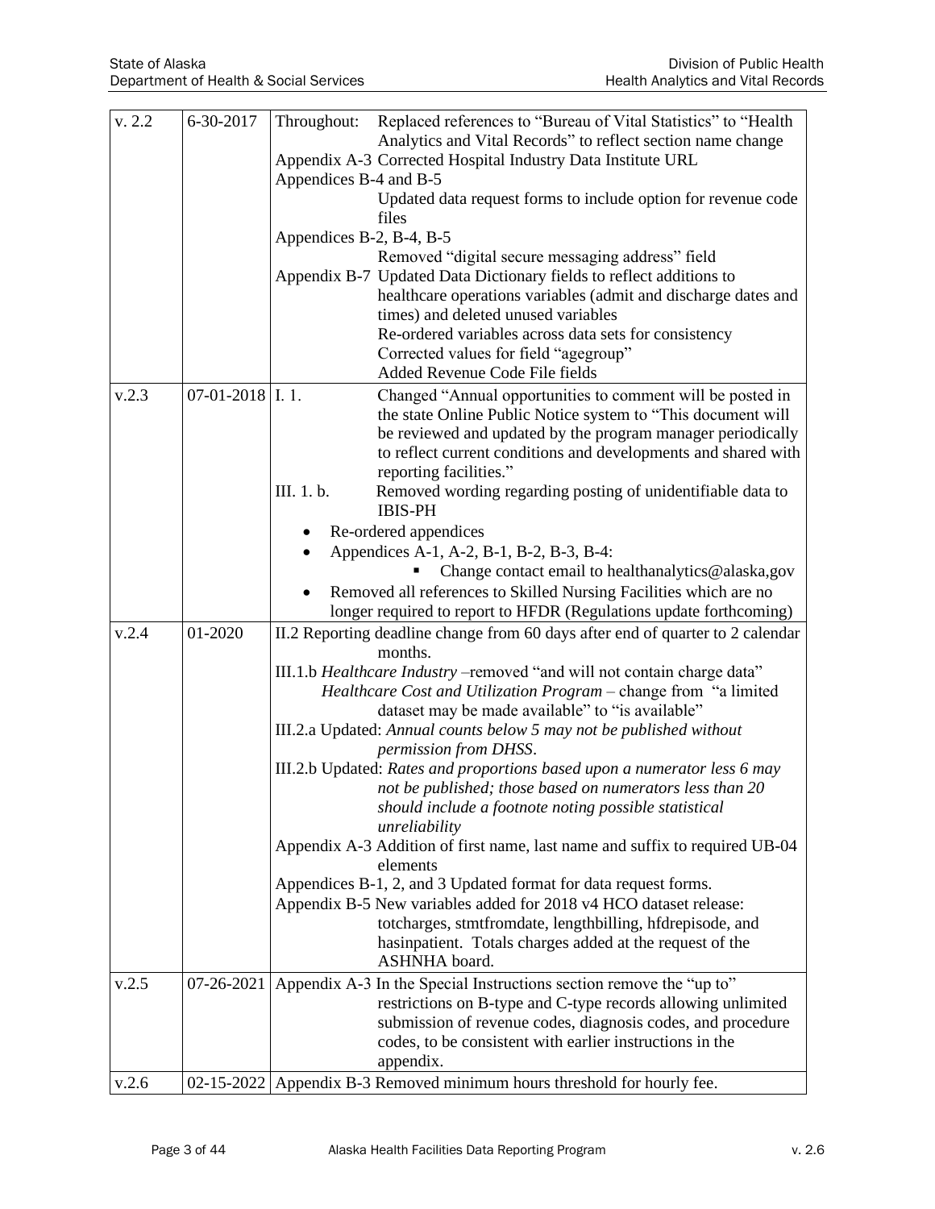| v. 2.2 | 6-30-2017 | Throughout: Replaced references to "Bureau of Vital Statistics" to "Health Analytics and Vital Records" to reflect section name change<br>Appendix A-3 Corrected Hospital Industry Data Institute URL<br>Appendices B-4 and B-5<br>Updated data request forms to include option for revenue code files<br>Appendices B-2, B-4, B-5<br>Removed "digital secure messaging address" field<br>Appendix B-7 Updated Data Dictionary fields to reflect additions to healthcare operations variables (admit and discharge dates and times) and deleted unused variables<br>Re-ordered variables across data sets for consistency<br>Corrected values for field "agegroup"<br>Added Revenue Code File fields |
|---|---|---|
| v.2.3 | 07-01-2018 | I. 1. Changed "Annual opportunities to comment will be posted in the state Online Public Notice system to "This document will be reviewed and updated by the program manager periodically to reflect current conditions and developments and shared with reporting facilities."<br>III. 1. b. Removed wording regarding posting of unidentifiable data to IBIS-PH<br>• Re-ordered appendices<br>• Appendices A-1, A-2, B-1, B-2, B-3, B-4:<br>▪ Change contact email to healthanalytics@alaska,gov<br>• Removed all references to Skilled Nursing Facilities which are no longer required to report to HFDR (Regulations update forthcoming) |
| v.2.4 | 01-2020 | II.2 Reporting deadline change from 60 days after end of quarter to 2 calendar months.<br>III.1.b *Healthcare Industry* –removed "and will not contain charge data"<br>*Healthcare Cost and Utilization Program* – change from "a limited dataset may be made available" to "is available"<br>III.2.a Updated: *Annual counts below 5 may not be published without permission from DHSS*.<br>III.2.b Updated: *Rates and proportions based upon a numerator less 6 may not be published; those based on numerators less than 20 should include a footnote noting possible statistical unreliability*<br>Appendix A-3 Addition of first name, last name and suffix to required UB-04 elements<br>Appendices B-1, 2, and 3 Updated format for data request forms.<br>Appendix B-5 New variables added for 2018 v4 HCO dataset release: totcharges, stmtfromdate, lengthbilling, hfdrepisode, and hasinpatient. Totals charges added at the request of the ASHNHA board. |
| v.2.5 | 07-26-2021 | Appendix A-3 In the Special Instructions section remove the "up to" restrictions on B-type and C-type records allowing unlimited submission of revenue codes, diagnosis codes, and procedure codes, to be consistent with earlier instructions in the appendix. |
| v.2.6 | 02-15-2022 | Appendix B-3 Removed minimum hours threshold for hourly fee. |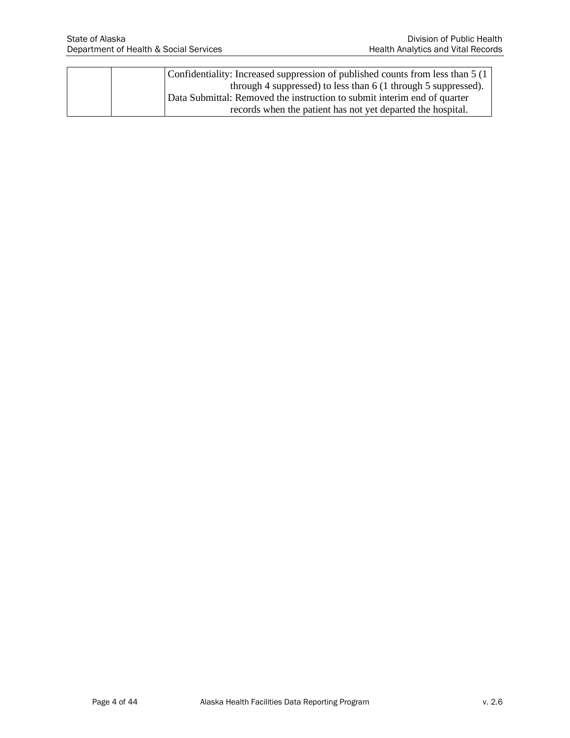| | | |
|---|---|---|
| | | Confidentiality: Increased suppression of published counts from less than 5 (1 through 4 suppressed) to less than 6 (1 through 5 suppressed).<br>Data Submittal: Removed the instruction to submit interim end of quarter records when the patient has not yet departed the hospital. |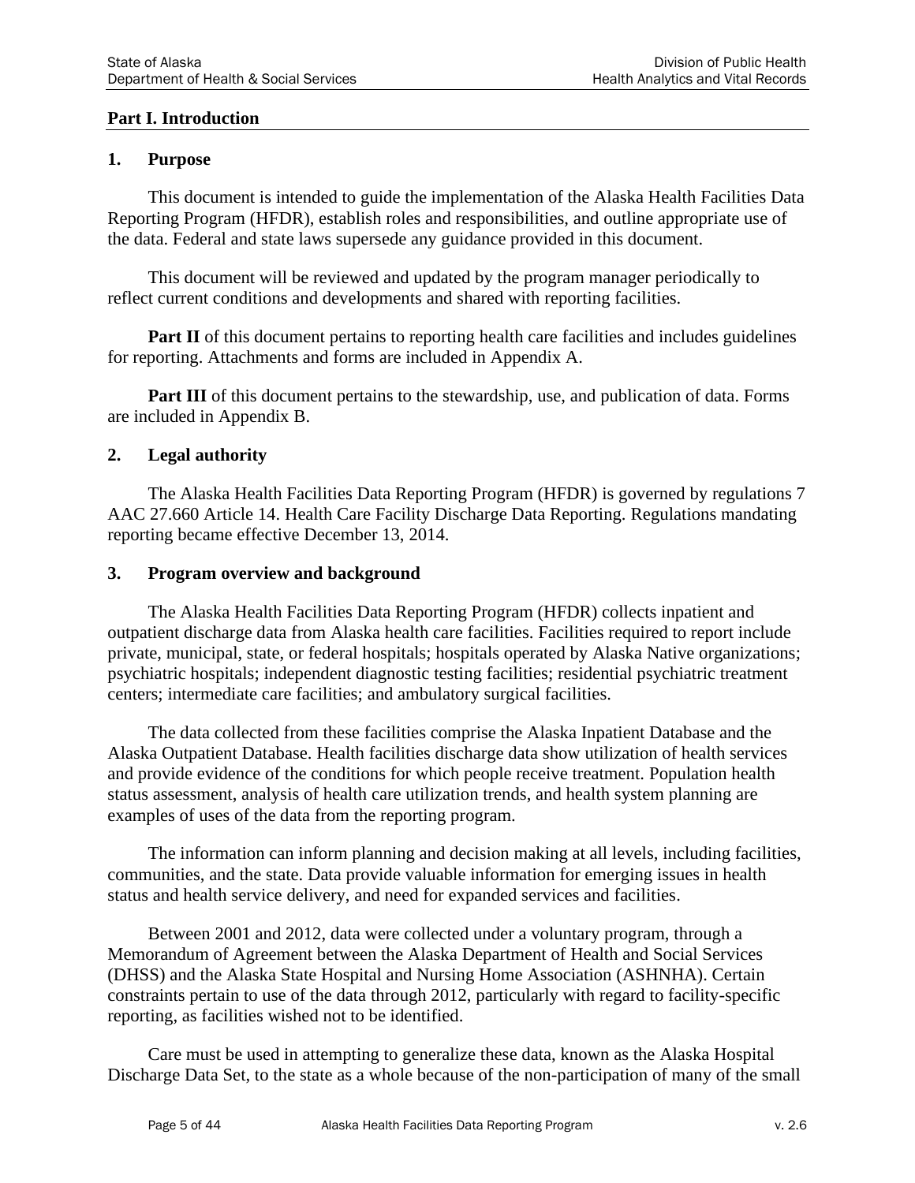## Part I. Introduction

### 1. Purpose

This document is intended to guide the implementation of the Alaska Health Facilities Data Reporting Program (HFDR), establish roles and responsibilities, and outline appropriate use of the data. Federal and state laws supersede any guidance provided in this document.

This document will be reviewed and updated by the program manager periodically to reflect current conditions and developments and shared with reporting facilities.

**Part II** of this document pertains to reporting health care facilities and includes guidelines for reporting. Attachments and forms are included in Appendix A.

**Part III** of this document pertains to the stewardship, use, and publication of data. Forms are included in Appendix B.

### 2. Legal authority

The Alaska Health Facilities Data Reporting Program (HFDR) is governed by regulations 7 AAC 27.660 Article 14. Health Care Facility Discharge Data Reporting. Regulations mandating reporting became effective December 13, 2014.

### 3. Program overview and background

The Alaska Health Facilities Data Reporting Program (HFDR) collects inpatient and outpatient discharge data from Alaska health care facilities. Facilities required to report include private, municipal, state, or federal hospitals; hospitals operated by Alaska Native organizations; psychiatric hospitals; independent diagnostic testing facilities; residential psychiatric treatment centers; intermediate care facilities; and ambulatory surgical facilities.

The data collected from these facilities comprise the Alaska Inpatient Database and the Alaska Outpatient Database. Health facilities discharge data show utilization of health services and provide evidence of the conditions for which people receive treatment. Population health status assessment, analysis of health care utilization trends, and health system planning are examples of uses of the data from the reporting program.

The information can inform planning and decision making at all levels, including facilities, communities, and the state. Data provide valuable information for emerging issues in health status and health service delivery, and need for expanded services and facilities.

Between 2001 and 2012, data were collected under a voluntary program, through a Memorandum of Agreement between the Alaska Department of Health and Social Services (DHSS) and the Alaska State Hospital and Nursing Home Association (ASHNHA). Certain constraints pertain to use of the data through 2012, particularly with regard to facility-specific reporting, as facilities wished not to be identified.

Care must be used in attempting to generalize these data, known as the Alaska Hospital Discharge Data Set, to the state as a whole because of the non-participation of many of the small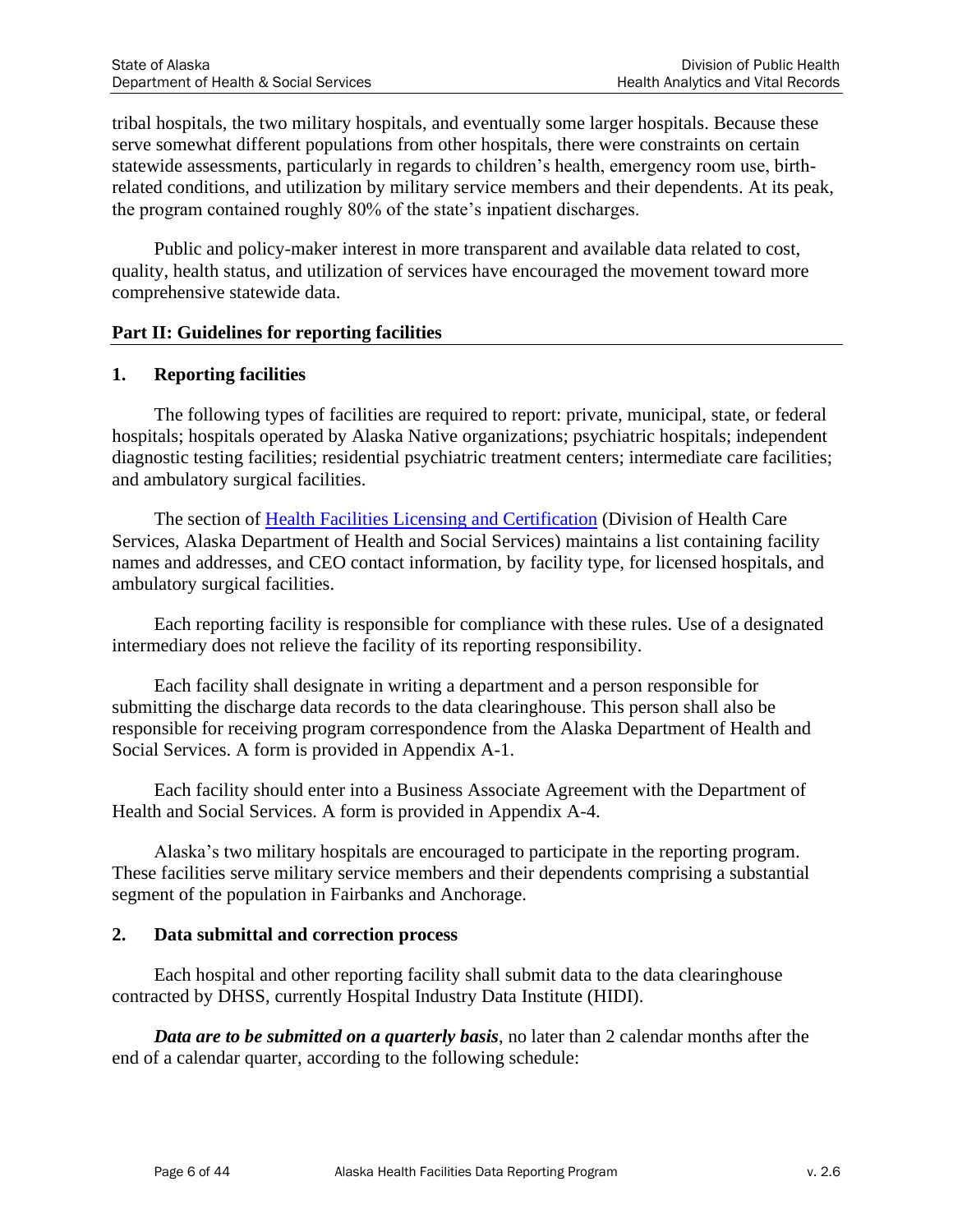tribal hospitals, the two military hospitals, and eventually some larger hospitals. Because these serve somewhat different populations from other hospitals, there were constraints on certain statewide assessments, particularly in regards to children's health, emergency room use, birth-related conditions, and utilization by military service members and their dependents. At its peak, the program contained roughly 80% of the state's inpatient discharges.

Public and policy-maker interest in more transparent and available data related to cost, quality, health status, and utilization of services have encouraged the movement toward more comprehensive statewide data.

## Part II: Guidelines for reporting facilities

### 1. Reporting facilities

The following types of facilities are required to report: private, municipal, state, or federal hospitals; hospitals operated by Alaska Native organizations; psychiatric hospitals; independent diagnostic testing facilities; residential psychiatric treatment centers; intermediate care facilities; and ambulatory surgical facilities.

The section of [Health Facilities Licensing and Certification]() (Division of Health Care Services, Alaska Department of Health and Social Services) maintains a list containing facility names and addresses, and CEO contact information, by facility type, for licensed hospitals, and ambulatory surgical facilities.

Each reporting facility is responsible for compliance with these rules. Use of a designated intermediary does not relieve the facility of its reporting responsibility.

Each facility shall designate in writing a department and a person responsible for submitting the discharge data records to the data clearinghouse. This person shall also be responsible for receiving program correspondence from the Alaska Department of Health and Social Services. A form is provided in Appendix A-1.

Each facility should enter into a Business Associate Agreement with the Department of Health and Social Services. A form is provided in Appendix A-4.

Alaska's two military hospitals are encouraged to participate in the reporting program. These facilities serve military service members and their dependents comprising a substantial segment of the population in Fairbanks and Anchorage.

### 2. Data submittal and correction process

Each hospital and other reporting facility shall submit data to the data clearinghouse contracted by DHSS, currently Hospital Industry Data Institute (HIDI).

***Data are to be submitted on a quarterly basis***, no later than 2 calendar months after the end of a calendar quarter, according to the following schedule: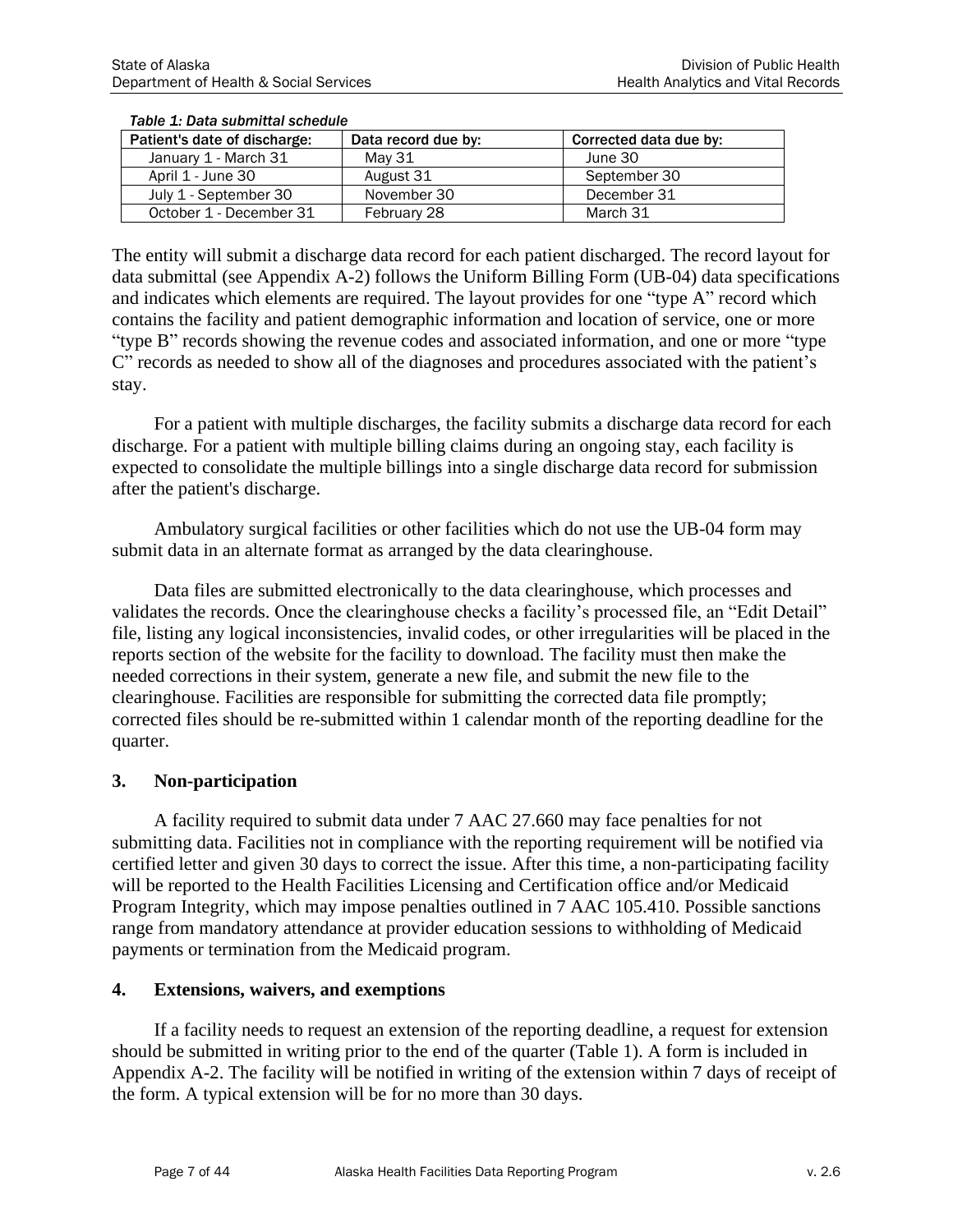*Table 1: Data submittal schedule*

| Patient's date of discharge: | Data record due by: | Corrected data due by: |
|---|---|---|
| January 1 - March 31 | May 31 | June 30 |
| April 1 - June 30 | August 31 | September 30 |
| July 1 - September 30 | November 30 | December 31 |
| October 1 - December 31 | February 28 | March 31 |

The entity will submit a discharge data record for each patient discharged. The record layout for data submittal (see Appendix A-2) follows the Uniform Billing Form (UB-04) data specifications and indicates which elements are required. The layout provides for one “type A” record which contains the facility and patient demographic information and location of service, one or more “type B” records showing the revenue codes and associated information, and one or more “type C” records as needed to show all of the diagnoses and procedures associated with the patient’s stay.

For a patient with multiple discharges, the facility submits a discharge data record for each discharge. For a patient with multiple billing claims during an ongoing stay, each facility is expected to consolidate the multiple billings into a single discharge data record for submission after the patient's discharge.

Ambulatory surgical facilities or other facilities which do not use the UB-04 form may submit data in an alternate format as arranged by the data clearinghouse.

Data files are submitted electronically to the data clearinghouse, which processes and validates the records. Once the clearinghouse checks a facility’s processed file, an “Edit Detail” file, listing any logical inconsistencies, invalid codes, or other irregularities will be placed in the reports section of the website for the facility to download. The facility must then make the needed corrections in their system, generate a new file, and submit the new file to the clearinghouse. Facilities are responsible for submitting the corrected data file promptly; corrected files should be re-submitted within 1 calendar month of the reporting deadline for the quarter.

### 3. Non-participation

A facility required to submit data under 7 AAC 27.660 may face penalties for not submitting data. Facilities not in compliance with the reporting requirement will be notified via certified letter and given 30 days to correct the issue. After this time, a non-participating facility will be reported to the Health Facilities Licensing and Certification office and/or Medicaid Program Integrity, which may impose penalties outlined in 7 AAC 105.410. Possible sanctions range from mandatory attendance at provider education sessions to withholding of Medicaid payments or termination from the Medicaid program.

### 4. Extensions, waivers, and exemptions

If a facility needs to request an extension of the reporting deadline, a request for extension should be submitted in writing prior to the end of the quarter (Table 1). A form is included in Appendix A-2. The facility will be notified in writing of the extension within 7 days of receipt of the form. A typical extension will be for no more than 30 days.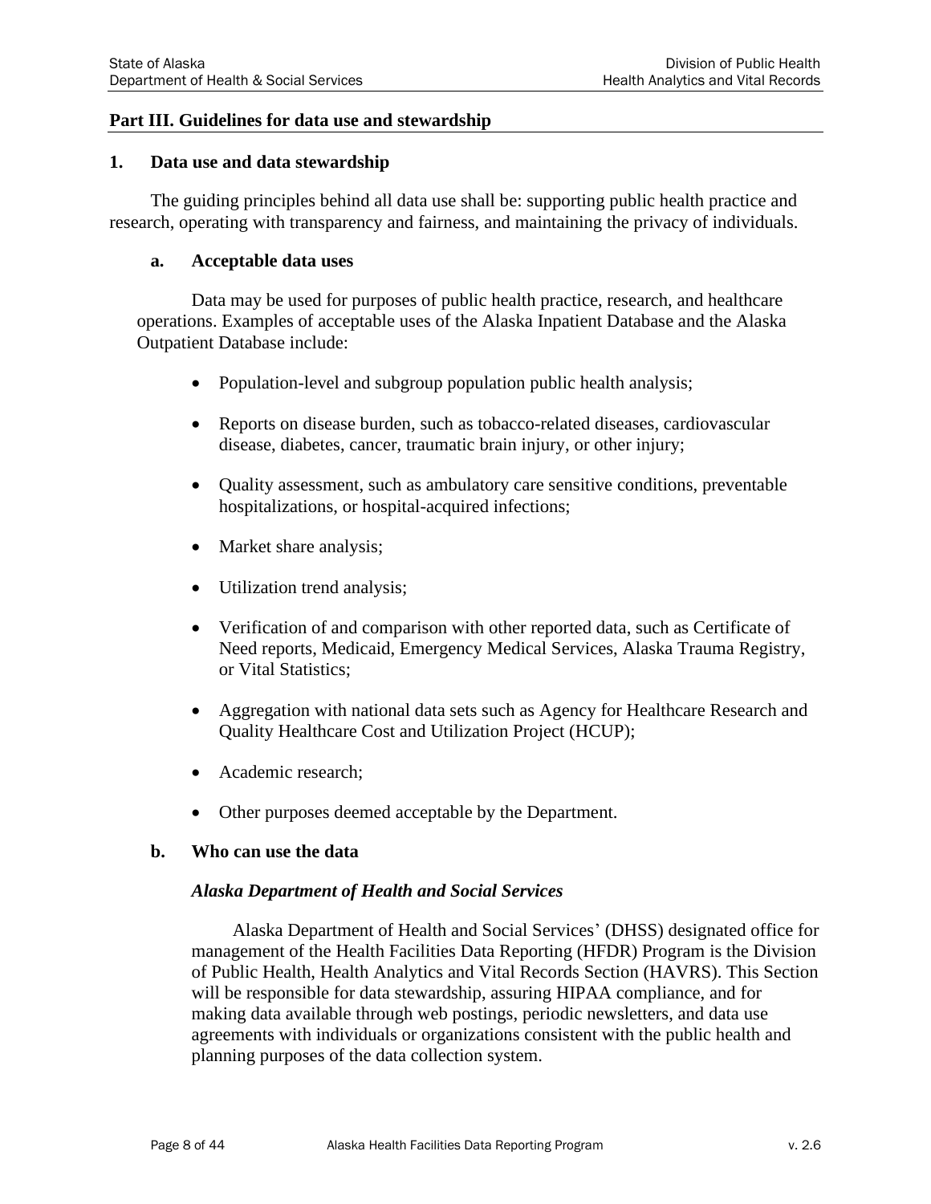## Part III. Guidelines for data use and stewardship

### 1. Data use and data stewardship

The guiding principles behind all data use shall be: supporting public health practice and research, operating with transparency and fairness, and maintaining the privacy of individuals.

#### a. Acceptable data uses

Data may be used for purposes of public health practice, research, and healthcare operations. Examples of acceptable uses of the Alaska Inpatient Database and the Alaska Outpatient Database include:

- Population-level and subgroup population public health analysis;
- Reports on disease burden, such as tobacco-related diseases, cardiovascular disease, diabetes, cancer, traumatic brain injury, or other injury;
- Quality assessment, such as ambulatory care sensitive conditions, preventable hospitalizations, or hospital-acquired infections;
- Market share analysis;
- Utilization trend analysis;
- Verification of and comparison with other reported data, such as Certificate of Need reports, Medicaid, Emergency Medical Services, Alaska Trauma Registry, or Vital Statistics;
- Aggregation with national data sets such as Agency for Healthcare Research and Quality Healthcare Cost and Utilization Project (HCUP);
- Academic research;
- Other purposes deemed acceptable by the Department.

#### b. Who can use the data

***Alaska Department of Health and Social Services***

Alaska Department of Health and Social Services' (DHSS) designated office for management of the Health Facilities Data Reporting (HFDR) Program is the Division of Public Health, Health Analytics and Vital Records Section (HAVRS). This Section will be responsible for data stewardship, assuring HIPAA compliance, and for making data available through web postings, periodic newsletters, and data use agreements with individuals or organizations consistent with the public health and planning purposes of the data collection system.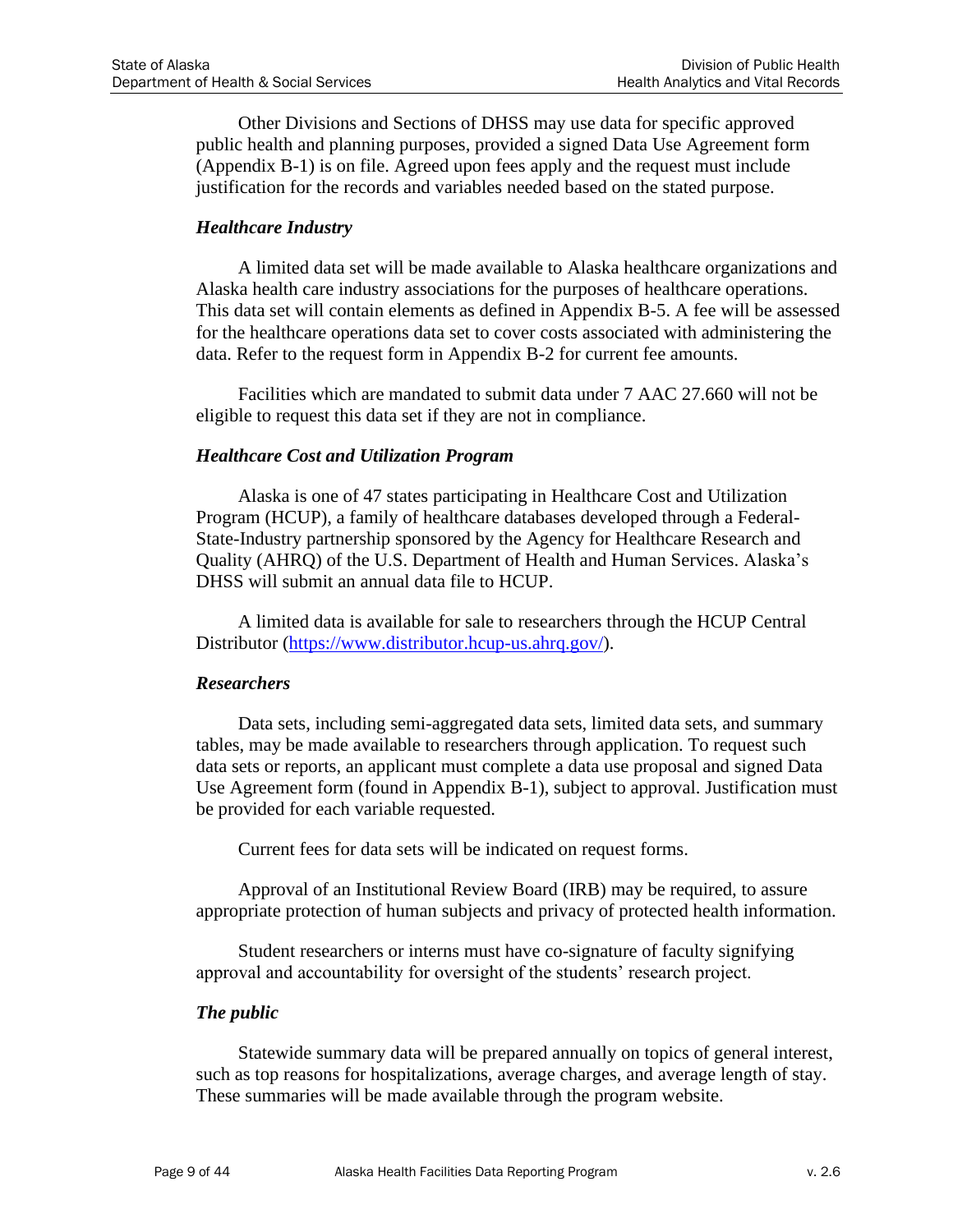Other Divisions and Sections of DHSS may use data for specific approved public health and planning purposes, provided a signed Data Use Agreement form (Appendix B-1) is on file. Agreed upon fees apply and the request must include justification for the records and variables needed based on the stated purpose.

### *Healthcare Industry*

A limited data set will be made available to Alaska healthcare organizations and Alaska health care industry associations for the purposes of healthcare operations. This data set will contain elements as defined in Appendix B-5. A fee will be assessed for the healthcare operations data set to cover costs associated with administering the data. Refer to the request form in Appendix B-2 for current fee amounts.

Facilities which are mandated to submit data under 7 AAC 27.660 will not be eligible to request this data set if they are not in compliance.

### *Healthcare Cost and Utilization Program*

Alaska is one of 47 states participating in Healthcare Cost and Utilization Program (HCUP), a family of healthcare databases developed through a Federal-State-Industry partnership sponsored by the Agency for Healthcare Research and Quality (AHRQ) of the U.S. Department of Health and Human Services. Alaska's DHSS will submit an annual data file to HCUP.

A limited data is available for sale to researchers through the HCUP Central Distributor (https://www.distributor.hcup-us.ahrq.gov/).

### *Researchers*

Data sets, including semi-aggregated data sets, limited data sets, and summary tables, may be made available to researchers through application. To request such data sets or reports, an applicant must complete a data use proposal and signed Data Use Agreement form (found in Appendix B-1), subject to approval. Justification must be provided for each variable requested.

Current fees for data sets will be indicated on request forms.

Approval of an Institutional Review Board (IRB) may be required, to assure appropriate protection of human subjects and privacy of protected health information.

Student researchers or interns must have co-signature of faculty signifying approval and accountability for oversight of the students' research project.

### *The public*

Statewide summary data will be prepared annually on topics of general interest, such as top reasons for hospitalizations, average charges, and average length of stay. These summaries will be made available through the program website.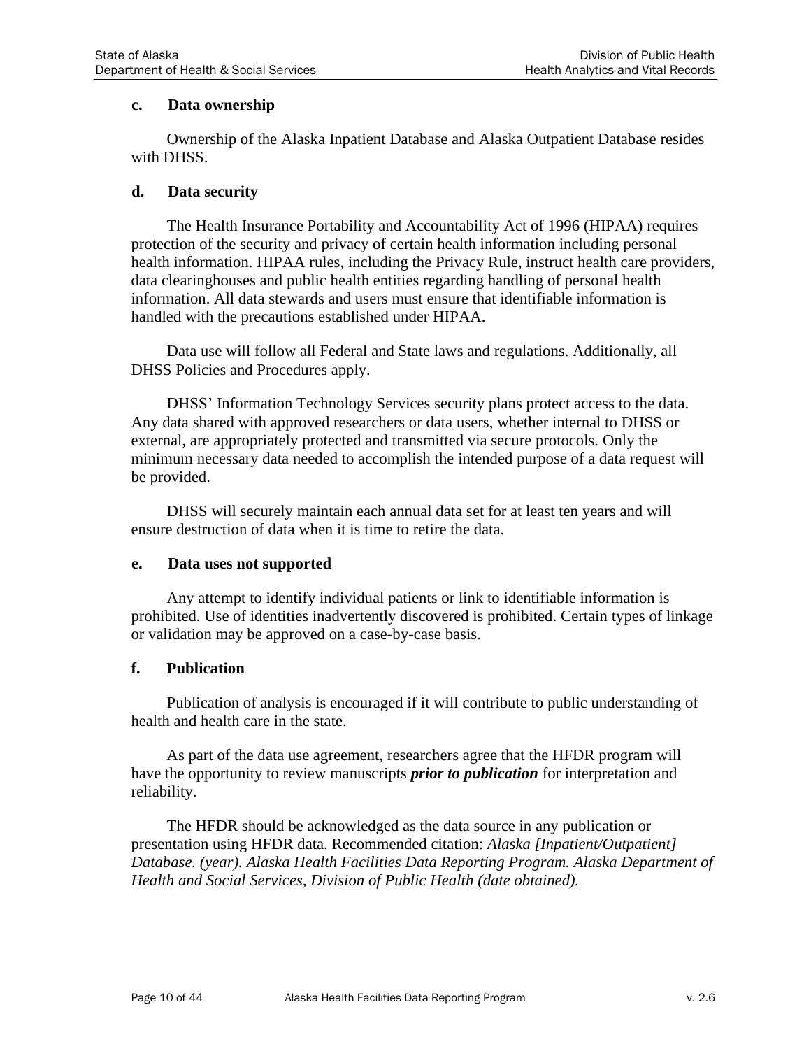### c. Data ownership

Ownership of the Alaska Inpatient Database and Alaska Outpatient Database resides with DHSS.

### d. Data security

The Health Insurance Portability and Accountability Act of 1996 (HIPAA) requires protection of the security and privacy of certain health information including personal health information. HIPAA rules, including the Privacy Rule, instruct health care providers, data clearinghouses and public health entities regarding handling of personal health information. All data stewards and users must ensure that identifiable information is handled with the precautions established under HIPAA.

Data use will follow all Federal and State laws and regulations. Additionally, all DHSS Policies and Procedures apply.

DHSS' Information Technology Services security plans protect access to the data. Any data shared with approved researchers or data users, whether internal to DHSS or external, are appropriately protected and transmitted via secure protocols. Only the minimum necessary data needed to accomplish the intended purpose of a data request will be provided.

DHSS will securely maintain each annual data set for at least ten years and will ensure destruction of data when it is time to retire the data.

### e. Data uses not supported

Any attempt to identify individual patients or link to identifiable information is prohibited. Use of identities inadvertently discovered is prohibited. Certain types of linkage or validation may be approved on a case-by-case basis.

### f. Publication

Publication of analysis is encouraged if it will contribute to public understanding of health and health care in the state.

As part of the data use agreement, researchers agree that the HFDR program will have the opportunity to review manuscripts ***prior to publication*** for interpretation and reliability.

The HFDR should be acknowledged as the data source in any publication or presentation using HFDR data. Recommended citation: *Alaska [Inpatient/Outpatient] Database. (year). Alaska Health Facilities Data Reporting Program. Alaska Department of Health and Social Services, Division of Public Health (date obtained).*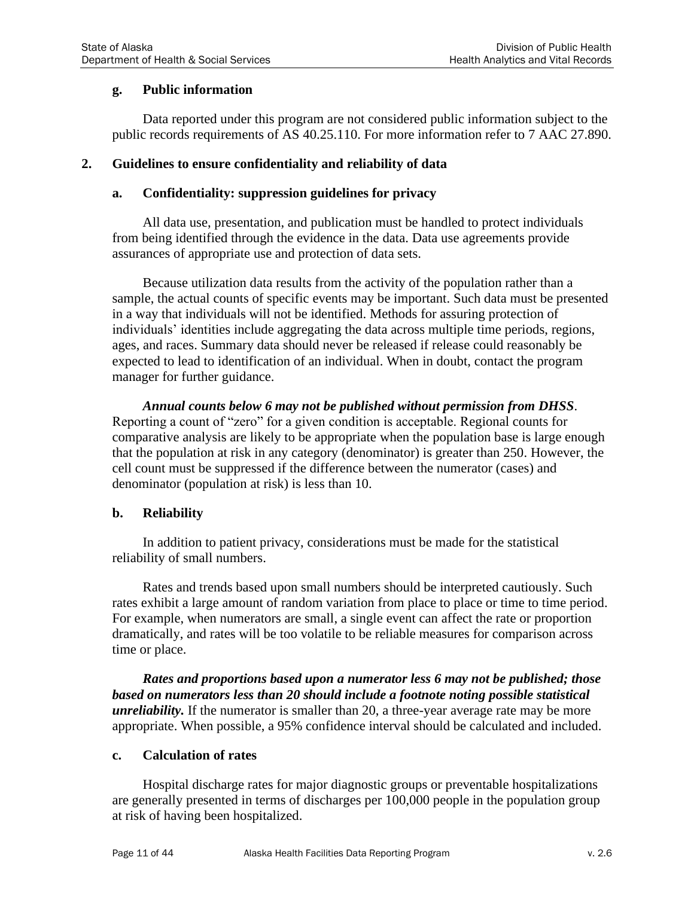### g. Public information

Data reported under this program are not considered public information subject to the public records requirements of AS 40.25.110. For more information refer to 7 AAC 27.890.

## 2. Guidelines to ensure confidentiality and reliability of data

### a. Confidentiality: suppression guidelines for privacy

All data use, presentation, and publication must be handled to protect individuals from being identified through the evidence in the data. Data use agreements provide assurances of appropriate use and protection of data sets.

Because utilization data results from the activity of the population rather than a sample, the actual counts of specific events may be important. Such data must be presented in a way that individuals will not be identified. Methods for assuring protection of individuals' identities include aggregating the data across multiple time periods, regions, ages, and races. Summary data should never be released if release could reasonably be expected to lead to identification of an individual. When in doubt, contact the program manager for further guidance.

***Annual counts below 6 may not be published without permission from DHSS***. Reporting a count of "zero" for a given condition is acceptable. Regional counts for comparative analysis are likely to be appropriate when the population base is large enough that the population at risk in any category (denominator) is greater than 250. However, the cell count must be suppressed if the difference between the numerator (cases) and denominator (population at risk) is less than 10.

### b. Reliability

In addition to patient privacy, considerations must be made for the statistical reliability of small numbers.

Rates and trends based upon small numbers should be interpreted cautiously. Such rates exhibit a large amount of random variation from place to place or time to time period. For example, when numerators are small, a single event can affect the rate or proportion dramatically, and rates will be too volatile to be reliable measures for comparison across time or place.

***Rates and proportions based upon a numerator less 6 may not be published; those based on numerators less than 20 should include a footnote noting possible statistical unreliability.*** If the numerator is smaller than 20, a three-year average rate may be more appropriate. When possible, a 95% confidence interval should be calculated and included.

### c. Calculation of rates

Hospital discharge rates for major diagnostic groups or preventable hospitalizations are generally presented in terms of discharges per 100,000 people in the population group at risk of having been hospitalized.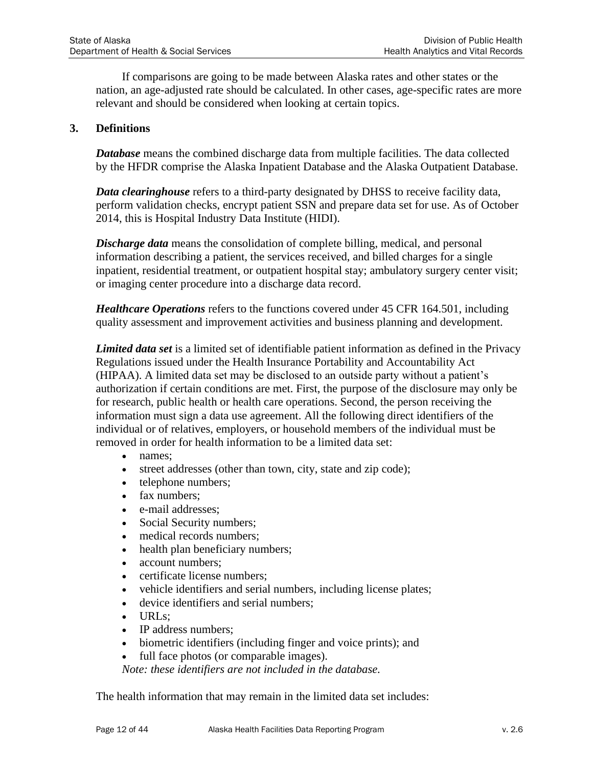If comparisons are going to be made between Alaska rates and other states or the nation, an age-adjusted rate should be calculated. In other cases, age-specific rates are more relevant and should be considered when looking at certain topics.

## 3. Definitions

***Database*** means the combined discharge data from multiple facilities. The data collected by the HFDR comprise the Alaska Inpatient Database and the Alaska Outpatient Database.

***Data clearinghouse*** refers to a third-party designated by DHSS to receive facility data, perform validation checks, encrypt patient SSN and prepare data set for use. As of October 2014, this is Hospital Industry Data Institute (HIDI).

***Discharge data*** means the consolidation of complete billing, medical, and personal information describing a patient, the services received, and billed charges for a single inpatient, residential treatment, or outpatient hospital stay; ambulatory surgery center visit; or imaging center procedure into a discharge data record.

***Healthcare Operations*** refers to the functions covered under 45 CFR 164.501, including quality assessment and improvement activities and business planning and development.

***Limited data set*** is a limited set of identifiable patient information as defined in the Privacy Regulations issued under the Health Insurance Portability and Accountability Act (HIPAA). A limited data set may be disclosed to an outside party without a patient's authorization if certain conditions are met. First, the purpose of the disclosure may only be for research, public health or health care operations. Second, the person receiving the information must sign a data use agreement. All the following direct identifiers of the individual or of relatives, employers, or household members of the individual must be removed in order for health information to be a limited data set:

- names;
- street addresses (other than town, city, state and zip code);
- telephone numbers;
- fax numbers;
- e-mail addresses;
- Social Security numbers;
- medical records numbers;
- health plan beneficiary numbers;
- account numbers;
- certificate license numbers;
- vehicle identifiers and serial numbers, including license plates;
- device identifiers and serial numbers;
- URLs;
- IP address numbers;
- biometric identifiers (including finger and voice prints); and
- full face photos (or comparable images).

*Note: these identifiers are not included in the database.*

The health information that may remain in the limited data set includes: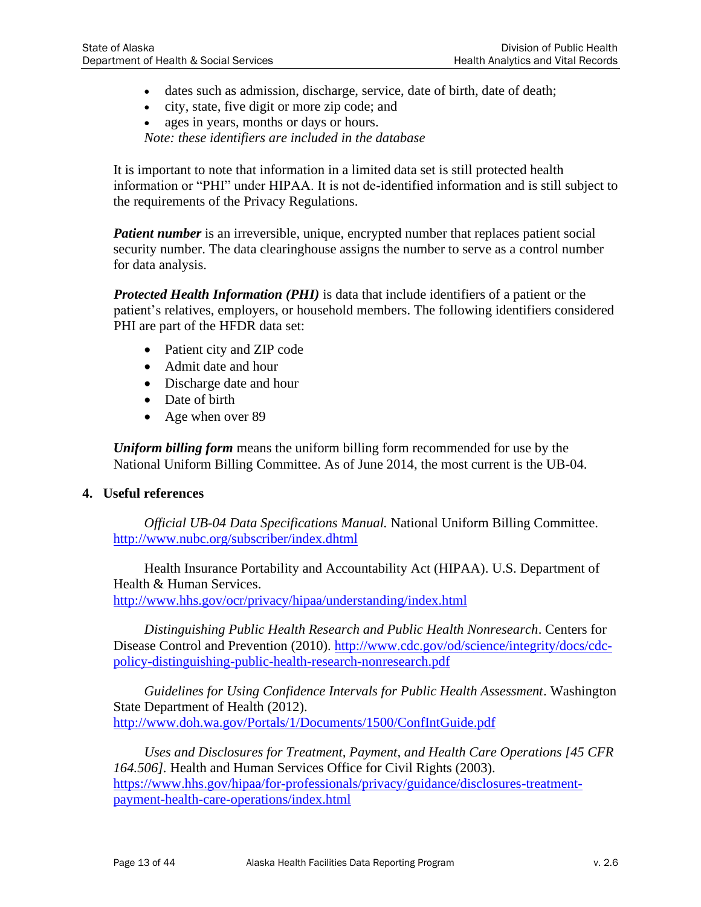- dates such as admission, discharge, service, date of birth, date of death;
- city, state, five digit or more zip code; and
- ages in years, months or days or hours.

*Note: these identifiers are included in the database*

It is important to note that information in a limited data set is still protected health information or "PHI" under HIPAA. It is not de-identified information and is still subject to the requirements of the Privacy Regulations.

***Patient number*** is an irreversible, unique, encrypted number that replaces patient social security number. The data clearinghouse assigns the number to serve as a control number for data analysis.

***Protected Health Information (PHI)*** is data that include identifiers of a patient or the patient's relatives, employers, or household members. The following identifiers considered PHI are part of the HFDR data set:

- Patient city and ZIP code
- Admit date and hour
- Discharge date and hour
- Date of birth
- Age when over 89

***Uniform billing form*** means the uniform billing form recommended for use by the National Uniform Billing Committee. As of June 2014, the most current is the UB-04.

## 4. Useful references

*Official UB-04 Data Specifications Manual.* National Uniform Billing Committee. http://www.nubc.org/subscriber/index.dhtml

Health Insurance Portability and Accountability Act (HIPAA). U.S. Department of Health & Human Services. http://www.hhs.gov/ocr/privacy/hipaa/understanding/index.html

*Distinguishing Public Health Research and Public Health Nonresearch*. Centers for Disease Control and Prevention (2010). http://www.cdc.gov/od/science/integrity/docs/cdc-policy-distinguishing-public-health-research-nonresearch.pdf

*Guidelines for Using Confidence Intervals for Public Health Assessment*. Washington State Department of Health (2012). http://www.doh.wa.gov/Portals/1/Documents/1500/ConfIntGuide.pdf

*Uses and Disclosures for Treatment, Payment, and Health Care Operations [45 CFR 164.506].* Health and Human Services Office for Civil Rights (2003). https://www.hhs.gov/hipaa/for-professionals/privacy/guidance/disclosures-treatment-payment-health-care-operations/index.html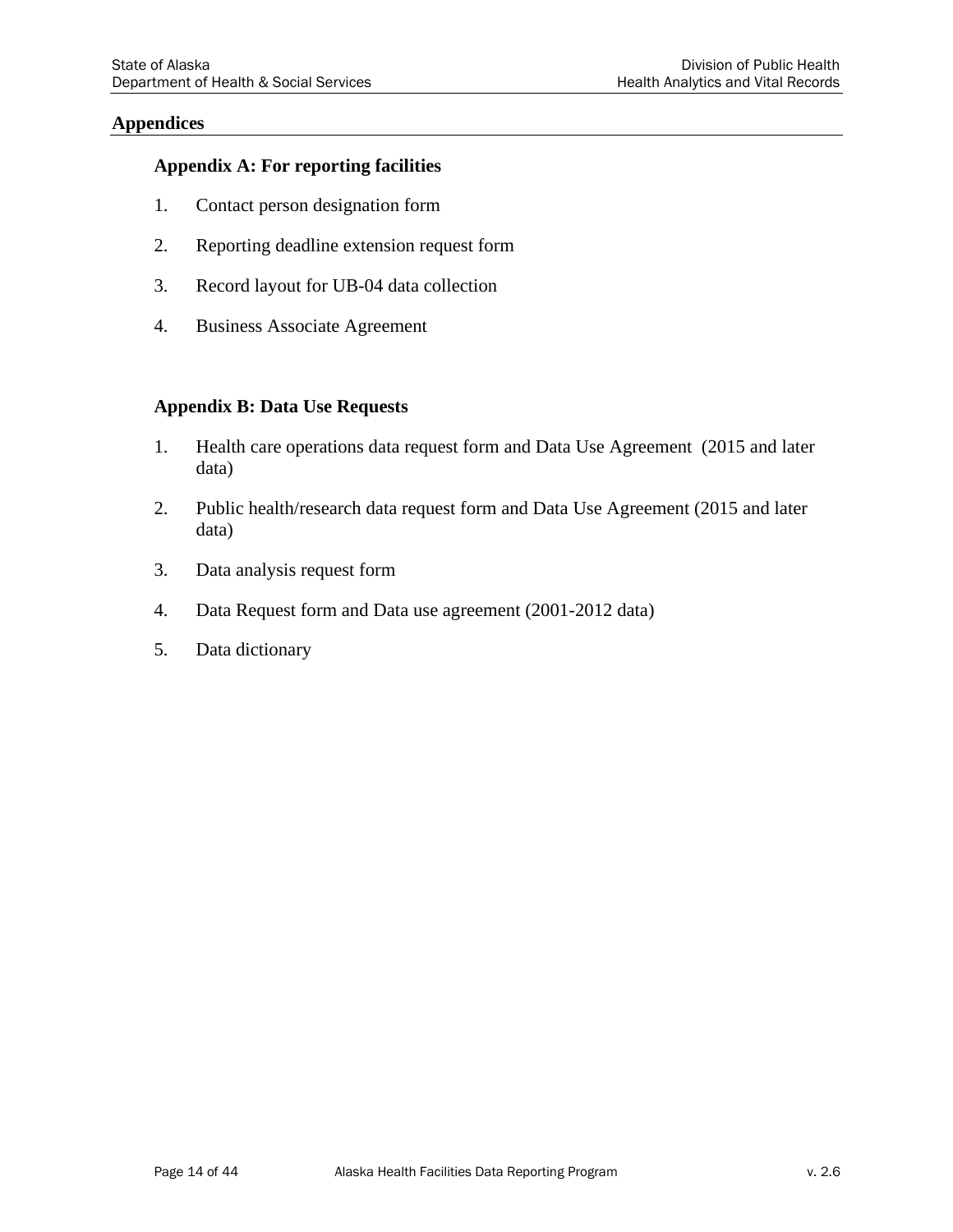## Appendices

### Appendix A: For reporting facilities

1. Contact person designation form
2. Reporting deadline extension request form
3. Record layout for UB-04 data collection
4. Business Associate Agreement

### Appendix B: Data Use Requests

1. Health care operations data request form and Data Use Agreement (2015 and later data)
2. Public health/research data request form and Data Use Agreement (2015 and later data)
3. Data analysis request form
4. Data Request form and Data use agreement (2001-2012 data)
5. Data dictionary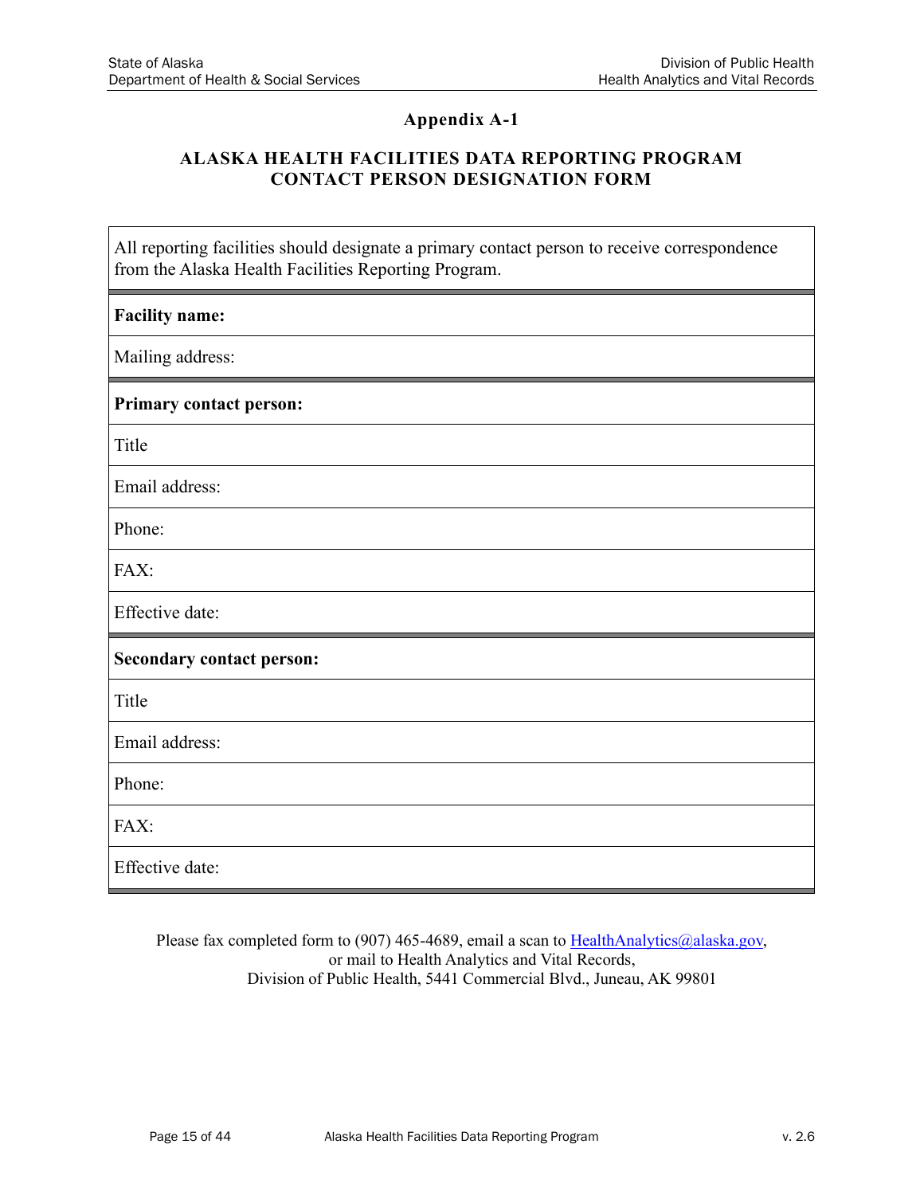## Appendix A-1

### ALASKA HEALTH FACILITIES DATA REPORTING PROGRAM CONTACT PERSON DESIGNATION FORM

| All reporting facilities should designate a primary contact person to receive correspondence from the Alaska Health Facilities Reporting Program. |
|---|
| **Facility name:** |
| Mailing address: |
| **Primary contact person:** |
| Title |
| Email address: |
| Phone: |
| FAX: |
| Effective date: |
| **Secondary contact person:** |
| Title |
| Email address: |
| Phone: |
| FAX: |
| Effective date: |

Please fax completed form to (907) 465-4689, email a scan to HealthAnalytics@alaska.gov, or mail to Health Analytics and Vital Records, Division of Public Health, 5441 Commercial Blvd., Juneau, AK 99801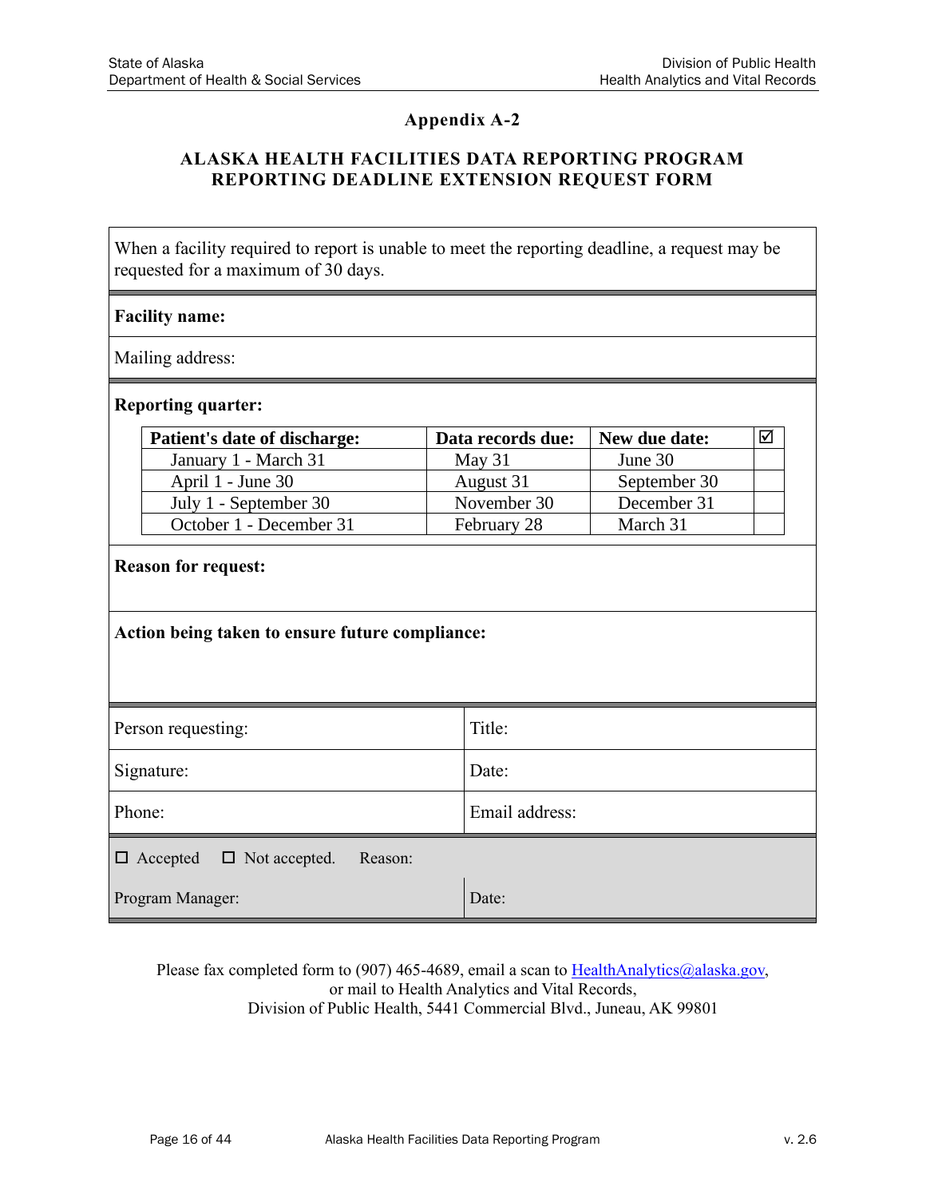## Appendix A-2

### ALASKA HEALTH FACILITIES DATA REPORTING PROGRAM
### REPORTING DEADLINE EXTENSION REQUEST FORM

When a facility required to report is unable to meet the reporting deadline, a request may be requested for a maximum of 30 days.

**Facility name:**

Mailing address:

**Reporting quarter:**

| Patient's date of discharge: | Data records due: | New due date: | ☑ |
|---|---|---|---|
| January 1 - March 31 | May 31 | June 30 | |
| April 1 - June 30 | August 31 | September 30 | |
| July 1 - September 30 | November 30 | December 31 | |
| October 1 - December 31 | February 28 | March 31 | |

**Reason for request:**

**Action being taken to ensure future compliance:**

| Person requesting: | Title: |
|---|---|
| Signature: | Date: |
| Phone: | Email address: |

☐ Accepted ☐ Not accepted. Reason:

| Program Manager: | Date: |
|---|---|

Please fax completed form to (907) 465-4689, email a scan to HealthAnalytics@alaska.gov, or mail to Health Analytics and Vital Records, Division of Public Health, 5441 Commercial Blvd., Juneau, AK 99801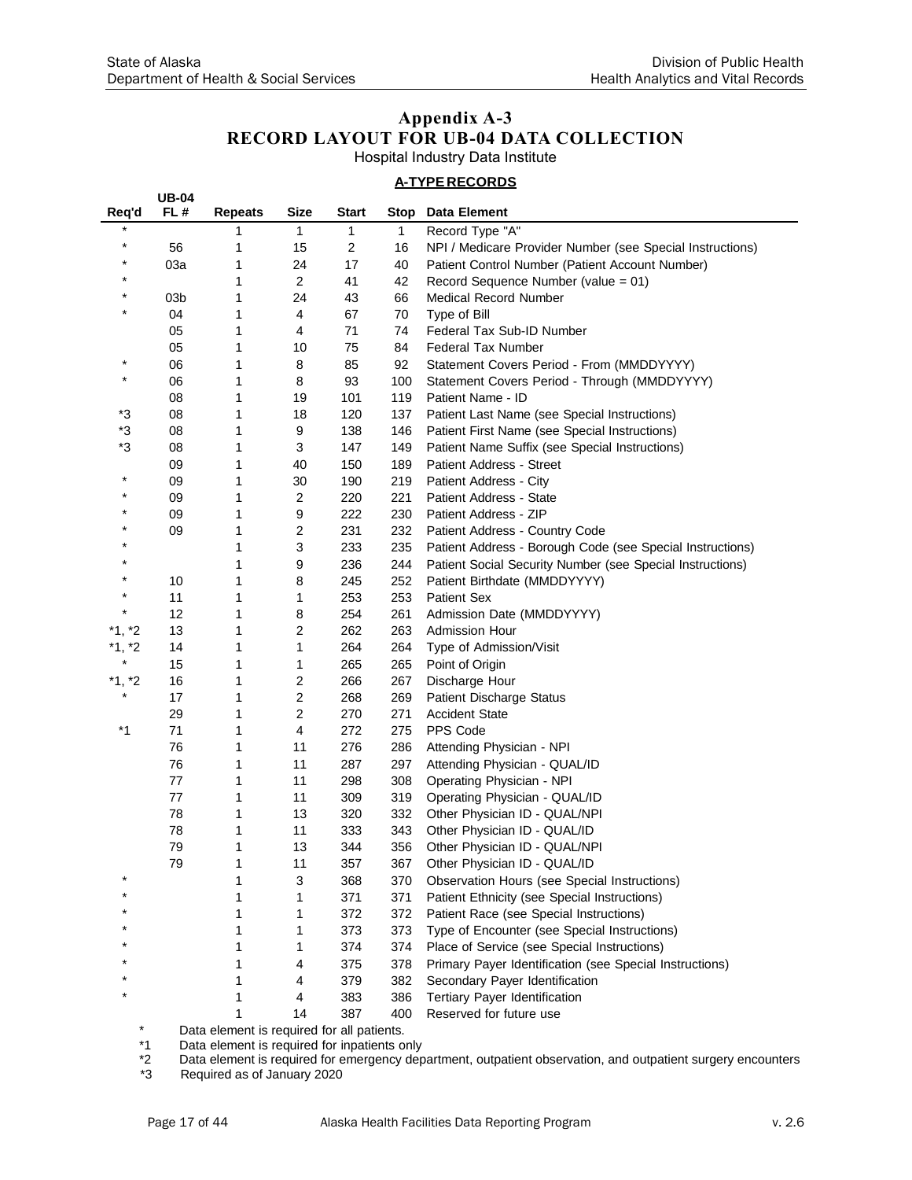# Appendix A-3
# RECORD LAYOUT FOR UB-04 DATA COLLECTION

Hospital Industry Data Institute

**A-TYPE RECORDS**

| Req'd | UB-04 FL # | Repeats | Size | Start | Stop | Data Element |
|---|---|---|---|---|---|---|
| * | | 1 | 1 | 1 | 1 | Record Type "A" |
| * | 56 | 1 | 15 | 2 | 16 | NPI / Medicare Provider Number (see Special Instructions) |
| * | 03a | 1 | 24 | 17 | 40 | Patient Control Number (Patient Account Number) |
| * | | 1 | 2 | 41 | 42 | Record Sequence Number (value = 01) |
| * | 03b | 1 | 24 | 43 | 66 | Medical Record Number |
| * | 04 | 1 | 4 | 67 | 70 | Type of Bill |
| | 05 | 1 | 4 | 71 | 74 | Federal Tax Sub-ID Number |
| | 05 | 1 | 10 | 75 | 84 | Federal Tax Number |
| * | 06 | 1 | 8 | 85 | 92 | Statement Covers Period - From (MMDDYYYY) |
| * | 06 | 1 | 8 | 93 | 100 | Statement Covers Period - Through (MMDDYYYY) |
| | 08 | 1 | 19 | 101 | 119 | Patient Name - ID |
| *3 | 08 | 1 | 18 | 120 | 137 | Patient Last Name (see Special Instructions) |
| *3 | 08 | 1 | 9 | 138 | 146 | Patient First Name (see Special Instructions) |
| *3 | 08 | 1 | 3 | 147 | 149 | Patient Name Suffix (see Special Instructions) |
| | 09 | 1 | 40 | 150 | 189 | Patient Address - Street |
| * | 09 | 1 | 30 | 190 | 219 | Patient Address - City |
| * | 09 | 1 | 2 | 220 | 221 | Patient Address - State |
| * | 09 | 1 | 9 | 222 | 230 | Patient Address - ZIP |
| * | 09 | 1 | 2 | 231 | 232 | Patient Address - Country Code |
| * | | 1 | 3 | 233 | 235 | Patient Address - Borough Code (see Special Instructions) |
| * | | 1 | 9 | 236 | 244 | Patient Social Security Number (see Special Instructions) |
| * | 10 | 1 | 8 | 245 | 252 | Patient Birthdate (MMDDYYYY) |
| * | 11 | 1 | 1 | 253 | 253 | Patient Sex |
| * | 12 | 1 | 8 | 254 | 261 | Admission Date (MMDDYYYY) |
| *1, *2 | 13 | 1 | 2 | 262 | 263 | Admission Hour |
| *1, *2 | 14 | 1 | 1 | 264 | 264 | Type of Admission/Visit |
| * | 15 | 1 | 1 | 265 | 265 | Point of Origin |
| *1, *2 | 16 | 1 | 2 | 266 | 267 | Discharge Hour |
| * | 17 | 1 | 2 | 268 | 269 | Patient Discharge Status |
| | 29 | 1 | 2 | 270 | 271 | Accident State |
| *1 | 71 | 1 | 4 | 272 | 275 | PPS Code |
| | 76 | 1 | 11 | 276 | 286 | Attending Physician - NPI |
| | 76 | 1 | 11 | 287 | 297 | Attending Physician - QUAL/ID |
| | 77 | 1 | 11 | 298 | 308 | Operating Physician - NPI |
| | 77 | 1 | 11 | 309 | 319 | Operating Physician - QUAL/ID |
| | 78 | 1 | 13 | 320 | 332 | Other Physician ID - QUAL/NPI |
| | 78 | 1 | 11 | 333 | 343 | Other Physician ID - QUAL/ID |
| | 79 | 1 | 13 | 344 | 356 | Other Physician ID - QUAL/NPI |
| | 79 | 1 | 11 | 357 | 367 | Other Physician ID - QUAL/ID |
| * | | 1 | 3 | 368 | 370 | Observation Hours (see Special Instructions) |
| * | | 1 | 1 | 371 | 371 | Patient Ethnicity (see Special Instructions) |
| * | | 1 | 1 | 372 | 372 | Patient Race (see Special Instructions) |
| * | | 1 | 1 | 373 | 373 | Type of Encounter (see Special Instructions) |
| * | | 1 | 1 | 374 | 374 | Place of Service (see Special Instructions) |
| * | | 1 | 4 | 375 | 378 | Primary Payer Identification (see Special Instructions) |
| * | | 1 | 4 | 379 | 382 | Secondary Payer Identification |
| * | | 1 | 4 | 383 | 386 | Tertiary Payer Identification |
| | | 1 | 14 | 387 | 400 | Reserved for future use |

\* Data element is required for all patients.
*1 Data element is required for inpatients only
*2 Data element is required for emergency department, outpatient observation, and outpatient surgery encounters
*3 Required as of January 2020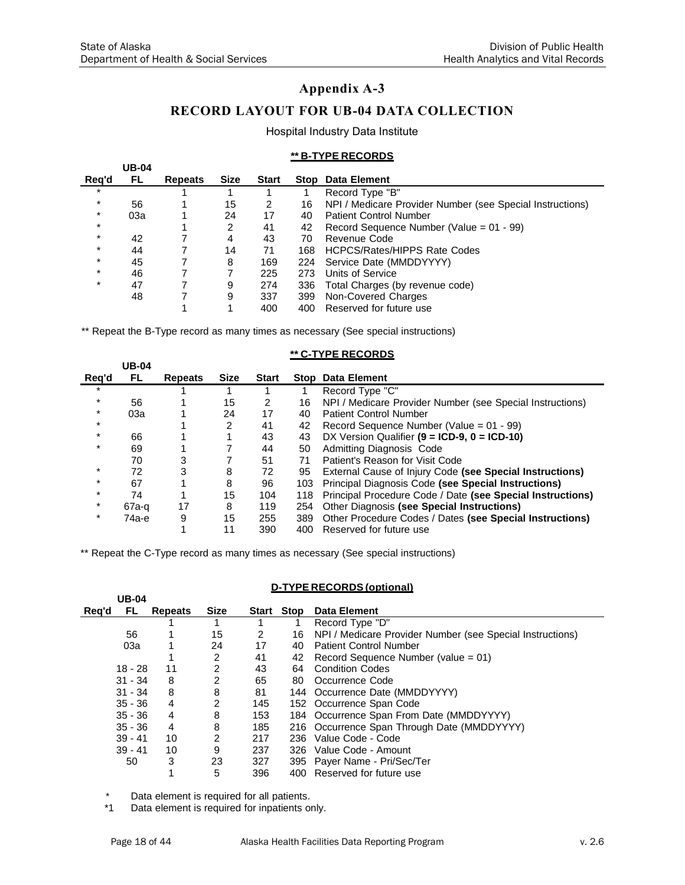# Appendix A-3

## RECORD LAYOUT FOR UB-04 DATA COLLECTION

Hospital Industry Data Institute

### ** B-TYPE RECORDS

| Req'd | UB-04 FL | Repeats | Size | Start | Stop | Data Element |
|---|---|---|---|---|---|---|
| * | | 1 | 1 | 1 | 1 | Record Type "B" |
| * | 56 | 1 | 15 | 2 | 16 | NPI / Medicare Provider Number (see Special Instructions) |
| * | 03a | 1 | 24 | 17 | 40 | Patient Control Number |
| * | | 1 | 2 | 41 | 42 | Record Sequence Number (Value = 01 - 99) |
| * | 42 | 7 | 4 | 43 | 70 | Revenue Code |
| * | 44 | 7 | 14 | 71 | 168 | HCPCS/Rates/HIPPS Rate Codes |
| * | 45 | 7 | 8 | 169 | 224 | Service Date (MMDDYYYY) |
| * | 46 | 7 | 7 | 225 | 273 | Units of Service |
| * | 47 | 7 | 9 | 274 | 336 | Total Charges (by revenue code) |
| | 48 | 7 | 9 | 337 | 399 | Non-Covered Charges |
| | | 1 | 1 | 400 | 400 | Reserved for future use |

** Repeat the B-Type record as many times as necessary (See special instructions)

### ** C-TYPE RECORDS

| Req'd | UB-04 FL | Repeats | Size | Start | Stop | Data Element |
|---|---|---|---|---|---|---|
| * | | 1 | 1 | 1 | 1 | Record Type "C" |
| * | 56 | 1 | 15 | 2 | 16 | NPI / Medicare Provider Number (see Special Instructions) |
| * | 03a | 1 | 24 | 17 | 40 | Patient Control Number |
| * | | 1 | 2 | 41 | 42 | Record Sequence Number (Value = 01 - 99) |
| * | 66 | 1 | 1 | 43 | 43 | DX Version Qualifier **(9 = ICD-9, 0 = ICD-10)** |
| * | 69 | 1 | 7 | 44 | 50 | Admitting Diagnosis Code |
| | 70 | 3 | 7 | 51 | 71 | Patient's Reason for Visit Code |
| * | 72 | 3 | 8 | 72 | 95 | External Cause of Injury Code **(see Special Instructions)** |
| * | 67 | 1 | 8 | 96 | 103 | Principal Diagnosis Code **(see Special Instructions)** |
| * | 74 | 1 | 15 | 104 | 118 | Principal Procedure Code / Date **(see Special Instructions)** |
| * | 67a-q | 17 | 8 | 119 | 254 | Other Diagnosis **(see Special Instructions)** |
| * | 74a-e | 9 | 15 | 255 | 389 | Other Procedure Codes / Dates **(see Special Instructions)** |
| | | 1 | 11 | 390 | 400 | Reserved for future use |

** Repeat the C-Type record as many times as necessary (See special instructions)

### D-TYPE RECORDS (optional)

| Req'd | UB-04 FL | Repeats | Size | Start | Stop | Data Element |
|---|---|---|---|---|---|---|
| | | 1 | 1 | 1 | 1 | Record Type "D" |
| | 56 | 1 | 15 | 2 | 16 | NPI / Medicare Provider Number (see Special Instructions) |
| | 03a | 1 | 24 | 17 | 40 | Patient Control Number |
| | | 1 | 2 | 41 | 42 | Record Sequence Number (value = 01) |
| | 18 - 28 | 11 | 2 | 43 | 64 | Condition Codes |
| | 31 - 34 | 8 | 2 | 65 | 80 | Occurrence Code |
| | 31 - 34 | 8 | 8 | 81 | 144 | Occurrence Date (MMDDYYYY) |
| | 35 - 36 | 4 | 2 | 145 | 152 | Occurrence Span Code |
| | 35 - 36 | 4 | 8 | 153 | 184 | Occurrence Span From Date (MMDDYYYY) |
| | 35 - 36 | 4 | 8 | 185 | 216 | Occurrence Span Through Date (MMDDYYYY) |
| | 39 - 41 | 10 | 2 | 217 | 236 | Value Code - Code |
| | 39 - 41 | 10 | 9 | 237 | 326 | Value Code - Amount |
| | 50 | 3 | 23 | 327 | 395 | Payer Name - Pri/Sec/Ter |
| | | 1 | 5 | 396 | 400 | Reserved for future use |

\* Data element is required for all patients.

*1 Data element is required for inpatients only.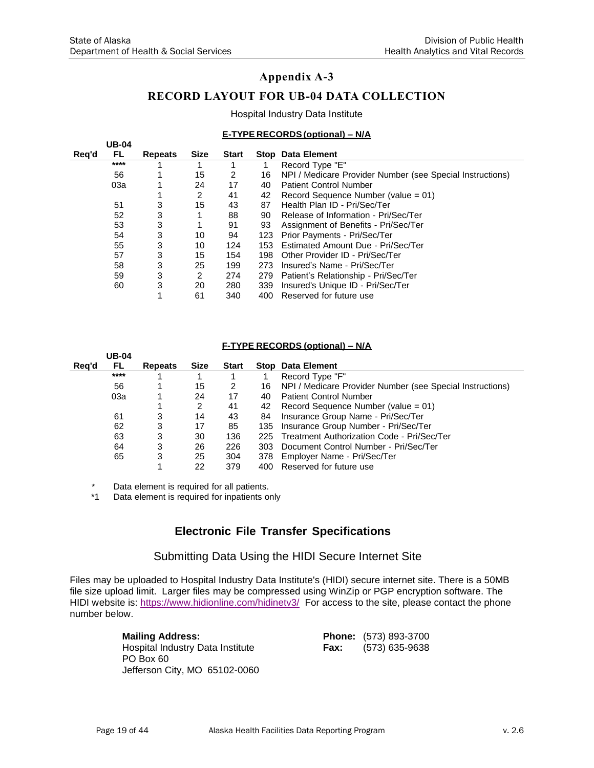# Appendix A-3

## RECORD LAYOUT FOR UB-04 DATA COLLECTION

Hospital Industry Data Institute

**E-TYPE RECORDS (optional) – N/A**

| Req'd | UB-04 FL | Repeats | Size | Start | Stop | Data Element |
|---|---|---|---|---|---|---|
| | **** | 1 | 1 | 1 | 1 | Record Type "E" |
| | 56 | 1 | 15 | 2 | 16 | NPI / Medicare Provider Number (see Special Instructions) |
| | 03a | 1 | 24 | 17 | 40 | Patient Control Number |
| | | 1 | 2 | 41 | 42 | Record Sequence Number (value = 01) |
| | 51 | 3 | 15 | 43 | 87 | Health Plan ID - Pri/Sec/Ter |
| | 52 | 3 | 1 | 88 | 90 | Release of Information - Pri/Sec/Ter |
| | 53 | 3 | 1 | 91 | 93 | Assignment of Benefits - Pri/Sec/Ter |
| | 54 | 3 | 10 | 94 | 123 | Prior Payments - Pri/Sec/Ter |
| | 55 | 3 | 10 | 124 | 153 | Estimated Amount Due - Pri/Sec/Ter |
| | 57 | 3 | 15 | 154 | 198 | Other Provider ID - Pri/Sec/Ter |
| | 58 | 3 | 25 | 199 | 273 | Insured's Name - Pri/Sec/Ter |
| | 59 | 3 | 2 | 274 | 279 | Patient's Relationship - Pri/Sec/Ter |
| | 60 | 3 | 20 | 280 | 339 | Insured's Unique ID - Pri/Sec/Ter |
| | | 1 | 61 | 340 | 400 | Reserved for future use |

**F-TYPE RECORDS (optional) – N/A**

| Req'd | UB-04 FL | Repeats | Size | Start | Stop | Data Element |
|---|---|---|---|---|---|---|
| | **** | 1 | 1 | 1 | 1 | Record Type "F" |
| | 56 | 1 | 15 | 2 | 16 | NPI / Medicare Provider Number (see Special Instructions) |
| | 03a | 1 | 24 | 17 | 40 | Patient Control Number |
| | | 1 | 2 | 41 | 42 | Record Sequence Number (value = 01) |
| | 61 | 3 | 14 | 43 | 84 | Insurance Group Name - Pri/Sec/Ter |
| | 62 | 3 | 17 | 85 | 135 | Insurance Group Number - Pri/Sec/Ter |
| | 63 | 3 | 30 | 136 | 225 | Treatment Authorization Code - Pri/Sec/Ter |
| | 64 | 3 | 26 | 226 | 303 | Document Control Number - Pri/Sec/Ter |
| | 65 | 3 | 25 | 304 | 378 | Employer Name - Pri/Sec/Ter |
| | | 1 | 22 | 379 | 400 | Reserved for future use |

\* Data element is required for all patients.

\*1 Data element is required for inpatients only

## Electronic File Transfer Specifications

### Submitting Data Using the HIDI Secure Internet Site

Files may be uploaded to Hospital Industry Data Institute's (HIDI) secure internet site. There is a 50MB file size upload limit. Larger files may be compressed using WinZip or PGP encryption software. The HIDI website is: https://www.hidionline.com/hidinetv3/ For access to the site, please contact the phone number below.

**Mailing Address:**
Hospital Industry Data Institute
PO Box 60
Jefferson City, MO 65102-0060

**Phone:** (573) 893-3700
**Fax:** (573) 635-9638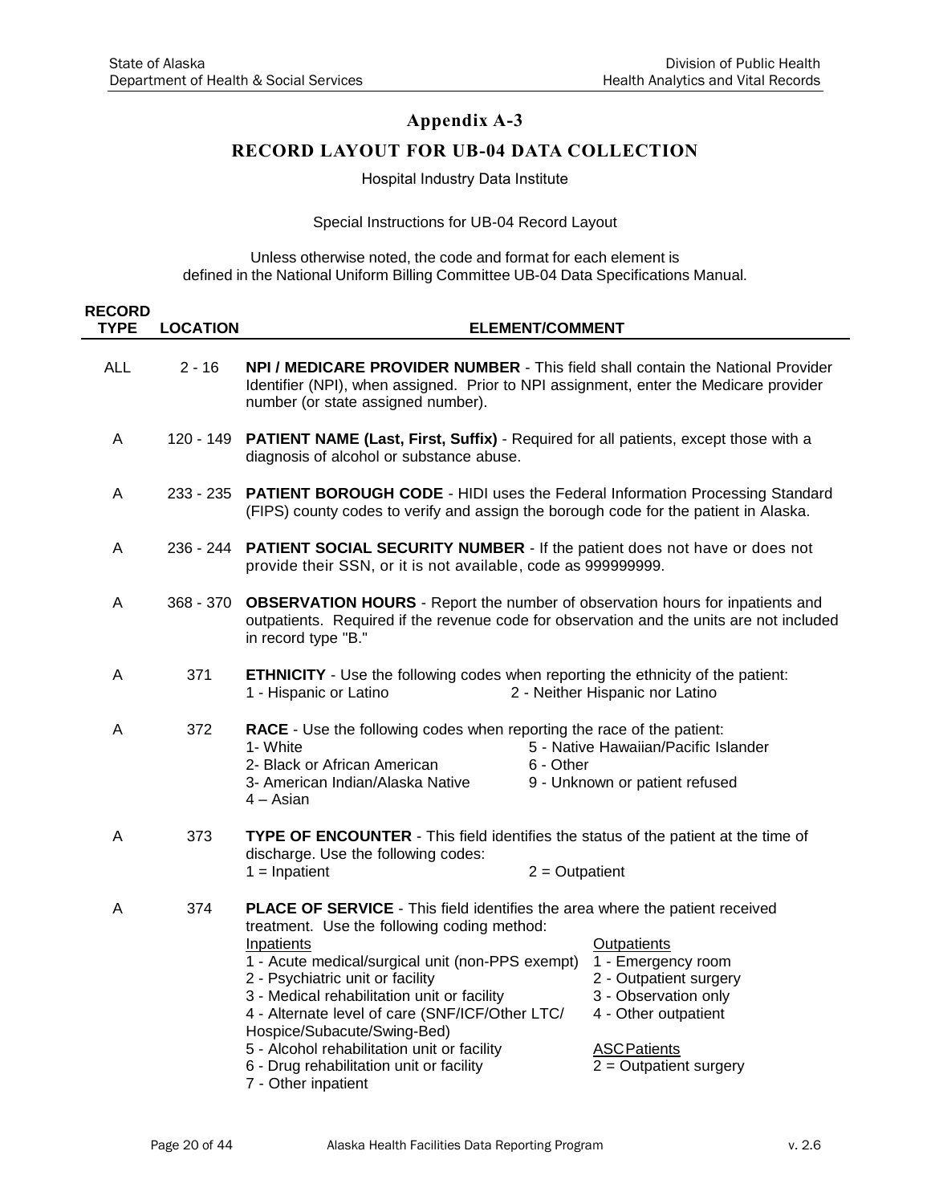## Appendix A-3

## RECORD LAYOUT FOR UB-04 DATA COLLECTION

Hospital Industry Data Institute

Special Instructions for UB-04 Record Layout

Unless otherwise noted, the code and format for each element is defined in the National Uniform Billing Committee UB-04 Data Specifications Manual.

| RECORD TYPE | LOCATION | ELEMENT/COMMENT |
|---|---|---|
| ALL | 2 - 16 | **NPI / MEDICARE PROVIDER NUMBER** - This field shall contain the National Provider Identifier (NPI), when assigned. Prior to NPI assignment, enter the Medicare provider number (or state assigned number). |
| A | 120 - 149 | **PATIENT NAME (Last, First, Suffix)** - Required for all patients, except those with a diagnosis of alcohol or substance abuse. |
| A | 233 - 235 | **PATIENT BOROUGH CODE** - HIDI uses the Federal Information Processing Standard (FIPS) county codes to verify and assign the borough code for the patient in Alaska. |
| A | 236 - 244 | **PATIENT SOCIAL SECURITY NUMBER** - If the patient does not have or does not provide their SSN, or it is not available, code as 999999999. |
| A | 368 - 370 | **OBSERVATION HOURS** - Report the number of observation hours for inpatients and outpatients. Required if the revenue code for observation and the units are not included in record type "B." |
| A | 371 | **ETHNICITY** - Use the following codes when reporting the ethnicity of the patient:<br>1 - Hispanic or Latino<br>2 - Neither Hispanic nor Latino |
| A | 372 | **RACE** - Use the following codes when reporting the race of the patient:<br>1- White<br>2- Black or African American<br>3- American Indian/Alaska Native<br>4 – Asian<br>5 - Native Hawaiian/Pacific Islander<br>6 - Other<br>9 - Unknown or patient refused |
| A | 373 | **TYPE OF ENCOUNTER** - This field identifies the status of the patient at the time of discharge. Use the following codes:<br>1 = Inpatient<br>2 = Outpatient |
| A | 374 | **PLACE OF SERVICE** - This field identifies the area where the patient received treatment. Use the following coding method:<br>Inpatients<br>1 - Acute medical/surgical unit (non-PPS exempt)<br>2 - Psychiatric unit or facility<br>3 - Medical rehabilitation unit or facility<br>4 - Alternate level of care (SNF/ICF/Other LTC/ Hospice/Subacute/Swing-Bed)<br>5 - Alcohol rehabilitation unit or facility<br>6 - Drug rehabilitation unit or facility<br>7 - Other inpatient<br>Outpatients<br>1 - Emergency room<br>2 - Outpatient surgery<br>3 - Observation only<br>4 - Other outpatient<br>ASC Patients<br>2 = Outpatient surgery |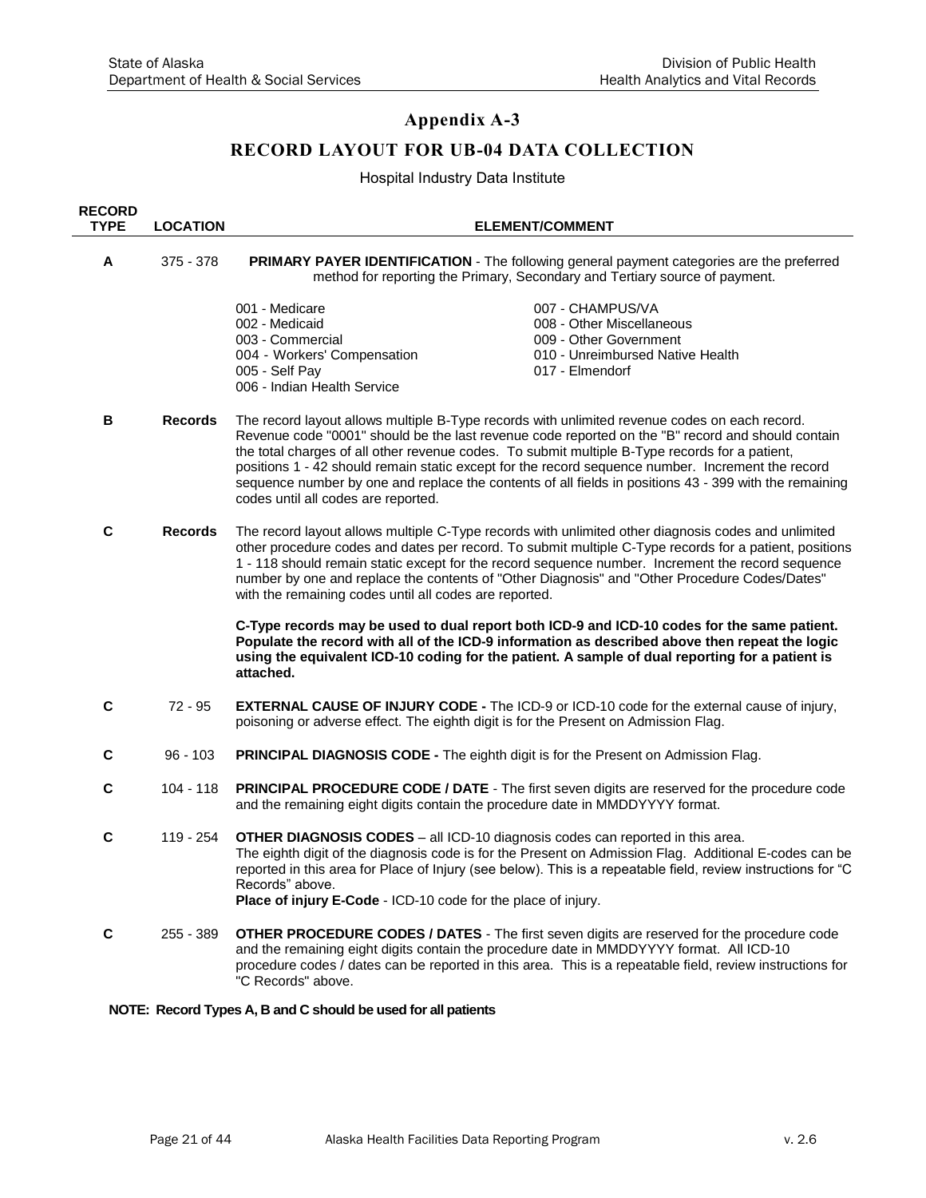# Appendix A-3

## RECORD LAYOUT FOR UB-04 DATA COLLECTION

Hospital Industry Data Institute

| RECORD TYPE | LOCATION | ELEMENT/COMMENT |
|---|---|---|
| A | 375 - 378 | **PRIMARY PAYER IDENTIFICATION** - The following general payment categories are the preferred method for reporting the Primary, Secondary and Tertiary source of payment.<br><br>001 - Medicare<br>002 - Medicaid<br>003 - Commercial<br>004 - Workers' Compensation<br>005 - Self Pay<br>006 - Indian Health Service<br>007 - CHAMPUS/VA<br>008 - Other Miscellaneous<br>009 - Other Government<br>010 - Unreimbursed Native Health<br>017 - Elmendorf |
| B | **Records** | The record layout allows multiple B-Type records with unlimited revenue codes on each record. Revenue code "0001" should be the last revenue code reported on the "B" record and should contain the total charges of all other revenue codes. To submit multiple B-Type records for a patient, positions 1 - 42 should remain static except for the record sequence number. Increment the record sequence number by one and replace the contents of all fields in positions 43 - 399 with the remaining codes until all codes are reported. |
| C | **Records** | The record layout allows multiple C-Type records with unlimited other diagnosis codes and unlimited other procedure codes and dates per record. To submit multiple C-Type records for a patient, positions 1 - 118 should remain static except for the record sequence number. Increment the record sequence number by one and replace the contents of "Other Diagnosis" and "Other Procedure Codes/Dates" with the remaining codes until all codes are reported.<br><br>**C-Type records may be used to dual report both ICD-9 and ICD-10 codes for the same patient. Populate the record with all of the ICD-9 information as described above then repeat the logic using the equivalent ICD-10 coding for the patient. A sample of dual reporting for a patient is attached.** |
| C | 72 - 95 | **EXTERNAL CAUSE OF INJURY CODE -** The ICD-9 or ICD-10 code for the external cause of injury, poisoning or adverse effect. The eighth digit is for the Present on Admission Flag. |
| C | 96 - 103 | **PRINCIPAL DIAGNOSIS CODE -** The eighth digit is for the Present on Admission Flag. |
| C | 104 - 118 | **PRINCIPAL PROCEDURE CODE / DATE** - The first seven digits are reserved for the procedure code and the remaining eight digits contain the procedure date in MMDDYYYY format. |
| C | 119 - 254 | **OTHER DIAGNOSIS CODES** – all ICD-10 diagnosis codes can reported in this area. The eighth digit of the diagnosis code is for the Present on Admission Flag. Additional E-codes can be reported in this area for Place of Injury (see below). This is a repeatable field, review instructions for "C Records" above.<br>**Place of injury E-Code** - ICD-10 code for the place of injury. |
| C | 255 - 389 | **OTHER PROCEDURE CODES / DATES** - The first seven digits are reserved for the procedure code and the remaining eight digits contain the procedure date in MMDDYYYY format. All ICD-10 procedure codes / dates can be reported in this area. This is a repeatable field, review instructions for "C Records" above. |

**NOTE: Record Types A, B and C should be used for all patients**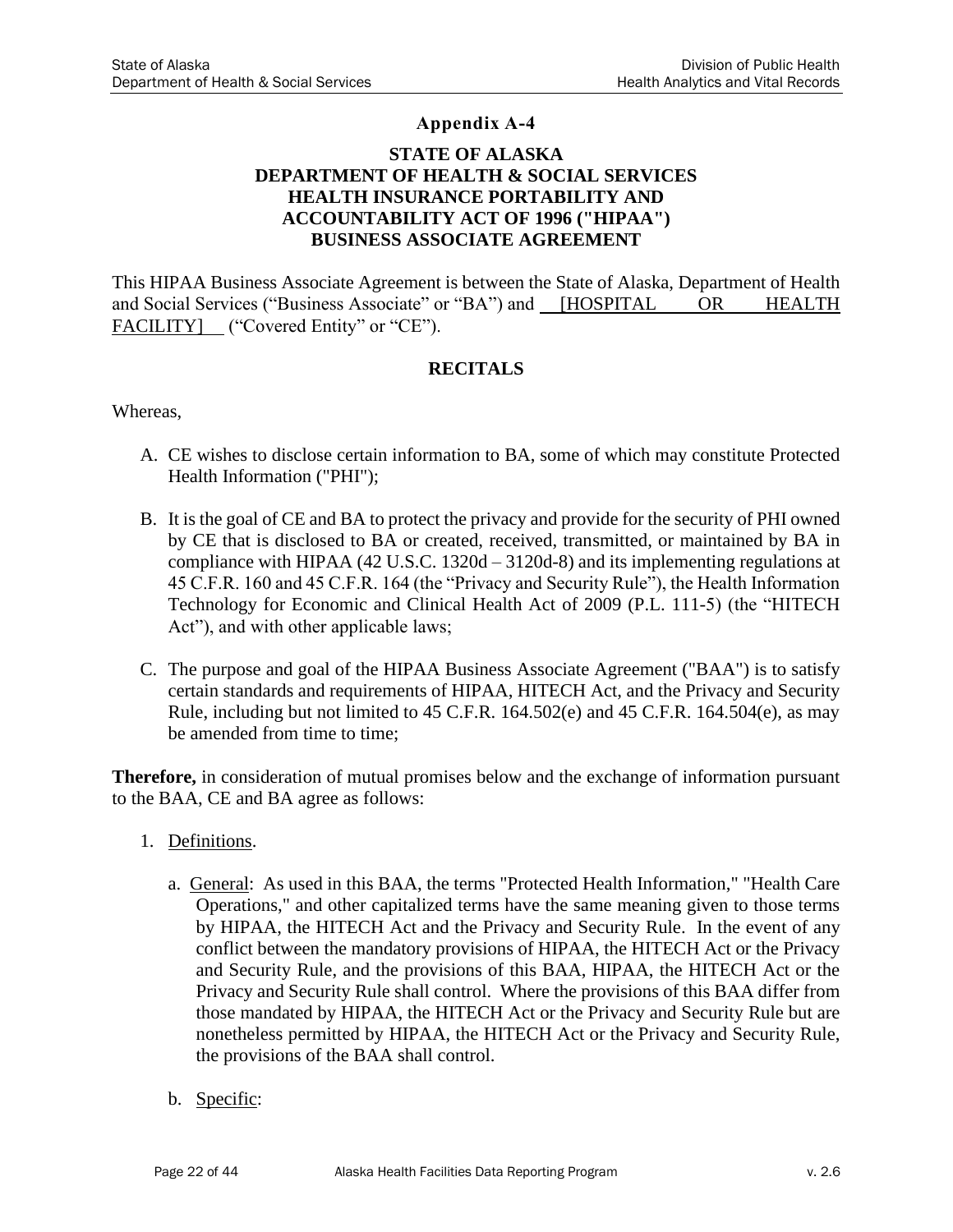# Appendix A-4

## STATE OF ALASKA
## DEPARTMENT OF HEALTH & SOCIAL SERVICES
## HEALTH INSURANCE PORTABILITY AND ACCOUNTABILITY ACT OF 1996 ("HIPAA") BUSINESS ASSOCIATE AGREEMENT

This HIPAA Business Associate Agreement is between the State of Alaska, Department of Health and Social Services ("Business Associate" or "BA") and [HOSPITAL OR HEALTH FACILITY] ("Covered Entity" or "CE").

## RECITALS

Whereas,

A. CE wishes to disclose certain information to BA, some of which may constitute Protected Health Information ("PHI");

B. It is the goal of CE and BA to protect the privacy and provide for the security of PHI owned by CE that is disclosed to BA or created, received, transmitted, or maintained by BA in compliance with HIPAA (42 U.S.C. 1320d – 3120d-8) and its implementing regulations at 45 C.F.R. 160 and 45 C.F.R. 164 (the "Privacy and Security Rule"), the Health Information Technology for Economic and Clinical Health Act of 2009 (P.L. 111-5) (the "HITECH Act"), and with other applicable laws;

C. The purpose and goal of the HIPAA Business Associate Agreement ("BAA") is to satisfy certain standards and requirements of HIPAA, HITECH Act, and the Privacy and Security Rule, including but not limited to 45 C.F.R. 164.502(e) and 45 C.F.R. 164.504(e), as may be amended from time to time;

**Therefore,** in consideration of mutual promises below and the exchange of information pursuant to the BAA, CE and BA agree as follows:

1. Definitions.

   a. General: As used in this BAA, the terms "Protected Health Information," "Health Care Operations," and other capitalized terms have the same meaning given to those terms by HIPAA, the HITECH Act and the Privacy and Security Rule. In the event of any conflict between the mandatory provisions of HIPAA, the HITECH Act or the Privacy and Security Rule, and the provisions of this BAA, HIPAA, the HITECH Act or the Privacy and Security Rule shall control. Where the provisions of this BAA differ from those mandated by HIPAA, the HITECH Act or the Privacy and Security Rule but are nonetheless permitted by HIPAA, the HITECH Act or the Privacy and Security Rule, the provisions of the BAA shall control.

   b. Specific: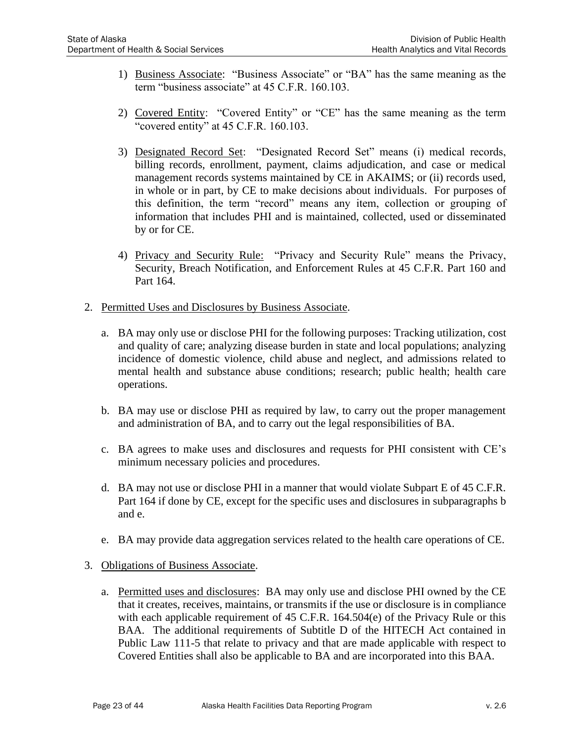1) <u>Business Associate</u>: "Business Associate" or "BA" has the same meaning as the term "business associate" at 45 C.F.R. 160.103.

2) <u>Covered Entity</u>: "Covered Entity" or "CE" has the same meaning as the term "covered entity" at 45 C.F.R. 160.103.

3) <u>Designated Record Set</u>: "Designated Record Set" means (i) medical records, billing records, enrollment, payment, claims adjudication, and case or medical management records systems maintained by CE in AKAIMS; or (ii) records used, in whole or in part, by CE to make decisions about individuals. For purposes of this definition, the term "record" means any item, collection or grouping of information that includes PHI and is maintained, collected, used or disseminated by or for CE.

4) <u>Privacy and Security Rule:</u> "Privacy and Security Rule" means the Privacy, Security, Breach Notification, and Enforcement Rules at 45 C.F.R. Part 160 and Part 164.

2. <u>Permitted Uses and Disclosures by Business Associate</u>.

   a. BA may only use or disclose PHI for the following purposes: Tracking utilization, cost and quality of care; analyzing disease burden in state and local populations; analyzing incidence of domestic violence, child abuse and neglect, and admissions related to mental health and substance abuse conditions; research; public health; health care operations.

   b. BA may use or disclose PHI as required by law, to carry out the proper management and administration of BA, and to carry out the legal responsibilities of BA.

   c. BA agrees to make uses and disclosures and requests for PHI consistent with CE's minimum necessary policies and procedures.

   d. BA may not use or disclose PHI in a manner that would violate Subpart E of 45 C.F.R. Part 164 if done by CE, except for the specific uses and disclosures in subparagraphs b and e.

   e. BA may provide data aggregation services related to the health care operations of CE.

3. <u>Obligations of Business Associate</u>.

   a. <u>Permitted uses and disclosures</u>: BA may only use and disclose PHI owned by the CE that it creates, receives, maintains, or transmits if the use or disclosure is in compliance with each applicable requirement of 45 C.F.R. 164.504(e) of the Privacy Rule or this BAA. The additional requirements of Subtitle D of the HITECH Act contained in Public Law 111-5 that relate to privacy and that are made applicable with respect to Covered Entities shall also be applicable to BA and are incorporated into this BAA.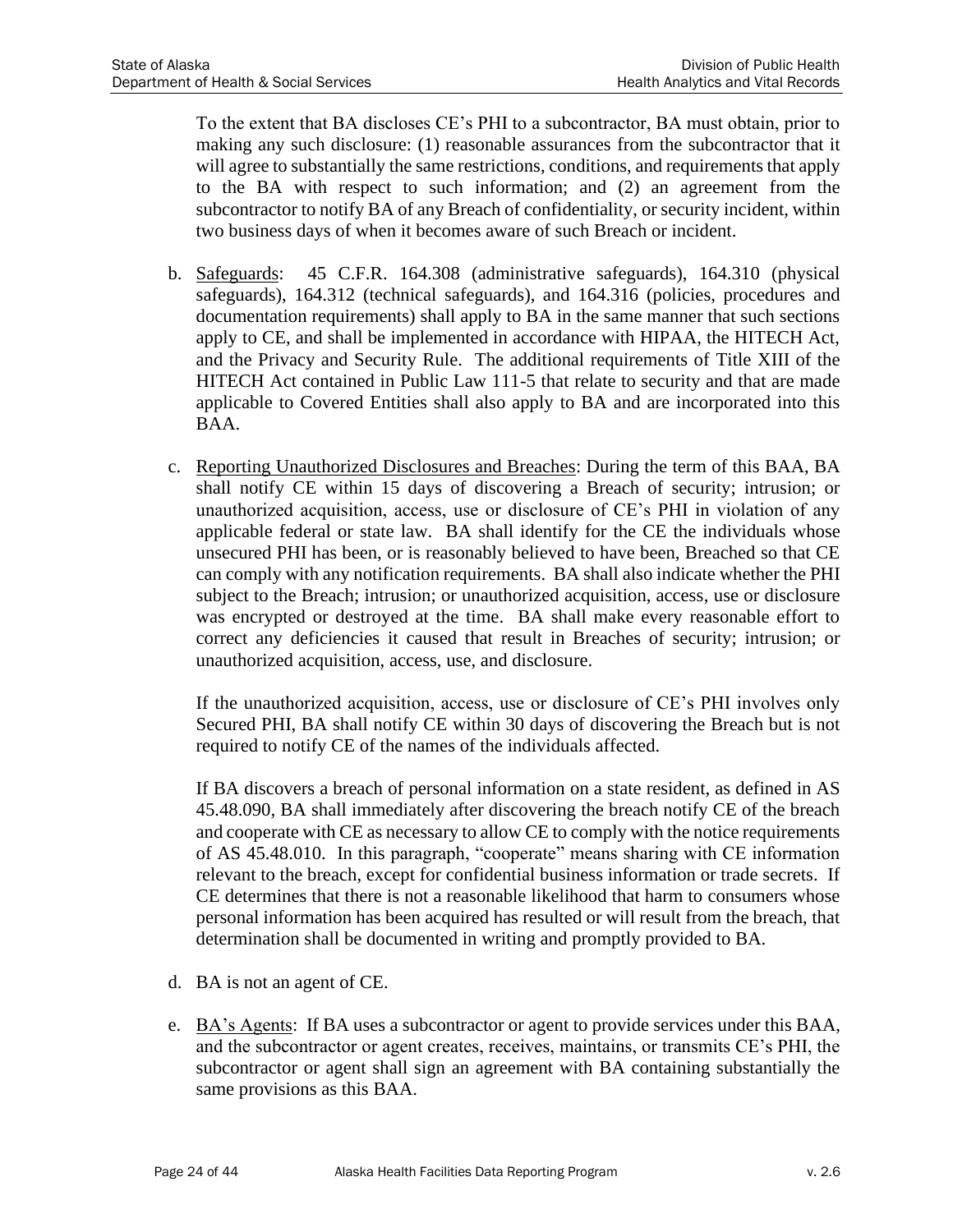To the extent that BA discloses CE's PHI to a subcontractor, BA must obtain, prior to making any such disclosure: (1) reasonable assurances from the subcontractor that it will agree to substantially the same restrictions, conditions, and requirements that apply to the BA with respect to such information; and (2) an agreement from the subcontractor to notify BA of any Breach of confidentiality, or security incident, within two business days of when it becomes aware of such Breach or incident.

b. Safeguards: 45 C.F.R. 164.308 (administrative safeguards), 164.310 (physical safeguards), 164.312 (technical safeguards), and 164.316 (policies, procedures and documentation requirements) shall apply to BA in the same manner that such sections apply to CE, and shall be implemented in accordance with HIPAA, the HITECH Act, and the Privacy and Security Rule. The additional requirements of Title XIII of the HITECH Act contained in Public Law 111-5 that relate to security and that are made applicable to Covered Entities shall also apply to BA and are incorporated into this BAA.

c. Reporting Unauthorized Disclosures and Breaches: During the term of this BAA, BA shall notify CE within 15 days of discovering a Breach of security; intrusion; or unauthorized acquisition, access, use or disclosure of CE's PHI in violation of any applicable federal or state law. BA shall identify for the CE the individuals whose unsecured PHI has been, or is reasonably believed to have been, Breached so that CE can comply with any notification requirements. BA shall also indicate whether the PHI subject to the Breach; intrusion; or unauthorized acquisition, access, use or disclosure was encrypted or destroyed at the time. BA shall make every reasonable effort to correct any deficiencies it caused that result in Breaches of security; intrusion; or unauthorized acquisition, access, use, and disclosure.

   If the unauthorized acquisition, access, use or disclosure of CE's PHI involves only Secured PHI, BA shall notify CE within 30 days of discovering the Breach but is not required to notify CE of the names of the individuals affected.

   If BA discovers a breach of personal information on a state resident, as defined in AS 45.48.090, BA shall immediately after discovering the breach notify CE of the breach and cooperate with CE as necessary to allow CE to comply with the notice requirements of AS 45.48.010. In this paragraph, "cooperate" means sharing with CE information relevant to the breach, except for confidential business information or trade secrets. If CE determines that there is not a reasonable likelihood that harm to consumers whose personal information has been acquired has resulted or will result from the breach, that determination shall be documented in writing and promptly provided to BA.

d. BA is not an agent of CE.

e. BA's Agents: If BA uses a subcontractor or agent to provide services under this BAA, and the subcontractor or agent creates, receives, maintains, or transmits CE's PHI, the subcontractor or agent shall sign an agreement with BA containing substantially the same provisions as this BAA.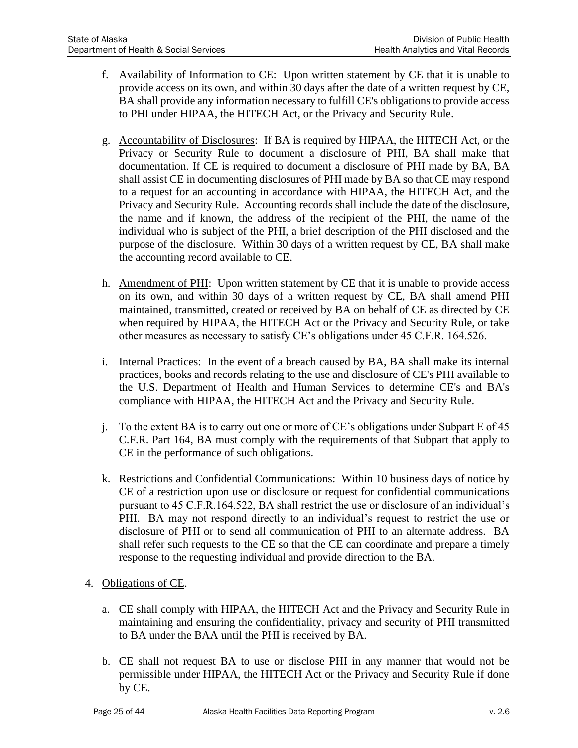f. Availability of Information to CE: Upon written statement by CE that it is unable to provide access on its own, and within 30 days after the date of a written request by CE, BA shall provide any information necessary to fulfill CE's obligations to provide access to PHI under HIPAA, the HITECH Act, or the Privacy and Security Rule.

g. Accountability of Disclosures: If BA is required by HIPAA, the HITECH Act, or the Privacy or Security Rule to document a disclosure of PHI, BA shall make that documentation. If CE is required to document a disclosure of PHI made by BA, BA shall assist CE in documenting disclosures of PHI made by BA so that CE may respond to a request for an accounting in accordance with HIPAA, the HITECH Act, and the Privacy and Security Rule. Accounting records shall include the date of the disclosure, the name and if known, the address of the recipient of the PHI, the name of the individual who is subject of the PHI, a brief description of the PHI disclosed and the purpose of the disclosure. Within 30 days of a written request by CE, BA shall make the accounting record available to CE.

h. Amendment of PHI: Upon written statement by CE that it is unable to provide access on its own, and within 30 days of a written request by CE, BA shall amend PHI maintained, transmitted, created or received by BA on behalf of CE as directed by CE when required by HIPAA, the HITECH Act or the Privacy and Security Rule, or take other measures as necessary to satisfy CE's obligations under 45 C.F.R. 164.526.

i. Internal Practices: In the event of a breach caused by BA, BA shall make its internal practices, books and records relating to the use and disclosure of CE's PHI available to the U.S. Department of Health and Human Services to determine CE's and BA's compliance with HIPAA, the HITECH Act and the Privacy and Security Rule.

j. To the extent BA is to carry out one or more of CE's obligations under Subpart E of 45 C.F.R. Part 164, BA must comply with the requirements of that Subpart that apply to CE in the performance of such obligations.

k. Restrictions and Confidential Communications: Within 10 business days of notice by CE of a restriction upon use or disclosure or request for confidential communications pursuant to 45 C.F.R.164.522, BA shall restrict the use or disclosure of an individual's PHI. BA may not respond directly to an individual's request to restrict the use or disclosure of PHI or to send all communication of PHI to an alternate address. BA shall refer such requests to the CE so that the CE can coordinate and prepare a timely response to the requesting individual and provide direction to the BA.

4. Obligations of CE.

   a. CE shall comply with HIPAA, the HITECH Act and the Privacy and Security Rule in maintaining and ensuring the confidentiality, privacy and security of PHI transmitted to BA under the BAA until the PHI is received by BA.

   b. CE shall not request BA to use or disclose PHI in any manner that would not be permissible under HIPAA, the HITECH Act or the Privacy and Security Rule if done by CE.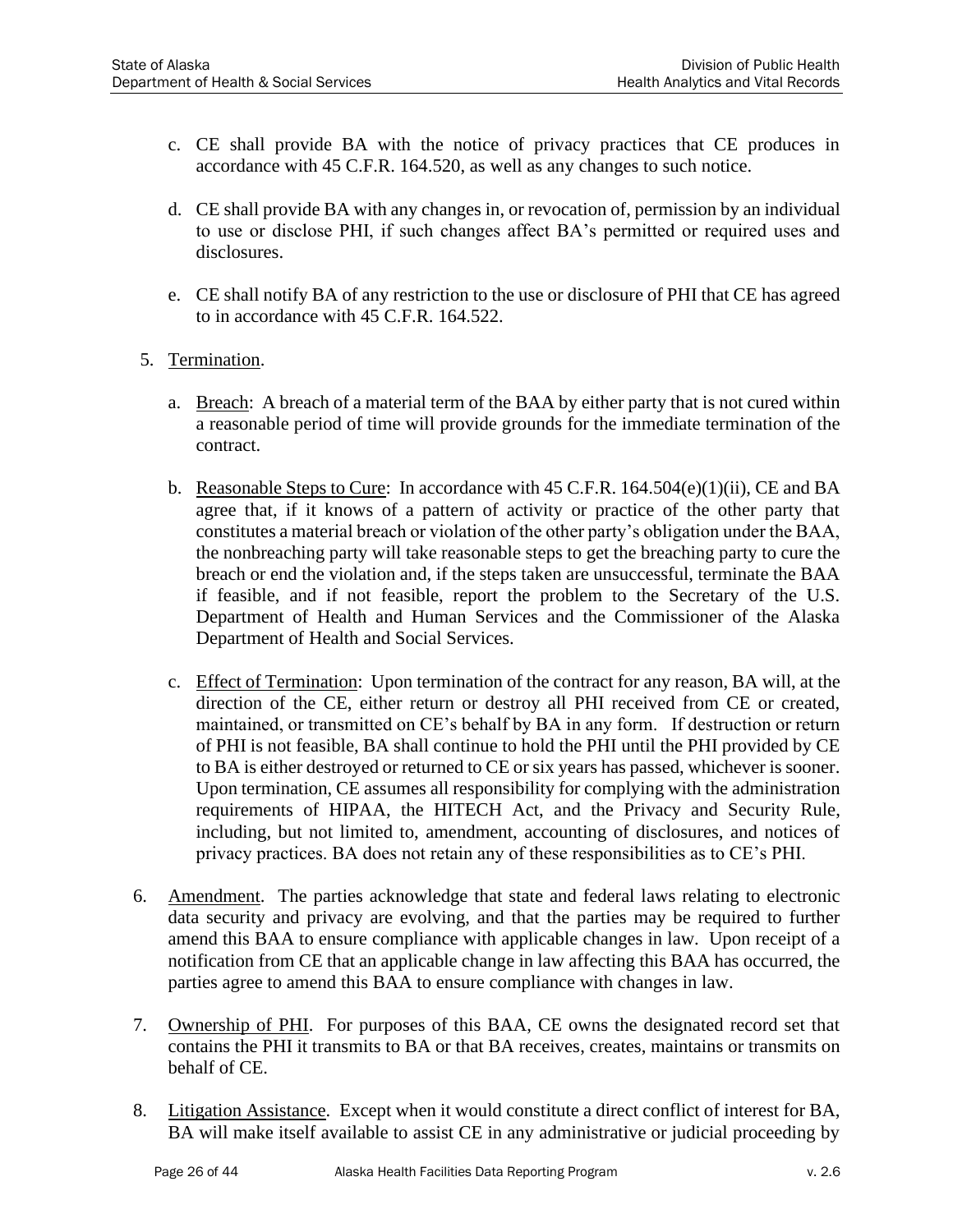c. CE shall provide BA with the notice of privacy practices that CE produces in accordance with 45 C.F.R. 164.520, as well as any changes to such notice.

d. CE shall provide BA with any changes in, or revocation of, permission by an individual to use or disclose PHI, if such changes affect BA's permitted or required uses and disclosures.

e. CE shall notify BA of any restriction to the use or disclosure of PHI that CE has agreed to in accordance with 45 C.F.R. 164.522.

5. Termination.

   a. Breach: A breach of a material term of the BAA by either party that is not cured within a reasonable period of time will provide grounds for the immediate termination of the contract.

   b. Reasonable Steps to Cure: In accordance with 45 C.F.R. 164.504(e)(1)(ii), CE and BA agree that, if it knows of a pattern of activity or practice of the other party that constitutes a material breach or violation of the other party's obligation under the BAA, the nonbreaching party will take reasonable steps to get the breaching party to cure the breach or end the violation and, if the steps taken are unsuccessful, terminate the BAA if feasible, and if not feasible, report the problem to the Secretary of the U.S. Department of Health and Human Services and the Commissioner of the Alaska Department of Health and Social Services.

   c. Effect of Termination: Upon termination of the contract for any reason, BA will, at the direction of the CE, either return or destroy all PHI received from CE or created, maintained, or transmitted on CE's behalf by BA in any form. If destruction or return of PHI is not feasible, BA shall continue to hold the PHI until the PHI provided by CE to BA is either destroyed or returned to CE or six years has passed, whichever is sooner. Upon termination, CE assumes all responsibility for complying with the administration requirements of HIPAA, the HITECH Act, and the Privacy and Security Rule, including, but not limited to, amendment, accounting of disclosures, and notices of privacy practices. BA does not retain any of these responsibilities as to CE's PHI.

6. Amendment. The parties acknowledge that state and federal laws relating to electronic data security and privacy are evolving, and that the parties may be required to further amend this BAA to ensure compliance with applicable changes in law. Upon receipt of a notification from CE that an applicable change in law affecting this BAA has occurred, the parties agree to amend this BAA to ensure compliance with changes in law.

7. Ownership of PHI. For purposes of this BAA, CE owns the designated record set that contains the PHI it transmits to BA or that BA receives, creates, maintains or transmits on behalf of CE.

8. Litigation Assistance. Except when it would constitute a direct conflict of interest for BA, BA will make itself available to assist CE in any administrative or judicial proceeding by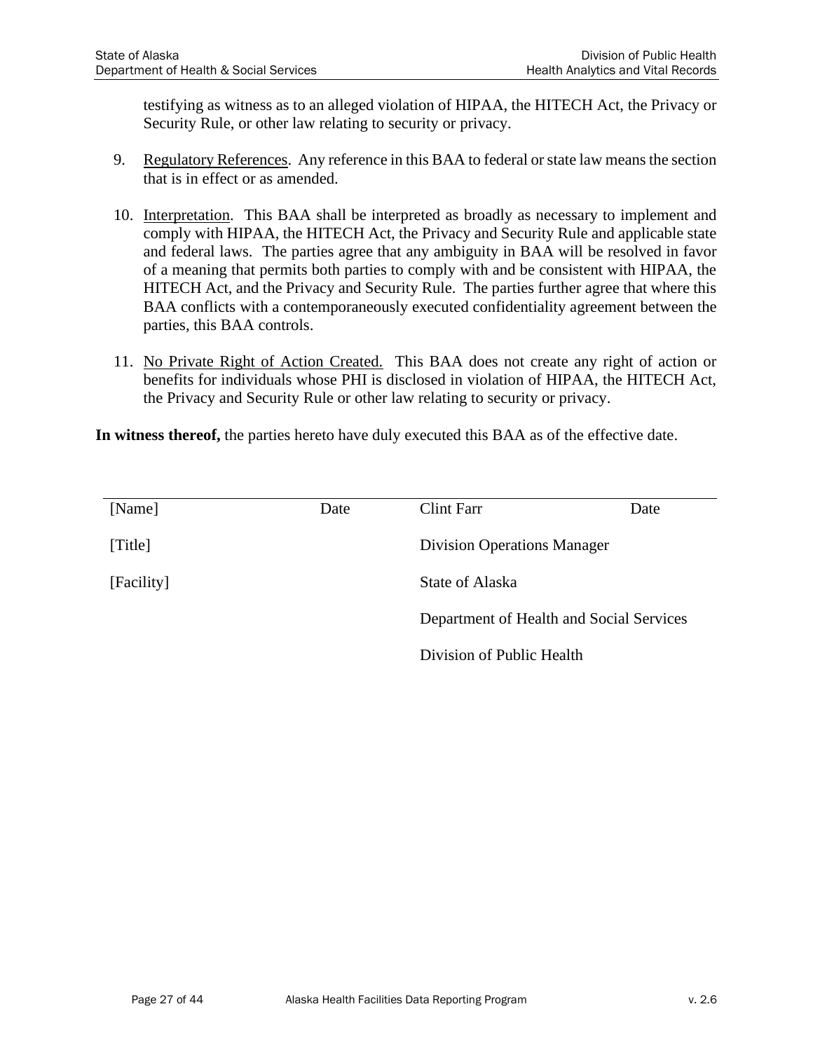testifying as witness as to an alleged violation of HIPAA, the HITECH Act, the Privacy or Security Rule, or other law relating to security or privacy.

9. Regulatory References. Any reference in this BAA to federal or state law means the section that is in effect or as amended.

10. Interpretation. This BAA shall be interpreted as broadly as necessary to implement and comply with HIPAA, the HITECH Act, the Privacy and Security Rule and applicable state and federal laws. The parties agree that any ambiguity in BAA will be resolved in favor of a meaning that permits both parties to comply with and be consistent with HIPAA, the HITECH Act, and the Privacy and Security Rule. The parties further agree that where this BAA conflicts with a contemporaneously executed confidentiality agreement between the parties, this BAA controls.

11. No Private Right of Action Created. This BAA does not create any right of action or benefits for individuals whose PHI is disclosed in violation of HIPAA, the HITECH Act, the Privacy and Security Rule or other law relating to security or privacy.

**In witness thereof,** the parties hereto have duly executed this BAA as of the effective date.

| [Name] | Date | Clint Farr | Date |
|---|---|---|---|
| [Title] | | Division Operations Manager | |
| [Facility] | | State of Alaska | |
| | | Department of Health and Social Services | |
| | | Division of Public Health | |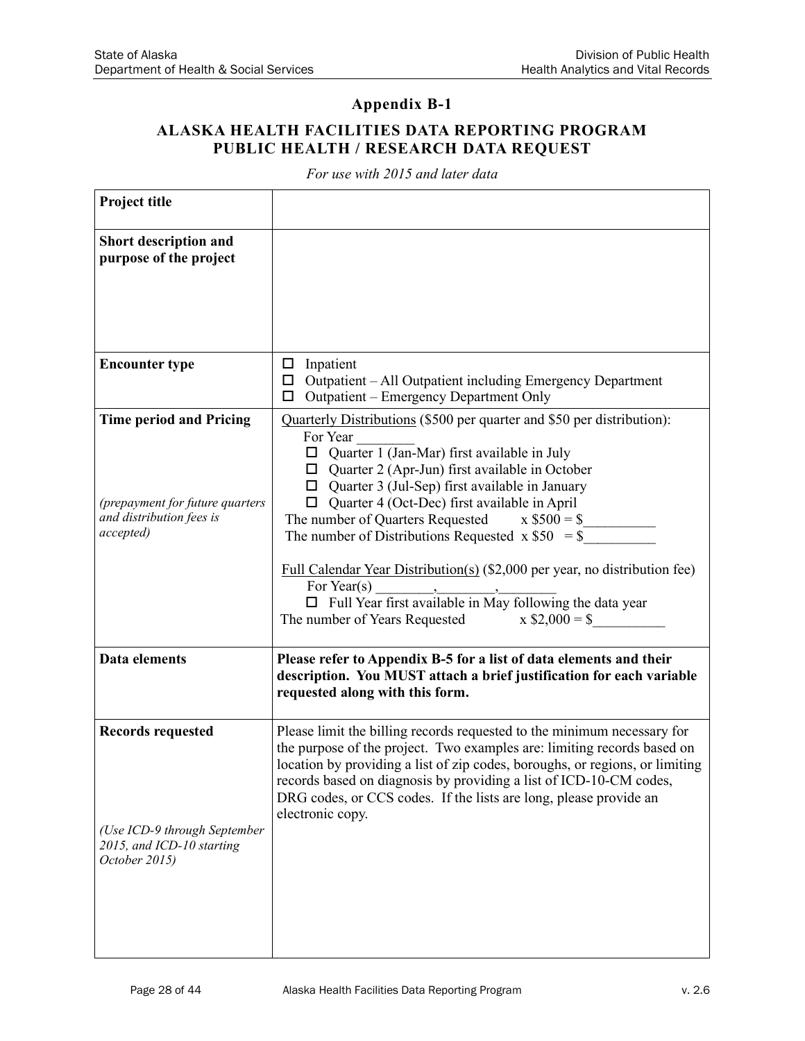## Appendix B-1

## ALASKA HEALTH FACILITIES DATA REPORTING PROGRAM PUBLIC HEALTH / RESEARCH DATA REQUEST

*For use with 2015 and later data*

| | |
|---|---|
| **Project title** | |
| **Short description and purpose of the project** | |
| **Encounter type** | ☐ Inpatient<br>☐ Outpatient – All Outpatient including Emergency Department<br>☐ Outpatient – Emergency Department Only |
| **Time period and Pricing**<br><br>*(prepayment for future quarters and distribution fees is accepted)* | Quarterly Distributions ($500 per quarter and $50 per distribution):<br>For Year ________<br>☐ Quarter 1 (Jan-Mar) first available in July<br>☐ Quarter 2 (Apr-Jun) first available in October<br>☐ Quarter 3 (Jul-Sep) first available in January<br>☐ Quarter 4 (Oct-Dec) first available in April<br>The number of Quarters Requested x $500 = $__________<br>The number of Distributions Requested x $50 = $__________<br><br>Full Calendar Year Distribution(s) ($2,000 per year, no distribution fee)<br>For Year(s) ________,________,________<br>☐ Full Year first available in May following the data year<br>The number of Years Requested x $2,000 = $__________ |
| **Data elements** | **Please refer to Appendix B-5 for a list of data elements and their description. You MUST attach a brief justification for each variable requested along with this form.** |
| **Records requested**<br><br>*(Use ICD-9 through September 2015, and ICD-10 starting October 2015)* | Please limit the billing records requested to the minimum necessary for the purpose of the project. Two examples are: limiting records based on location by providing a list of zip codes, boroughs, or regions, or limiting records based on diagnosis by providing a list of ICD-10-CM codes, DRG codes, or CCS codes. If the lists are long, please provide an electronic copy. |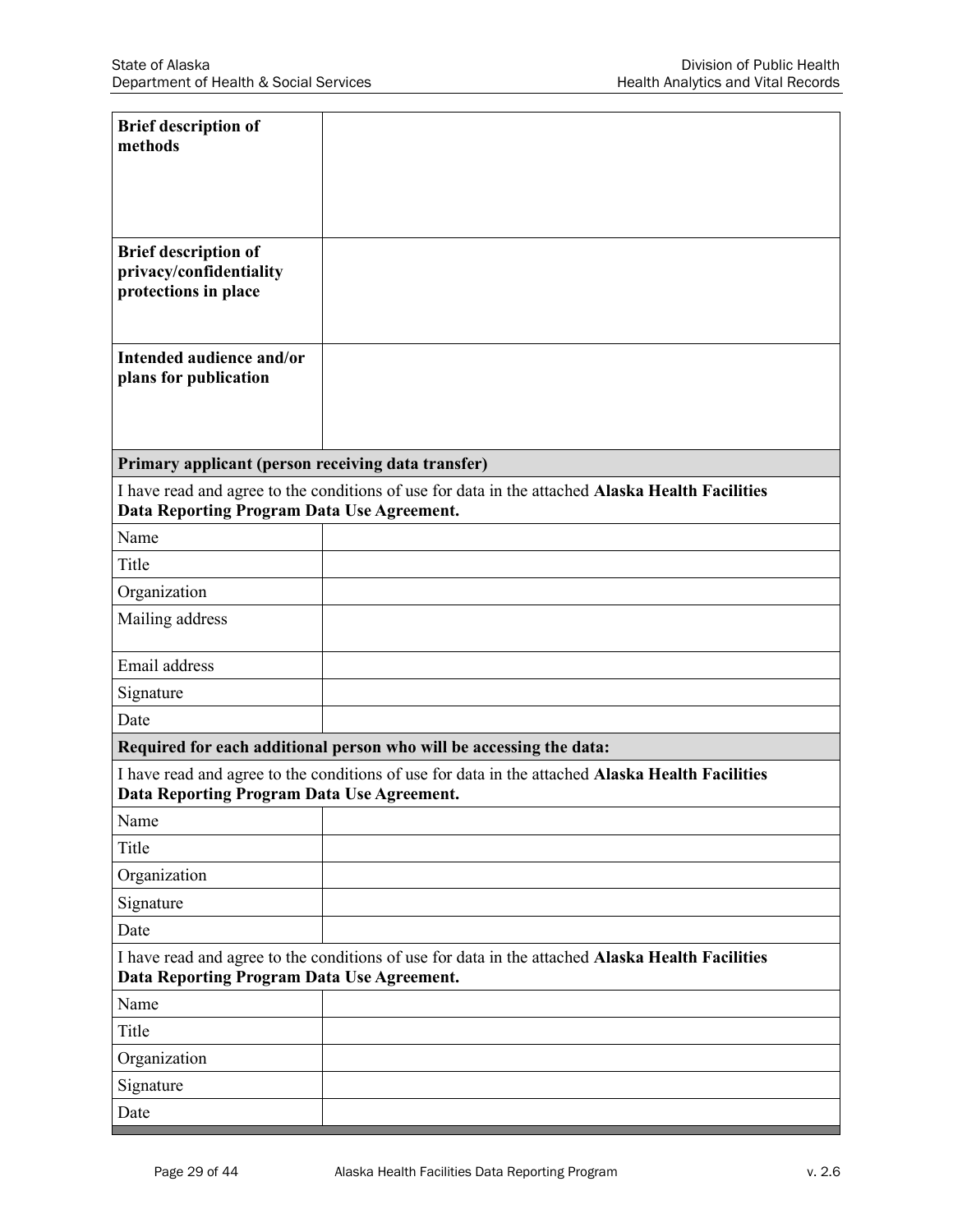| | |
|---|---|
| **Brief description of methods** | |
| **Brief description of privacy/confidentiality protections in place** | |
| **Intended audience and/or plans for publication** | |
| **Primary applicant (person receiving data transfer)** | |
| I have read and agree to the conditions of use for data in the attached **Alaska Health Facilities Data Reporting Program Data Use Agreement.** | |
| Name | |
| Title | |
| Organization | |
| Mailing address | |
| Email address | |
| Signature | |
| Date | |
| **Required for each additional person who will be accessing the data:** | |
| I have read and agree to the conditions of use for data in the attached **Alaska Health Facilities Data Reporting Program Data Use Agreement.** | |
| Name | |
| Title | |
| Organization | |
| Signature | |
| Date | |
| I have read and agree to the conditions of use for data in the attached **Alaska Health Facilities Data Reporting Program Data Use Agreement.** | |
| Name | |
| Title | |
| Organization | |
| Signature | |
| Date | |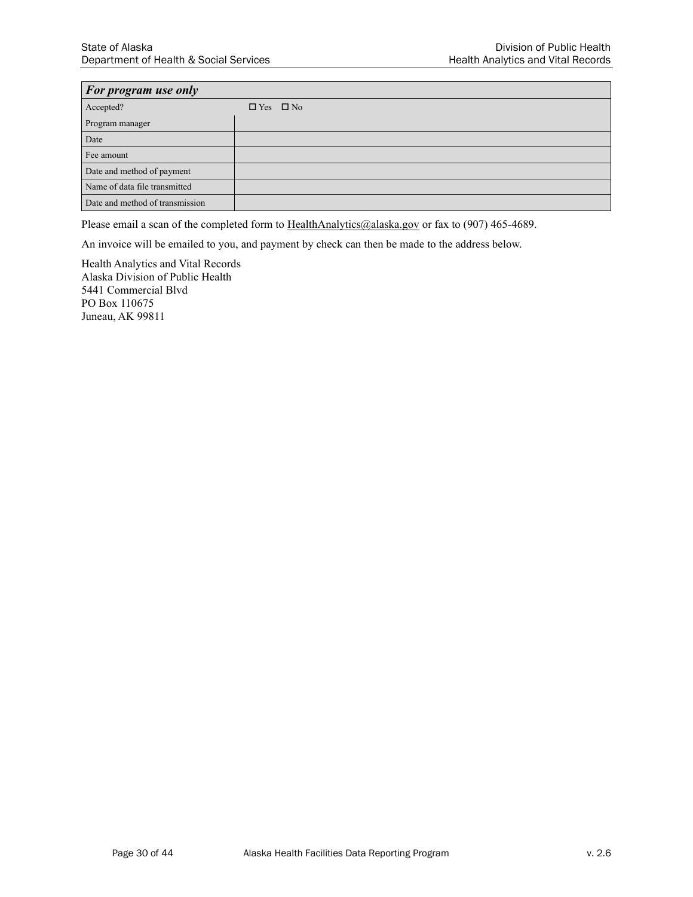| *For program use only* | |
|---|---|
| Accepted? | ☐ Yes ☐ No |
| Program manager | |
| Date | |
| Fee amount | |
| Date and method of payment | |
| Name of data file transmitted | |
| Date and method of transmission | |

Please email a scan of the completed form to HealthAnalytics@alaska.gov or fax to (907) 465-4689.

An invoice will be emailed to you, and payment by check can then be made to the address below.

Health Analytics and Vital Records
Alaska Division of Public Health
5441 Commercial Blvd
PO Box 110675
Juneau, AK 99811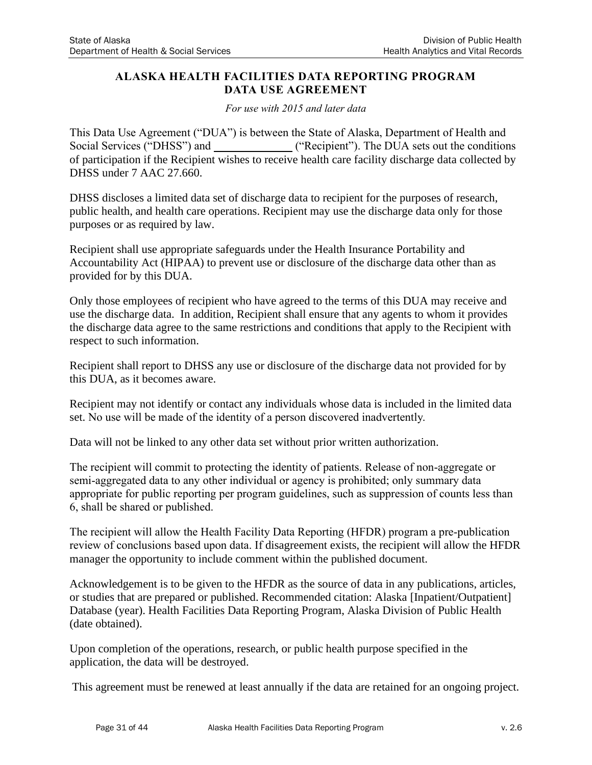# ALASKA HEALTH FACILITIES DATA REPORTING PROGRAM
# DATA USE AGREEMENT

*For use with 2015 and later data*

This Data Use Agreement ("DUA") is between the State of Alaska, Department of Health and Social Services ("DHSS") and ______________ ("Recipient"). The DUA sets out the conditions of participation if the Recipient wishes to receive health care facility discharge data collected by DHSS under 7 AAC 27.660.

DHSS discloses a limited data set of discharge data to recipient for the purposes of research, public health, and health care operations. Recipient may use the discharge data only for those purposes or as required by law.

Recipient shall use appropriate safeguards under the Health Insurance Portability and Accountability Act (HIPAA) to prevent use or disclosure of the discharge data other than as provided for by this DUA.

Only those employees of recipient who have agreed to the terms of this DUA may receive and use the discharge data. In addition, Recipient shall ensure that any agents to whom it provides the discharge data agree to the same restrictions and conditions that apply to the Recipient with respect to such information.

Recipient shall report to DHSS any use or disclosure of the discharge data not provided for by this DUA, as it becomes aware.

Recipient may not identify or contact any individuals whose data is included in the limited data set. No use will be made of the identity of a person discovered inadvertently.

Data will not be linked to any other data set without prior written authorization.

The recipient will commit to protecting the identity of patients. Release of non-aggregate or semi-aggregated data to any other individual or agency is prohibited; only summary data appropriate for public reporting per program guidelines, such as suppression of counts less than 6, shall be shared or published.

The recipient will allow the Health Facility Data Reporting (HFDR) program a pre-publication review of conclusions based upon data. If disagreement exists, the recipient will allow the HFDR manager the opportunity to include comment within the published document.

Acknowledgement is to be given to the HFDR as the source of data in any publications, articles, or studies that are prepared or published. Recommended citation: Alaska [Inpatient/Outpatient] Database (year). Health Facilities Data Reporting Program, Alaska Division of Public Health (date obtained).

Upon completion of the operations, research, or public health purpose specified in the application, the data will be destroyed.

This agreement must be renewed at least annually if the data are retained for an ongoing project.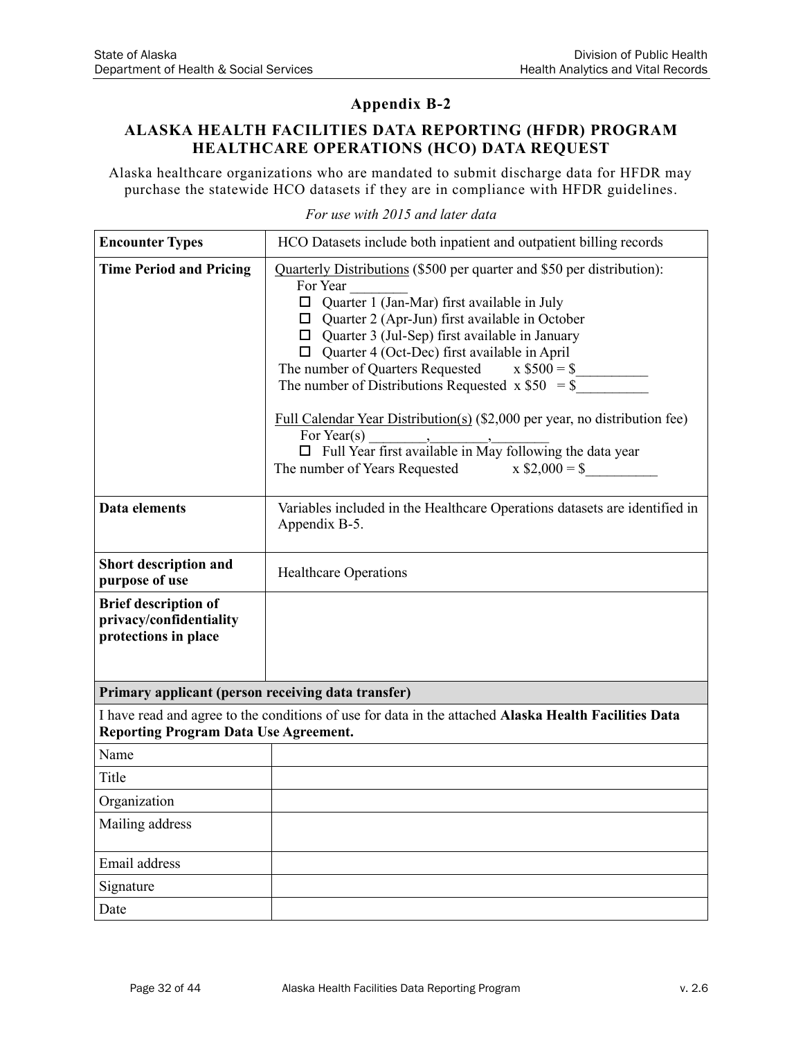## Appendix B-2

### ALASKA HEALTH FACILITIES DATA REPORTING (HFDR) PROGRAM HEALTHCARE OPERATIONS (HCO) DATA REQUEST

Alaska healthcare organizations who are mandated to submit discharge data for HFDR may purchase the statewide HCO datasets if they are in compliance with HFDR guidelines.

*For use with 2015 and later data*

| | |
|---|---|
| **Encounter Types** | HCO Datasets include both inpatient and outpatient billing records |
| **Time Period and Pricing** | Quarterly Distributions ($500 per quarter and $50 per distribution):<br>For Year ________<br>☐ Quarter 1 (Jan-Mar) first available in July<br>☐ Quarter 2 (Apr-Jun) first available in October<br>☐ Quarter 3 (Jul-Sep) first available in January<br>☐ Quarter 4 (Oct-Dec) first available in April<br>The number of Quarters Requested x $500 = $__________<br>The number of Distributions Requested x $50 = $__________<br><br>Full Calendar Year Distribution(s) ($2,000 per year, no distribution fee)<br>For Year(s) ________,________,________<br>☐ Full Year first available in May following the data year<br>The number of Years Requested x $2,000 = $__________ |
| **Data elements** | Variables included in the Healthcare Operations datasets are identified in Appendix B-5. |
| **Short description and purpose of use** | Healthcare Operations |
| **Brief description of privacy/confidentiality protections in place** | |

| **Primary applicant (person receiving data transfer)** | |
|---|---|
| I have read and agree to the conditions of use for data in the attached **Alaska Health Facilities Data Reporting Program Data Use Agreement.** | |
| Name | |
| Title | |
| Organization | |
| Mailing address | |
| Email address | |
| Signature | |
| Date | |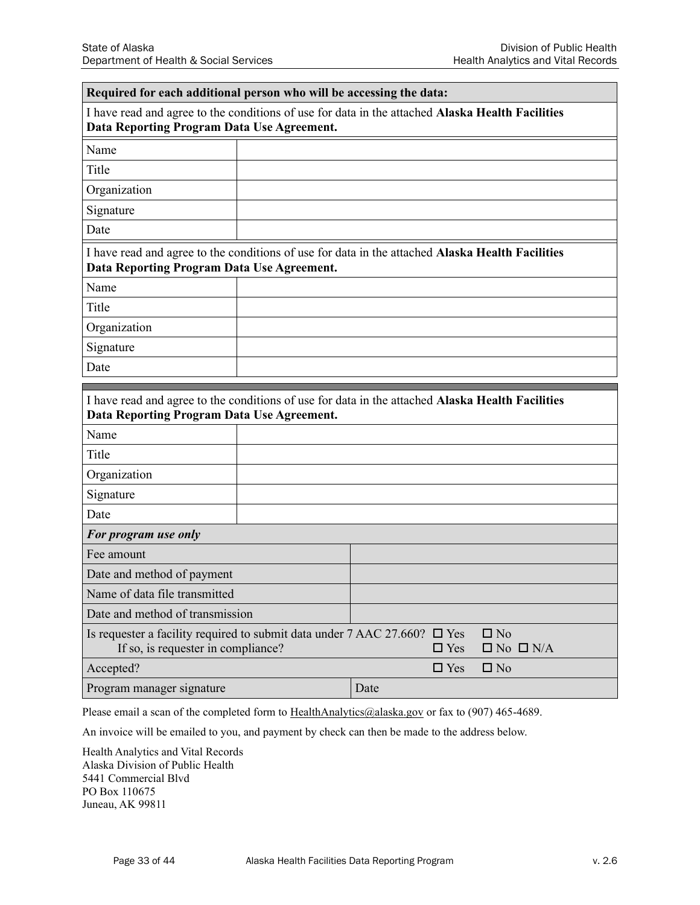| Required for each additional person who will be accessing the data: | |
|---|---|
| I have read and agree to the conditions of use for data in the attached **Alaska Health Facilities Data Reporting Program Data Use Agreement.** | |
| Name | |
| Title | |
| Organization | |
| Signature | |
| Date | |
| I have read and agree to the conditions of use for data in the attached **Alaska Health Facilities Data Reporting Program Data Use Agreement.** | |
| Name | |
| Title | |
| Organization | |
| Signature | |
| Date | |

| I have read and agree to the conditions of use for data in the attached **Alaska Health Facilities Data Reporting Program Data Use Agreement.** | |
|---|---|
| Name | |
| Title | |
| Organization | |
| Signature | |
| Date | |

| *For program use only* | |
|---|---|
| Fee amount | |
| Date and method of payment | |
| Name of data file transmitted | |
| Date and method of transmission | |
| Is requester a facility required to submit data under 7 AAC 27.660? ☐ Yes ☐ No<br>If so, is requester in compliance? ☐ Yes ☐ No ☐ N/A | |
| Accepted? ☐ Yes ☐ No | |
| Program manager signature | Date |

Please email a scan of the completed form to HealthAnalytics@alaska.gov or fax to (907) 465-4689.

An invoice will be emailed to you, and payment by check can then be made to the address below.

Health Analytics and Vital Records
Alaska Division of Public Health
5441 Commercial Blvd
PO Box 110675
Juneau, AK 99811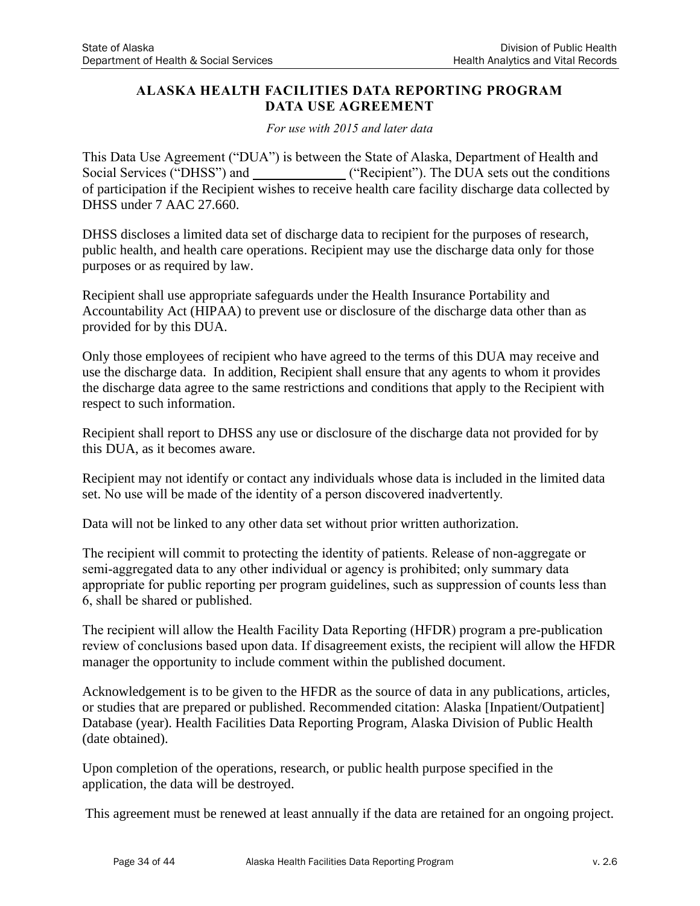## ALASKA HEALTH FACILITIES DATA REPORTING PROGRAM DATA USE AGREEMENT

*For use with 2015 and later data*

This Data Use Agreement ("DUA") is between the State of Alaska, Department of Health and Social Services ("DHSS") and ______________ ("Recipient"). The DUA sets out the conditions of participation if the Recipient wishes to receive health care facility discharge data collected by DHSS under 7 AAC 27.660.

DHSS discloses a limited data set of discharge data to recipient for the purposes of research, public health, and health care operations. Recipient may use the discharge data only for those purposes or as required by law.

Recipient shall use appropriate safeguards under the Health Insurance Portability and Accountability Act (HIPAA) to prevent use or disclosure of the discharge data other than as provided for by this DUA.

Only those employees of recipient who have agreed to the terms of this DUA may receive and use the discharge data. In addition, Recipient shall ensure that any agents to whom it provides the discharge data agree to the same restrictions and conditions that apply to the Recipient with respect to such information.

Recipient shall report to DHSS any use or disclosure of the discharge data not provided for by this DUA, as it becomes aware.

Recipient may not identify or contact any individuals whose data is included in the limited data set. No use will be made of the identity of a person discovered inadvertently.

Data will not be linked to any other data set without prior written authorization.

The recipient will commit to protecting the identity of patients. Release of non-aggregate or semi-aggregated data to any other individual or agency is prohibited; only summary data appropriate for public reporting per program guidelines, such as suppression of counts less than 6, shall be shared or published.

The recipient will allow the Health Facility Data Reporting (HFDR) program a pre-publication review of conclusions based upon data. If disagreement exists, the recipient will allow the HFDR manager the opportunity to include comment within the published document.

Acknowledgement is to be given to the HFDR as the source of data in any publications, articles, or studies that are prepared or published. Recommended citation: Alaska [Inpatient/Outpatient] Database (year). Health Facilities Data Reporting Program, Alaska Division of Public Health (date obtained).

Upon completion of the operations, research, or public health purpose specified in the application, the data will be destroyed.

This agreement must be renewed at least annually if the data are retained for an ongoing project.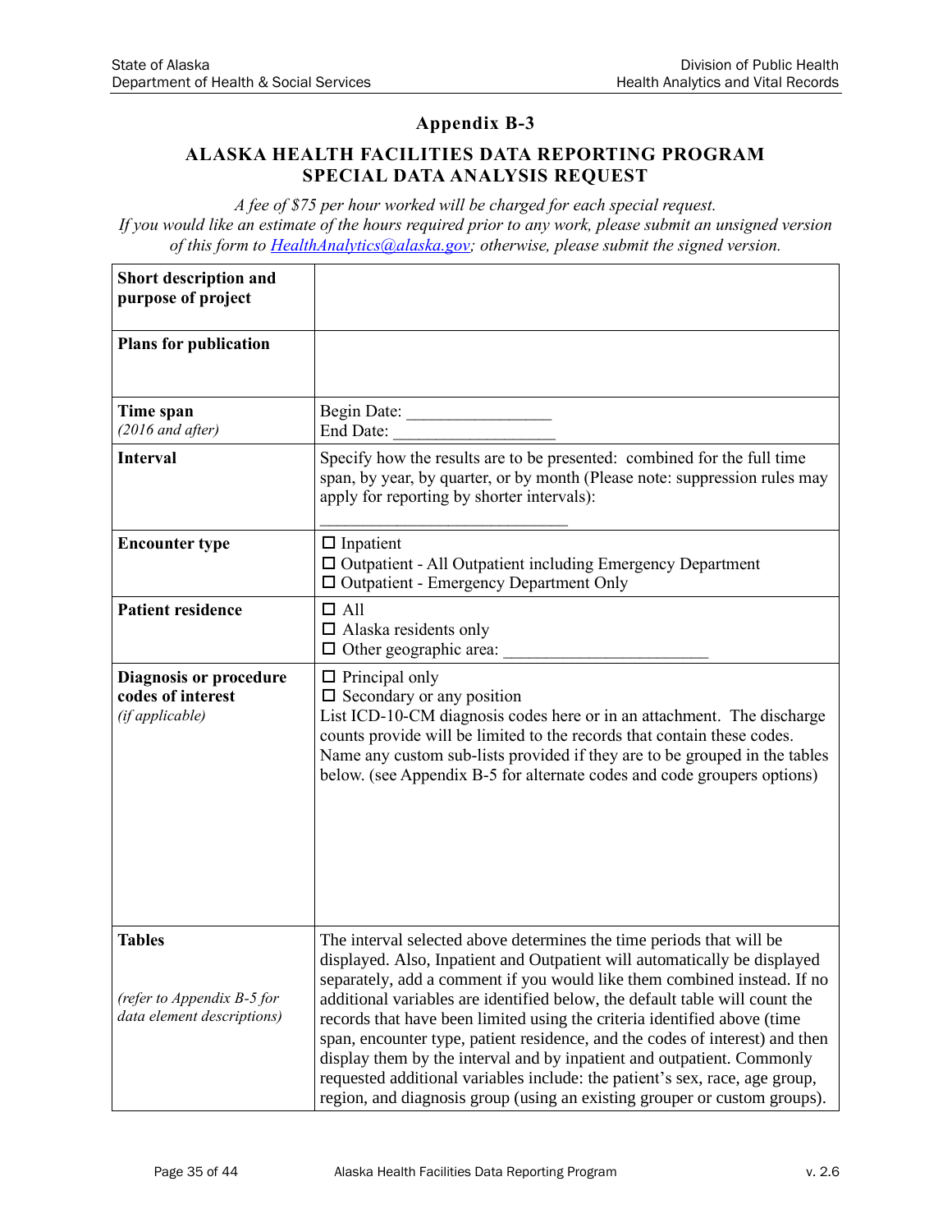# Appendix B-3

## ALASKA HEALTH FACILITIES DATA REPORTING PROGRAM SPECIAL DATA ANALYSIS REQUEST

*A fee of $75 per hour worked will be charged for each special request.*
*If you would like an estimate of the hours required prior to any work, please submit an unsigned version of this form to [HealthAnalytics@alaska.gov](mailto:HealthAnalytics@alaska.gov); otherwise, please submit the signed version.*

| | |
|---|---|
| **Short description and purpose of project** | |
| **Plans for publication** | |
| **Time span** *(2016 and after)* | Begin Date: ________________<br>End Date: __________________ |
| **Interval** | Specify how the results are to be presented: combined for the full time span, by year, by quarter, or by month (Please note: suppression rules may apply for reporting by shorter intervals):<br>_____________________________ |
| **Encounter type** | ☐ Inpatient<br>☐ Outpatient - All Outpatient including Emergency Department<br>☐ Outpatient - Emergency Department Only |
| **Patient residence** | ☐ All<br>☐ Alaska residents only<br>☐ Other geographic area: _______________________ |
| **Diagnosis or procedure codes of interest** *(if applicable)* | ☐ Principal only<br>☐ Secondary or any position<br>List ICD-10-CM diagnosis codes here or in an attachment. The discharge counts provide will be limited to the records that contain these codes. Name any custom sub-lists provided if they are to be grouped in the tables below. (see Appendix B-5 for alternate codes and code groupers options) |
| **Tables**<br><br>*(refer to Appendix B-5 for data element descriptions)* | The interval selected above determines the time periods that will be displayed. Also, Inpatient and Outpatient will automatically be displayed separately, add a comment if you would like them combined instead. If no additional variables are identified below, the default table will count the records that have been limited using the criteria identified above (time span, encounter type, patient residence, and the codes of interest) and then display them by the interval and by inpatient and outpatient. Commonly requested additional variables include: the patient's sex, race, age group, region, and diagnosis group (using an existing grouper or custom groups). |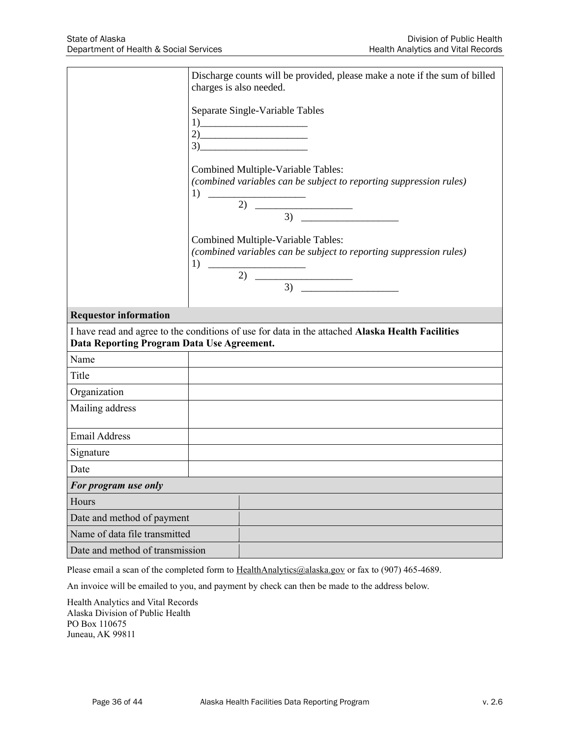| | |
|---|---|
| | Discharge counts will be provided, please make a note if the sum of billed charges is also needed.<br><br>Separate Single-Variable Tables<br>1)_____________________<br>2)_____________________<br>3)_____________________<br><br>Combined Multiple-Variable Tables:<br>*(combined variables can be subject to reporting suppression rules)*<br>1) ___________________<br>2) ___________________<br>3) ___________________<br><br>Combined Multiple-Variable Tables:<br>*(combined variables can be subject to reporting suppression rules)*<br>1) ___________________<br>2) ___________________<br>3) ___________________ |

| **Requestor information** | |
|---|---|
| I have read and agree to the conditions of use for data in the attached **Alaska Health Facilities Data Reporting Program Data Use Agreement.** | |
| Name | |
| Title | |
| Organization | |
| Mailing address | |
| Email Address | |
| Signature | |
| Date | |

| ***For program use only*** | |
|---|---|
| Hours | |
| Date and method of payment | |
| Name of data file transmitted | |
| Date and method of transmission | |

Please email a scan of the completed form to HealthAnalytics@alaska.gov or fax to (907) 465-4689.

An invoice will be emailed to you, and payment by check can then be made to the address below.

Health Analytics and Vital Records
Alaska Division of Public Health
PO Box 110675
Juneau, AK 99811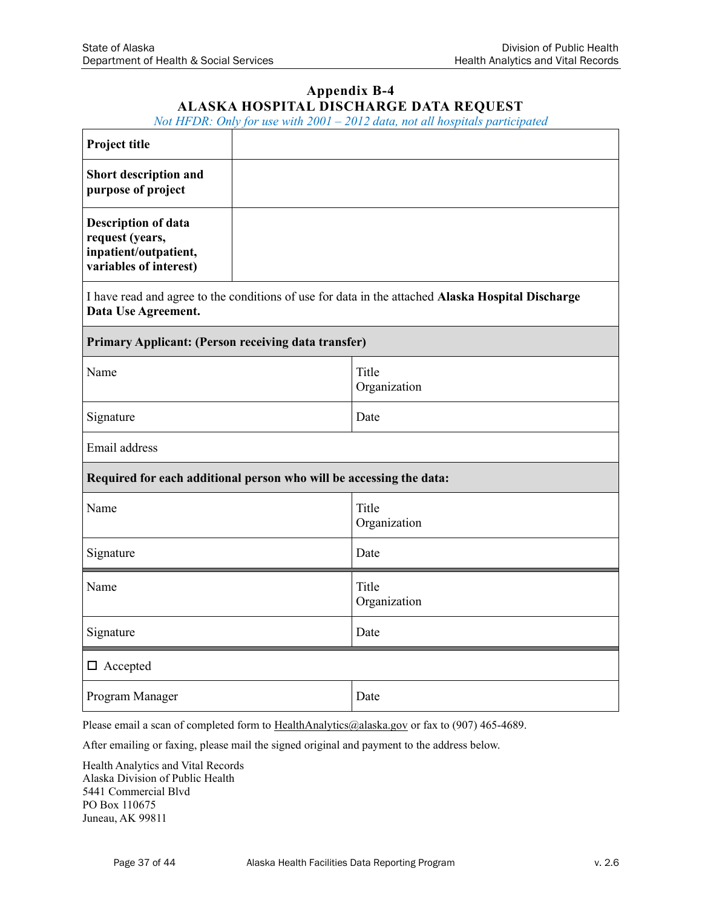# Appendix B-4
## ALASKA HOSPITAL DISCHARGE DATA REQUEST

*Not HFDR: Only for use with 2001 – 2012 data, not all hospitals participated*

| | |
|---|---|
| **Project title** | |
| **Short description and purpose of project** | |
| **Description of data request (years, inpatient/outpatient, variables of interest)** | |

I have read and agree to the conditions of use for data in the attached **Alaska Hospital Discharge Data Use Agreement.**

| **Primary Applicant: (Person receiving data transfer)** | |
|---|---|
| Name | Title<br>Organization |
| Signature | Date |
| Email address | |

| **Required for each additional person who will be accessing the data:** | |
|---|---|
| Name | Title<br>Organization |
| Signature | Date |
| Name | Title<br>Organization |
| Signature | Date |

| ☐ Accepted | |
|---|---|
| Program Manager | Date |

Please email a scan of completed form to HealthAnalytics@alaska.gov or fax to (907) 465-4689.

After emailing or faxing, please mail the signed original and payment to the address below.

Health Analytics and Vital Records
Alaska Division of Public Health
5441 Commercial Blvd
PO Box 110675
Juneau, AK 99811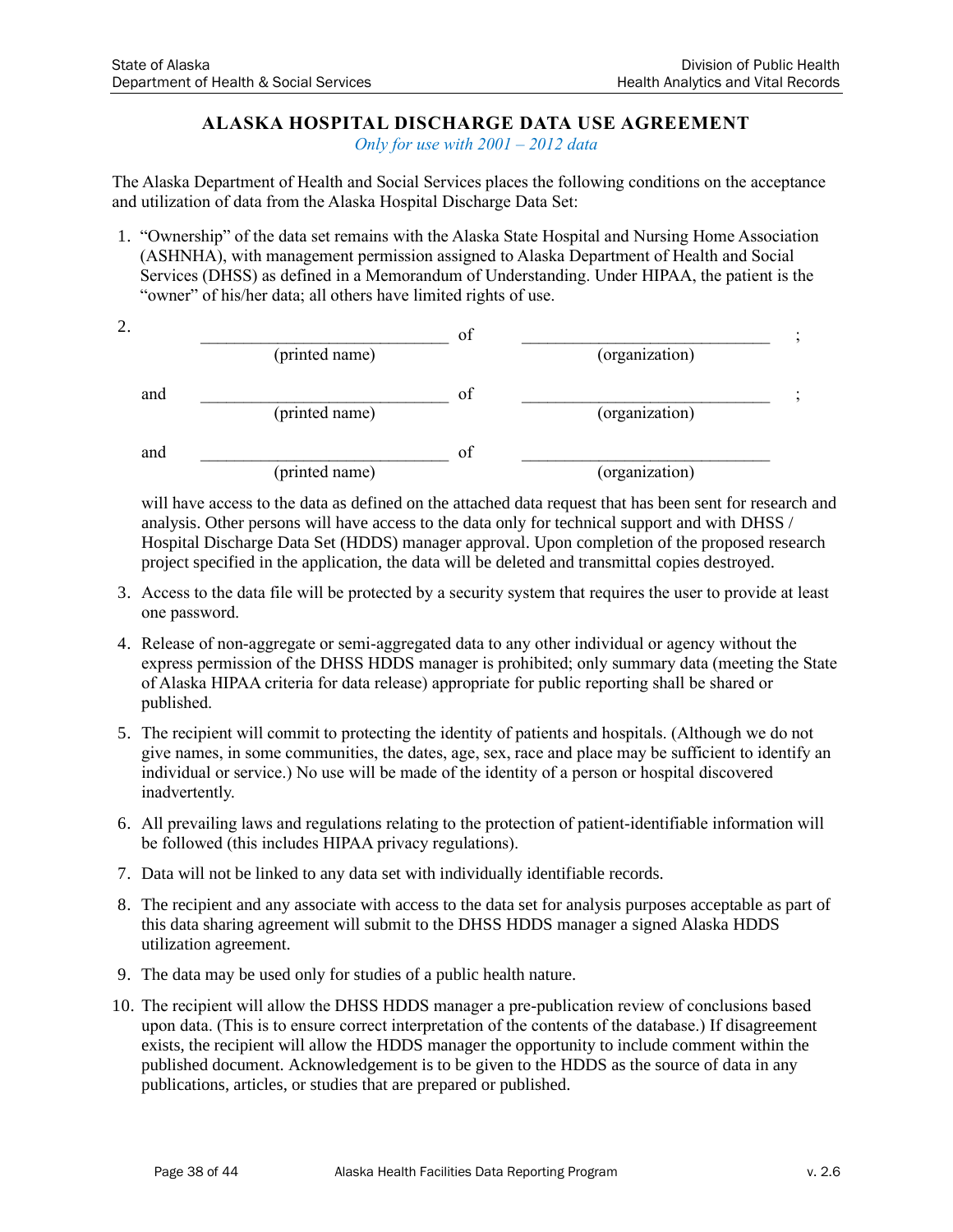# ALASKA HOSPITAL DISCHARGE DATA USE AGREEMENT

*Only for use with 2001 – 2012 data*

The Alaska Department of Health and Social Services places the following conditions on the acceptance and utilization of data from the Alaska Hospital Discharge Data Set:

1. "Ownership" of the data set remains with the Alaska State Hospital and Nursing Home Association (ASHNHA), with management permission assigned to Alaska Department of Health and Social Services (DHSS) as defined in a Memorandum of Understanding. Under HIPAA, the patient is the "owner" of his/her data; all others have limited rights of use.

2. ______________________________ of ______________________________ ;
   (printed name) (organization)

   and ______________________________ of ______________________________ ;
   (printed name) (organization)

   and ______________________________ of ______________________________
   (printed name) (organization)

   will have access to the data as defined on the attached data request that has been sent for research and analysis. Other persons will have access to the data only for technical support and with DHSS / Hospital Discharge Data Set (HDDS) manager approval. Upon completion of the proposed research project specified in the application, the data will be deleted and transmittal copies destroyed.

3. Access to the data file will be protected by a security system that requires the user to provide at least one password.

4. Release of non-aggregate or semi-aggregated data to any other individual or agency without the express permission of the DHSS HDDS manager is prohibited; only summary data (meeting the State of Alaska HIPAA criteria for data release) appropriate for public reporting shall be shared or published.

5. The recipient will commit to protecting the identity of patients and hospitals. (Although we do not give names, in some communities, the dates, age, sex, race and place may be sufficient to identify an individual or service.) No use will be made of the identity of a person or hospital discovered inadvertently.

6. All prevailing laws and regulations relating to the protection of patient-identifiable information will be followed (this includes HIPAA privacy regulations).

7. Data will not be linked to any data set with individually identifiable records.

8. The recipient and any associate with access to the data set for analysis purposes acceptable as part of this data sharing agreement will submit to the DHSS HDDS manager a signed Alaska HDDS utilization agreement.

9. The data may be used only for studies of a public health nature.

10. The recipient will allow the DHSS HDDS manager a pre-publication review of conclusions based upon data. (This is to ensure correct interpretation of the contents of the database.) If disagreement exists, the recipient will allow the HDDS manager the opportunity to include comment within the published document. Acknowledgement is to be given to the HDDS as the source of data in any publications, articles, or studies that are prepared or published.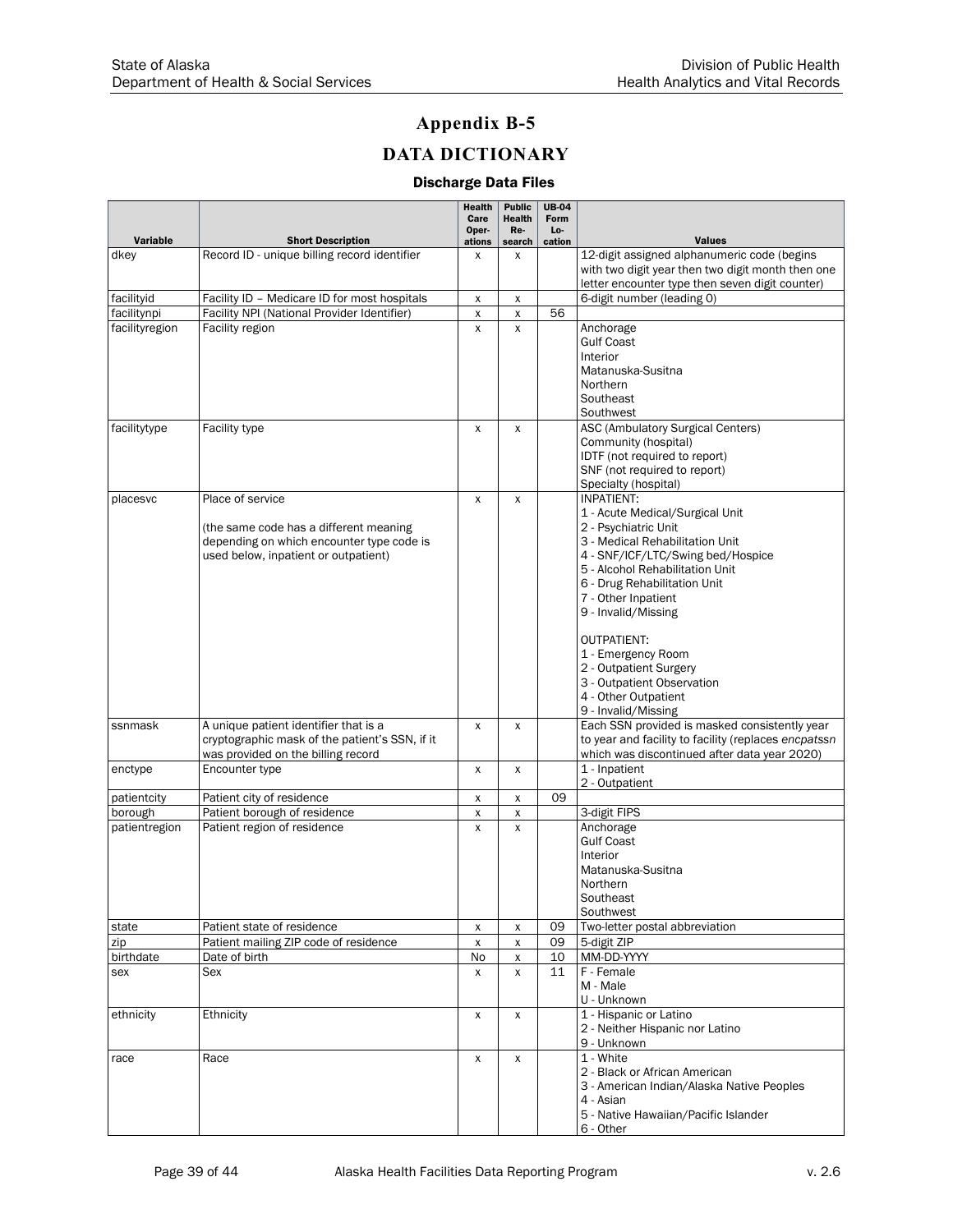# Appendix B-5

## DATA DICTIONARY

### Discharge Data Files

| Variable | Short Description | Health Care Operations | Public Health Research | UB-04 Form Location | Values |
|---|---|---|---|---|---|
| dkey | Record ID - unique billing record identifier | x | x | | 12-digit assigned alphanumeric code (begins with two digit year then two digit month then one letter encounter type then seven digit counter) |
| facilityid | Facility ID – Medicare ID for most hospitals | x | x | | 6-digit number (leading 0) |
| facilitynpi | Facility NPI (National Provider Identifier) | x | x | 56 | |
| facilityregion | Facility region | x | x | | Anchorage<br>Gulf Coast<br>Interior<br>Matanuska-Susitna<br>Northern<br>Southeast<br>Southwest |
| facilitytype | Facility type | x | x | | ASC (Ambulatory Surgical Centers)<br>Community (hospital)<br>IDTF (not required to report)<br>SNF (not required to report)<br>Specialty (hospital) |
| placesvc | Place of service<br><br>(the same code has a different meaning depending on which encounter type code is used below, inpatient or outpatient) | x | x | | INPATIENT:<br>1 - Acute Medical/Surgical Unit<br>2 - Psychiatric Unit<br>3 - Medical Rehabilitation Unit<br>4 - SNF/ICF/LTC/Swing bed/Hospice<br>5 - Alcohol Rehabilitation Unit<br>6 - Drug Rehabilitation Unit<br>7 - Other Inpatient<br>9 - Invalid/Missing<br><br>OUTPATIENT:<br>1 - Emergency Room<br>2 - Outpatient Surgery<br>3 - Outpatient Observation<br>4 - Other Outpatient<br>9 - Invalid/Missing |
| ssnmask | A unique patient identifier that is a cryptographic mask of the patient's SSN, if it was provided on the billing record | x | x | | Each SSN provided is masked consistently year to year and facility to facility (replaces *encpatssn* which was discontinued after data year 2020) |
| enctype | Encounter type | x | x | | 1 - Inpatient<br>2 - Outpatient |
| patientcity | Patient city of residence | x | x | 09 | |
| borough | Patient borough of residence | x | x | | 3-digit FIPS |
| patientregion | Patient region of residence | x | x | | Anchorage<br>Gulf Coast<br>Interior<br>Matanuska-Susitna<br>Northern<br>Southeast<br>Southwest |
| state | Patient state of residence | x | x | 09 | Two-letter postal abbreviation |
| zip | Patient mailing ZIP code of residence | x | x | 09 | 5-digit ZIP |
| birthdate | Date of birth | No | x | 10 | MM-DD-YYYY |
| sex | Sex | x | x | 11 | F - Female<br>M - Male<br>U - Unknown |
| ethnicity | Ethnicity | x | x | | 1 - Hispanic or Latino<br>2 - Neither Hispanic nor Latino<br>9 - Unknown |
| race | Race | x | x | | 1 - White<br>2 - Black or African American<br>3 - American Indian/Alaska Native Peoples<br>4 - Asian<br>5 - Native Hawaiian/Pacific Islander<br>6 - Other |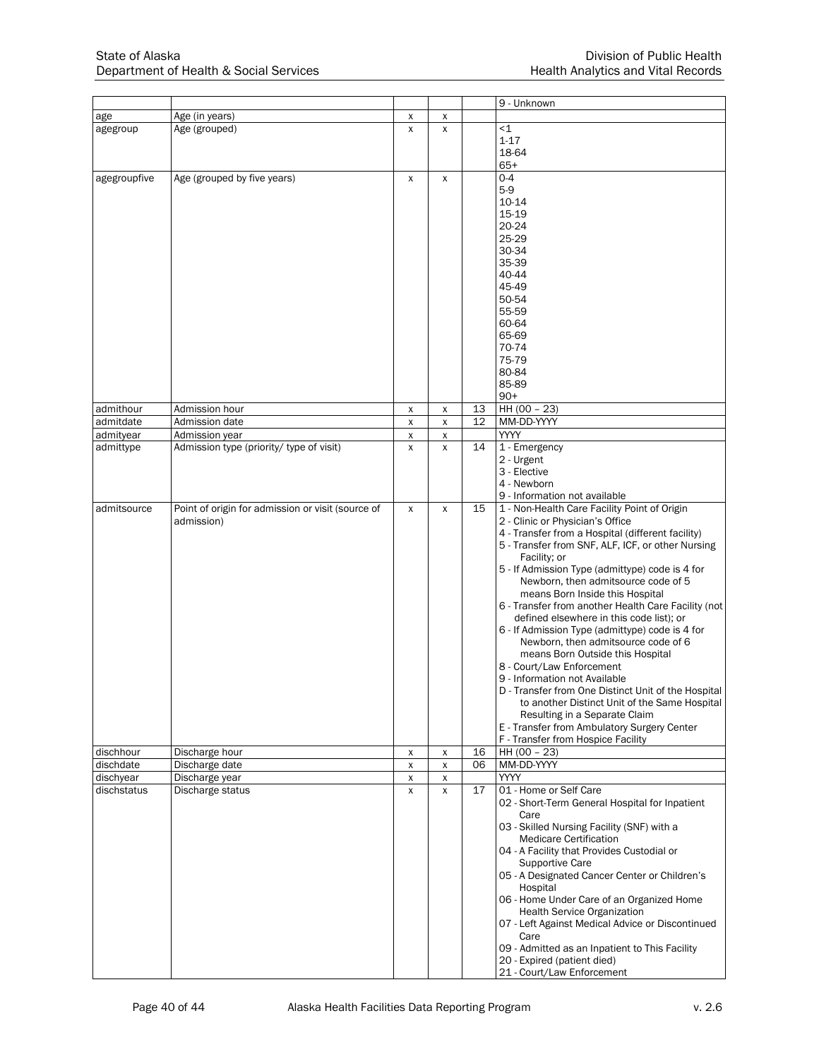| | | | | | |
|---|---|---|---|---|---|
| | | | | | 9 - Unknown |
| age | Age (in years) | x | x | | |
| agegroup | Age (grouped) | x | x | | <1<br>1-17<br>18-64<br>65+ |
| agegroupfive | Age (grouped by five years) | x | x | | 0-4<br>5-9<br>10-14<br>15-19<br>20-24<br>25-29<br>30-34<br>35-39<br>40-44<br>45-49<br>50-54<br>55-59<br>60-64<br>65-69<br>70-74<br>75-79<br>80-84<br>85-89<br>90+ |
| admithour | Admission hour | x | x | 13 | HH (00 – 23) |
| admitdate | Admission date | x | x | 12 | MM-DD-YYYY |
| admityear | Admission year | x | x | | YYYY |
| admittype | Admission type (priority/ type of visit) | x | x | 14 | 1 - Emergency<br>2 - Urgent<br>3 - Elective<br>4 - Newborn<br>9 - Information not available |
| admitsource | Point of origin for admission or visit (source of admission) | x | x | 15 | 1 - Non-Health Care Facility Point of Origin<br>2 - Clinic or Physician's Office<br>4 - Transfer from a Hospital (different facility)<br>5 - Transfer from SNF, ALF, ICF, or other Nursing Facility; or<br>5 - If Admission Type (admittype) code is 4 for Newborn, then admitsource code of 5 means Born Inside this Hospital<br>6 - Transfer from another Health Care Facility (not defined elsewhere in this code list); or<br>6 - If Admission Type (admittype) code is 4 for Newborn, then admitsource code of 6 means Born Outside this Hospital<br>8 - Court/Law Enforcement<br>9 - Information not Available<br>D - Transfer from One Distinct Unit of the Hospital to another Distinct Unit of the Same Hospital Resulting in a Separate Claim<br>E - Transfer from Ambulatory Surgery Center<br>F - Transfer from Hospice Facility |
| dischhour | Discharge hour | x | x | 16 | HH (00 – 23) |
| dischdate | Discharge date | x | x | 06 | MM-DD-YYYY |
| dischyear | Discharge year | x | x | | YYYY |
| dischstatus | Discharge status | x | x | 17 | 01 - Home or Self Care<br>02 - Short-Term General Hospital for Inpatient Care<br>03 - Skilled Nursing Facility (SNF) with a Medicare Certification<br>04 - A Facility that Provides Custodial or Supportive Care<br>05 - A Designated Cancer Center or Children's Hospital<br>06 - Home Under Care of an Organized Home Health Service Organization<br>07 - Left Against Medical Advice or Discontinued Care<br>09 - Admitted as an Inpatient to This Facility<br>20 - Expired (patient died)<br>21 - Court/Law Enforcement |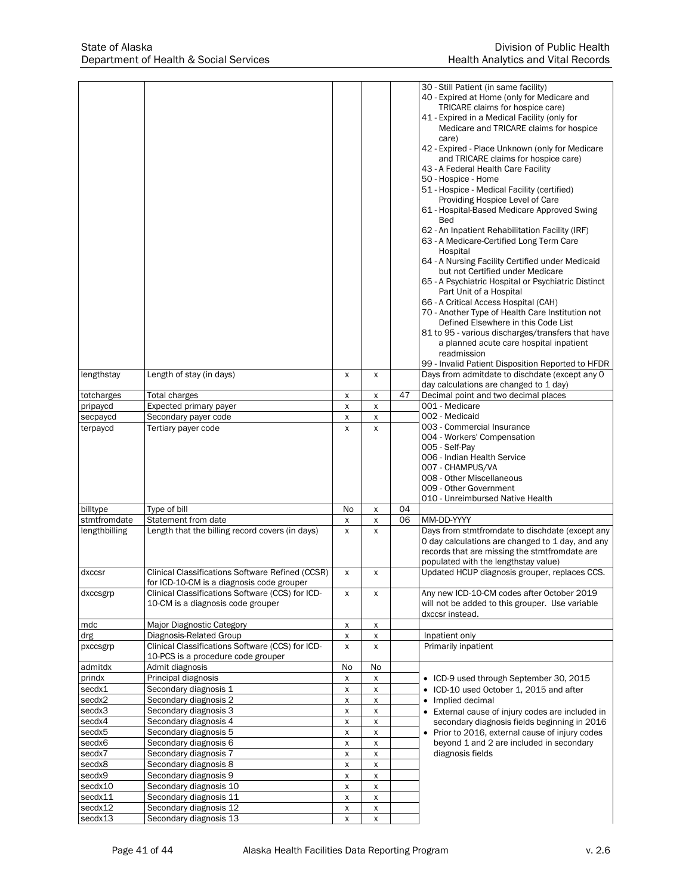| | | | | | |
|---|---|---|---|---|---|
| | | | | | 30 - Still Patient (in same facility)<br>40 - Expired at Home (only for Medicare and TRICARE claims for hospice care)<br>41 - Expired in a Medical Facility (only for Medicare and TRICARE claims for hospice care)<br>42 - Expired - Place Unknown (only for Medicare and TRICARE claims for hospice care)<br>43 - A Federal Health Care Facility<br>50 - Hospice - Home<br>51 - Hospice - Medical Facility (certified) Providing Hospice Level of Care<br>61 - Hospital-Based Medicare Approved Swing Bed<br>62 - An Inpatient Rehabilitation Facility (IRF)<br>63 - A Medicare-Certified Long Term Care Hospital<br>64 - A Nursing Facility Certified under Medicaid but not Certified under Medicare<br>65 - A Psychiatric Hospital or Psychiatric Distinct Part Unit of a Hospital<br>66 - A Critical Access Hospital (CAH)<br>70 - Another Type of Health Care Institution not Defined Elsewhere in this Code List<br>81 to 95 - various discharges/transfers that have a planned acute care hospital inpatient readmission<br>99 - Invalid Patient Disposition Reported to HFDR |
| lengthstay | Length of stay (in days) | x | x | | Days from admitdate to dischdate (except any 0 day calculations are changed to 1 day) |
| totcharges | Total charges | x | x | 47 | Decimal point and two decimal places |
| pripaycd | Expected primary payer | x | x | | 001 - Medicare<br>002 - Medicaid<br>003 - Commercial Insurance<br>004 - Workers' Compensation<br>005 - Self-Pay<br>006 - Indian Health Service<br>007 - CHAMPUS/VA<br>008 - Other Miscellaneous<br>009 - Other Government<br>010 - Unreimbursed Native Health |
| secpaycd | Secondary payer code | x | x | | |
| terpaycd | Tertiary payer code | x | x | | |
| billtype | Type of bill | No | x | 04 | |
| stmtfromdate | Statement from date | x | x | 06 | MM-DD-YYYY |
| lengthbilling | Length that the billing record covers (in days) | x | x | | Days from stmtfromdate to dischdate (except any 0 day calculations are changed to 1 day, and any records that are missing the stmtfromdate are populated with the lengthstay value) |
| dxccsr | Clinical Classifications Software Refined (CCSR) for ICD-10-CM is a diagnosis code grouper | x | x | | Updated HCUP diagnosis grouper, replaces CCS. |
| dxccsgrp | Clinical Classifications Software (CCS) for ICD-10-CM is a diagnosis code grouper | x | x | | Any new ICD-10-CM codes after October 2019 will not be added to this grouper. Use variable dxccsr instead. |
| mdc | Major Diagnostic Category | x | x | | |
| drg | Diagnosis-Related Group | x | x | | Inpatient only |
| pxccsgrp | Clinical Classifications Software (CCS) for ICD-10-PCS is a procedure code grouper | x | x | | Primarily inpatient |
| admitdx | Admit diagnosis | No | No | | • ICD-9 used through September 30, 2015<br>• ICD-10 used October 1, 2015 and after<br>• Implied decimal<br>• External cause of injury codes are included in secondary diagnosis fields beginning in 2016<br>• Prior to 2016, external cause of injury codes beyond 1 and 2 are included in secondary diagnosis fields |
| prindx | Principal diagnosis | x | x | | |
| secdx1 | Secondary diagnosis 1 | x | x | | |
| secdx2 | Secondary diagnosis 2 | x | x | | |
| secdx3 | Secondary diagnosis 3 | x | x | | |
| secdx4 | Secondary diagnosis 4 | x | x | | |
| secdx5 | Secondary diagnosis 5 | x | x | | |
| secdx6 | Secondary diagnosis 6 | x | x | | |
| secdx7 | Secondary diagnosis 7 | x | x | | |
| secdx8 | Secondary diagnosis 8 | x | x | | |
| secdx9 | Secondary diagnosis 9 | x | x | | |
| secdx10 | Secondary diagnosis 10 | x | x | | |
| secdx11 | Secondary diagnosis 11 | x | x | | |
| secdx12 | Secondary diagnosis 12 | x | x | | |
| secdx13 | Secondary diagnosis 13 | x | x | | |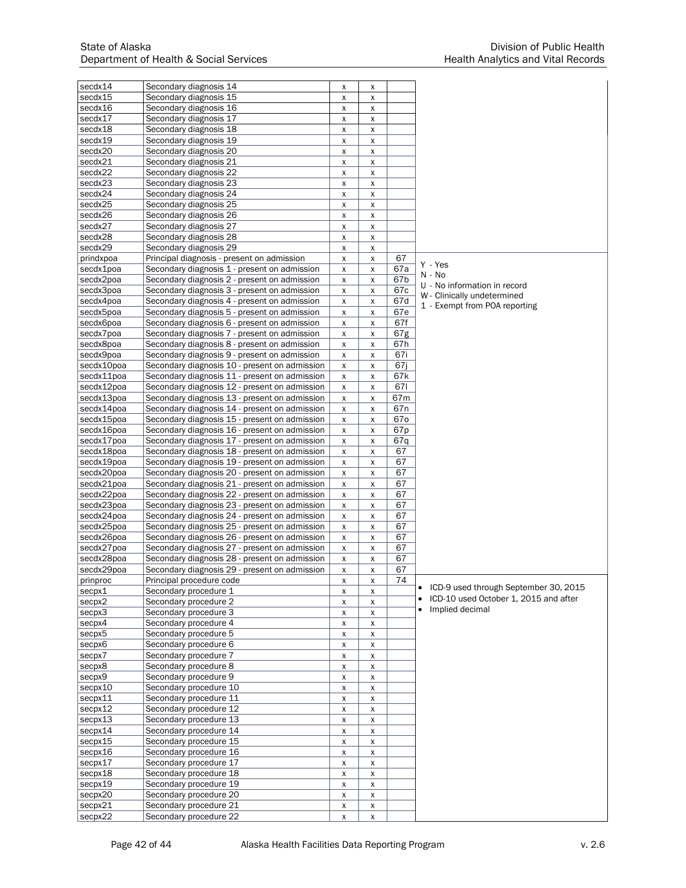| | | | | | |
|---|---|---|---|---|---|
| secdx14 | Secondary diagnosis 14 | x | x | | |
| secdx15 | Secondary diagnosis 15 | x | x | | |
| secdx16 | Secondary diagnosis 16 | x | x | | |
| secdx17 | Secondary diagnosis 17 | x | x | | |
| secdx18 | Secondary diagnosis 18 | x | x | | |
| secdx19 | Secondary diagnosis 19 | x | x | | |
| secdx20 | Secondary diagnosis 20 | x | x | | |
| secdx21 | Secondary diagnosis 21 | x | x | | |
| secdx22 | Secondary diagnosis 22 | x | x | | |
| secdx23 | Secondary diagnosis 23 | x | x | | |
| secdx24 | Secondary diagnosis 24 | x | x | | |
| secdx25 | Secondary diagnosis 25 | x | x | | |
| secdx26 | Secondary diagnosis 26 | x | x | | |
| secdx27 | Secondary diagnosis 27 | x | x | | |
| secdx28 | Secondary diagnosis 28 | x | x | | |
| secdx29 | Secondary diagnosis 29 | x | x | | |
| prindxpoa | Principal diagnosis - present on admission | x | x | 67 | Y - Yes<br>N - No<br>U - No information in record<br>W - Clinically undetermined<br>1 - Exempt from POA reporting |
| secdx1poa | Secondary diagnosis 1 - present on admission | x | x | 67a | |
| secdx2poa | Secondary diagnosis 2 - present on admission | x | x | 67b | |
| secdx3poa | Secondary diagnosis 3 - present on admission | x | x | 67c | |
| secdx4poa | Secondary diagnosis 4 - present on admission | x | x | 67d | |
| secdx5poa | Secondary diagnosis 5 - present on admission | x | x | 67e | |
| secdx6poa | Secondary diagnosis 6 - present on admission | x | x | 67f | |
| secdx7poa | Secondary diagnosis 7 - present on admission | x | x | 67g | |
| secdx8poa | Secondary diagnosis 8 - present on admission | x | x | 67h | |
| secdx9poa | Secondary diagnosis 9 - present on admission | x | x | 67i | |
| secdx10poa | Secondary diagnosis 10 - present on admission | x | x | 67j | |
| secdx11poa | Secondary diagnosis 11 - present on admission | x | x | 67k | |
| secdx12poa | Secondary diagnosis 12 - present on admission | x | x | 67l | |
| secdx13poa | Secondary diagnosis 13 - present on admission | x | x | 67m | |
| secdx14poa | Secondary diagnosis 14 - present on admission | x | x | 67n | |
| secdx15poa | Secondary diagnosis 15 - present on admission | x | x | 67o | |
| secdx16poa | Secondary diagnosis 16 - present on admission | x | x | 67p | |
| secdx17poa | Secondary diagnosis 17 - present on admission | x | x | 67q | |
| secdx18poa | Secondary diagnosis 18 - present on admission | x | x | 67 | |
| secdx19poa | Secondary diagnosis 19 - present on admission | x | x | 67 | |
| secdx20poa | Secondary diagnosis 20 - present on admission | x | x | 67 | |
| secdx21poa | Secondary diagnosis 21 - present on admission | x | x | 67 | |
| secdx22poa | Secondary diagnosis 22 - present on admission | x | x | 67 | |
| secdx23poa | Secondary diagnosis 23 - present on admission | x | x | 67 | |
| secdx24poa | Secondary diagnosis 24 - present on admission | x | x | 67 | |
| secdx25poa | Secondary diagnosis 25 - present on admission | x | x | 67 | |
| secdx26poa | Secondary diagnosis 26 - present on admission | x | x | 67 | |
| secdx27poa | Secondary diagnosis 27 - present on admission | x | x | 67 | |
| secdx28poa | Secondary diagnosis 28 - present on admission | x | x | 67 | |
| secdx29poa | Secondary diagnosis 29 - present on admission | x | x | 67 | |
| prinproc | Principal procedure code | x | x | 74 | • ICD-9 used through September 30, 2015<br>• ICD-10 used October 1, 2015 and after<br>• Implied decimal |
| secpx1 | Secondary procedure 1 | x | x | | |
| secpx2 | Secondary procedure 2 | x | x | | |
| secpx3 | Secondary procedure 3 | x | x | | |
| secpx4 | Secondary procedure 4 | x | x | | |
| secpx5 | Secondary procedure 5 | x | x | | |
| secpx6 | Secondary procedure 6 | x | x | | |
| secpx7 | Secondary procedure 7 | x | x | | |
| secpx8 | Secondary procedure 8 | x | x | | |
| secpx9 | Secondary procedure 9 | x | x | | |
| secpx10 | Secondary procedure 10 | x | x | | |
| secpx11 | Secondary procedure 11 | x | x | | |
| secpx12 | Secondary procedure 12 | x | x | | |
| secpx13 | Secondary procedure 13 | x | x | | |
| secpx14 | Secondary procedure 14 | x | x | | |
| secpx15 | Secondary procedure 15 | x | x | | |
| secpx16 | Secondary procedure 16 | x | x | | |
| secpx17 | Secondary procedure 17 | x | x | | |
| secpx18 | Secondary procedure 18 | x | x | | |
| secpx19 | Secondary procedure 19 | x | x | | |
| secpx20 | Secondary procedure 20 | x | x | | |
| secpx21 | Secondary procedure 21 | x | x | | |
| secpx22 | Secondary procedure 22 | x | x | | |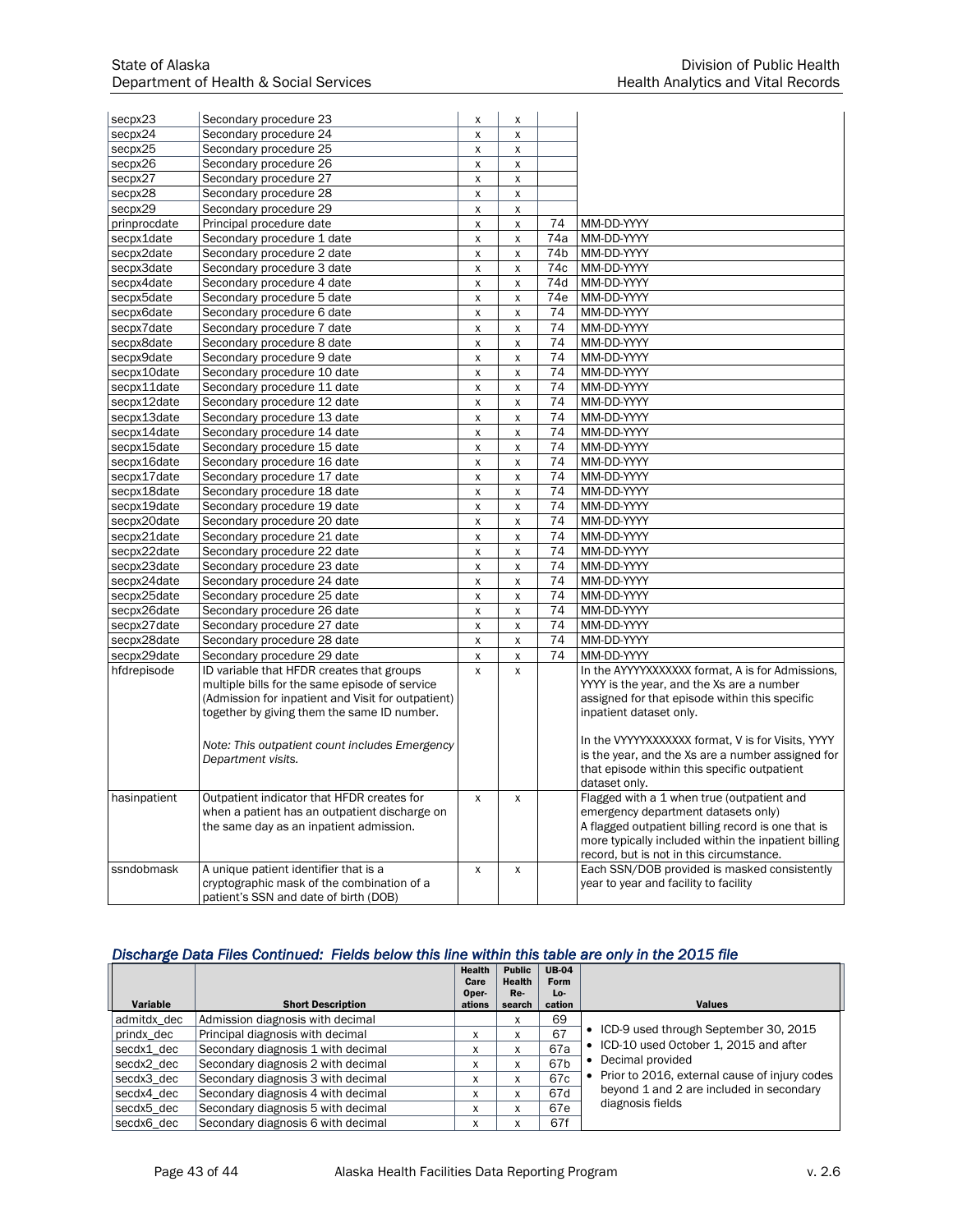| Variable | Short Description | Health Care Operations | Public Health Research | UB-04 Form Location | Values |
|---|---|---|---|---|---|
| secpx23 | Secondary procedure 23 | x | x | | |
| secpx24 | Secondary procedure 24 | x | x | | |
| secpx25 | Secondary procedure 25 | x | x | | |
| secpx26 | Secondary procedure 26 | x | x | | |
| secpx27 | Secondary procedure 27 | x | x | | |
| secpx28 | Secondary procedure 28 | x | x | | |
| secpx29 | Secondary procedure 29 | x | x | | |
| prinprocdate | Principal procedure date | x | x | 74 | MM-DD-YYYY |
| secpx1date | Secondary procedure 1 date | x | x | 74a | MM-DD-YYYY |
| secpx2date | Secondary procedure 2 date | x | x | 74b | MM-DD-YYYY |
| secpx3date | Secondary procedure 3 date | x | x | 74c | MM-DD-YYYY |
| secpx4date | Secondary procedure 4 date | x | x | 74d | MM-DD-YYYY |
| secpx5date | Secondary procedure 5 date | x | x | 74e | MM-DD-YYYY |
| secpx6date | Secondary procedure 6 date | x | x | 74 | MM-DD-YYYY |
| secpx7date | Secondary procedure 7 date | x | x | 74 | MM-DD-YYYY |
| secpx8date | Secondary procedure 8 date | x | x | 74 | MM-DD-YYYY |
| secpx9date | Secondary procedure 9 date | x | x | 74 | MM-DD-YYYY |
| secpx10date | Secondary procedure 10 date | x | x | 74 | MM-DD-YYYY |
| secpx11date | Secondary procedure 11 date | x | x | 74 | MM-DD-YYYY |
| secpx12date | Secondary procedure 12 date | x | x | 74 | MM-DD-YYYY |
| secpx13date | Secondary procedure 13 date | x | x | 74 | MM-DD-YYYY |
| secpx14date | Secondary procedure 14 date | x | x | 74 | MM-DD-YYYY |
| secpx15date | Secondary procedure 15 date | x | x | 74 | MM-DD-YYYY |
| secpx16date | Secondary procedure 16 date | x | x | 74 | MM-DD-YYYY |
| secpx17date | Secondary procedure 17 date | x | x | 74 | MM-DD-YYYY |
| secpx18date | Secondary procedure 18 date | x | x | 74 | MM-DD-YYYY |
| secpx19date | Secondary procedure 19 date | x | x | 74 | MM-DD-YYYY |
| secpx20date | Secondary procedure 20 date | x | x | 74 | MM-DD-YYYY |
| secpx21date | Secondary procedure 21 date | x | x | 74 | MM-DD-YYYY |
| secpx22date | Secondary procedure 22 date | x | x | 74 | MM-DD-YYYY |
| secpx23date | Secondary procedure 23 date | x | x | 74 | MM-DD-YYYY |
| secpx24date | Secondary procedure 24 date | x | x | 74 | MM-DD-YYYY |
| secpx25date | Secondary procedure 25 date | x | x | 74 | MM-DD-YYYY |
| secpx26date | Secondary procedure 26 date | x | x | 74 | MM-DD-YYYY |
| secpx27date | Secondary procedure 27 date | x | x | 74 | MM-DD-YYYY |
| secpx28date | Secondary procedure 28 date | x | x | 74 | MM-DD-YYYY |
| secpx29date | Secondary procedure 29 date | x | x | 74 | MM-DD-YYYY |
| hfdrepisode | ID variable that HFDR creates that groups multiple bills for the same episode of service (Admission for inpatient and Visit for outpatient) together by giving them the same ID number. *Note: This outpatient count includes Emergency Department visits.* | x | x | | In the AYYYYXXXXXXX format, A is for Admissions, YYYY is the year, and the Xs are a number assigned for that episode within this specific inpatient dataset only. In the VYYYYXXXXXXX format, V is for Visits, YYYY is the year, and the Xs are a number assigned for that episode within this specific outpatient dataset only. |
| hasinpatient | Outpatient indicator that HFDR creates for when a patient has an outpatient discharge on the same day as an inpatient admission. | x | x | | Flagged with a 1 when true (outpatient and emergency department datasets only) A flagged outpatient billing record is one that is more typically included within the inpatient billing record, but is not in this circumstance. |
| ssndobmask | A unique patient identifier that is a cryptographic mask of the combination of a patient's SSN and date of birth (DOB) | x | x | | Each SSN/DOB provided is masked consistently year to year and facility to facility |

### *Discharge Data Files Continued: Fields below this line within this table are only in the 2015 file*

| Variable | Short Description | Health Care Operations | Public Health Research | UB-04 Form Location | Values |
|---|---|---|---|---|---|
| admitdx_dec | Admission diagnosis with decimal | | x | 69 | • ICD-9 used through September 30, 2015<br>• ICD-10 used October 1, 2015 and after<br>• Decimal provided<br>• Prior to 2016, external cause of injury codes beyond 1 and 2 are included in secondary diagnosis fields |
| prindx_dec | Principal diagnosis with decimal | x | x | 67 | |
| secdx1_dec | Secondary diagnosis 1 with decimal | x | x | 67a | |
| secdx2_dec | Secondary diagnosis 2 with decimal | x | x | 67b | |
| secdx3_dec | Secondary diagnosis 3 with decimal | x | x | 67c | |
| secdx4_dec | Secondary diagnosis 4 with decimal | x | x | 67d | |
| secdx5_dec | Secondary diagnosis 5 with decimal | x | x | 67e | |
| secdx6_dec | Secondary diagnosis 6 with decimal | x | x | 67f | |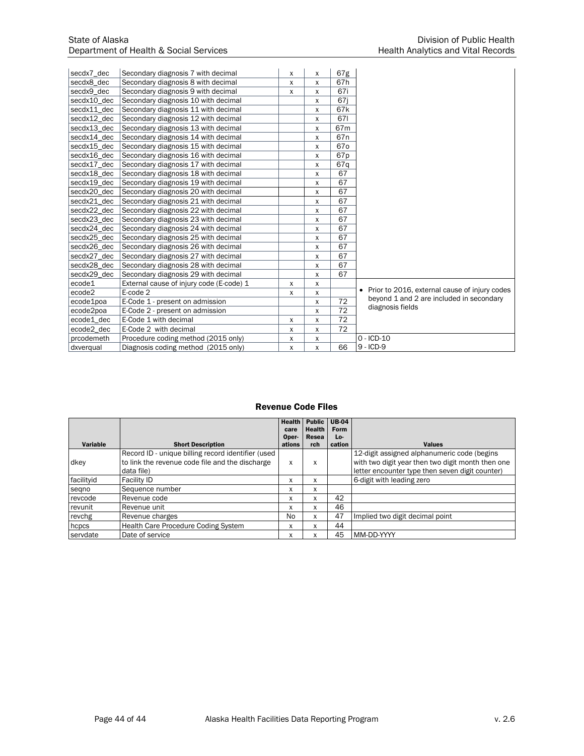| | | | | | |
|---|---|---|---|---|---|
| secdx7_dec | Secondary diagnosis 7 with decimal | x | x | 67g | |
| secdx8_dec | Secondary diagnosis 8 with decimal | x | x | 67h | |
| secdx9_dec | Secondary diagnosis 9 with decimal | x | x | 67i | |
| secdx10_dec | Secondary diagnosis 10 with decimal | | x | 67j | |
| secdx11_dec | Secondary diagnosis 11 with decimal | | x | 67k | |
| secdx12_dec | Secondary diagnosis 12 with decimal | | x | 67l | |
| secdx13_dec | Secondary diagnosis 13 with decimal | | x | 67m | |
| secdx14_dec | Secondary diagnosis 14 with decimal | | x | 67n | |
| secdx15_dec | Secondary diagnosis 15 with decimal | | x | 67o | |
| secdx16_dec | Secondary diagnosis 16 with decimal | | x | 67p | |
| secdx17_dec | Secondary diagnosis 17 with decimal | | x | 67q | |
| secdx18_dec | Secondary diagnosis 18 with decimal | | x | 67 | |
| secdx19_dec | Secondary diagnosis 19 with decimal | | x | 67 | |
| secdx20_dec | Secondary diagnosis 20 with decimal | | x | 67 | |
| secdx21_dec | Secondary diagnosis 21 with decimal | | x | 67 | |
| secdx22_dec | Secondary diagnosis 22 with decimal | | x | 67 | |
| secdx23_dec | Secondary diagnosis 23 with decimal | | x | 67 | |
| secdx24_dec | Secondary diagnosis 24 with decimal | | x | 67 | |
| secdx25_dec | Secondary diagnosis 25 with decimal | | x | 67 | |
| secdx26_dec | Secondary diagnosis 26 with decimal | | x | 67 | |
| secdx27_dec | Secondary diagnosis 27 with decimal | | x | 67 | |
| secdx28_dec | Secondary diagnosis 28 with decimal | | x | 67 | |
| secdx29_dec | Secondary diagnosis 29 with decimal | | x | 67 | |
| ecode1 | External cause of injury code (E-code) 1 | x | x | | • Prior to 2016, external cause of injury codes beyond 1 and 2 are included in secondary diagnosis fields |
| ecode2 | E-code 2 | x | x | | |
| ecode1poa | E-Code 1 - present on admission | | x | 72 | |
| ecode2poa | E-Code 2 - present on admission | | x | 72 | |
| ecode1_dec | E-Code 1 with decimal | x | x | 72 | |
| ecode2_dec | E-Code 2 with decimal | x | x | 72 | |
| prcodemeth | Procedure coding method (2015 only) | x | x | | 0 - ICD-10 |
| dxverqual | Diagnosis coding method (2015 only) | x | x | 66 | 9 - ICD-9 |

#### Revenue Code Files

| Variable | Short Description | Health care Oper-ations | Public Health Resea rch | UB-04 Form Lo-cation | Values |
|---|---|---|---|---|---|
| dkey | Record ID - unique billing record identifier (used to link the revenue code file and the discharge data file) | x | x | | 12-digit assigned alphanumeric code (begins with two digit year then two digit month then one letter encounter type then seven digit counter) |
| facilityid | Facility ID | x | x | | 6-digit with leading zero |
| seqno | Sequence number | x | x | | |
| revcode | Revenue code | x | x | 42 | |
| revunit | Revenue unit | x | x | 46 | |
| revchg | Revenue charges | No | x | 47 | Implied two digit decimal point |
| hcpcs | Health Care Procedure Coding System | x | x | 44 | |
| servdate | Date of service | x | x | 45 | MM-DD-YYYY |